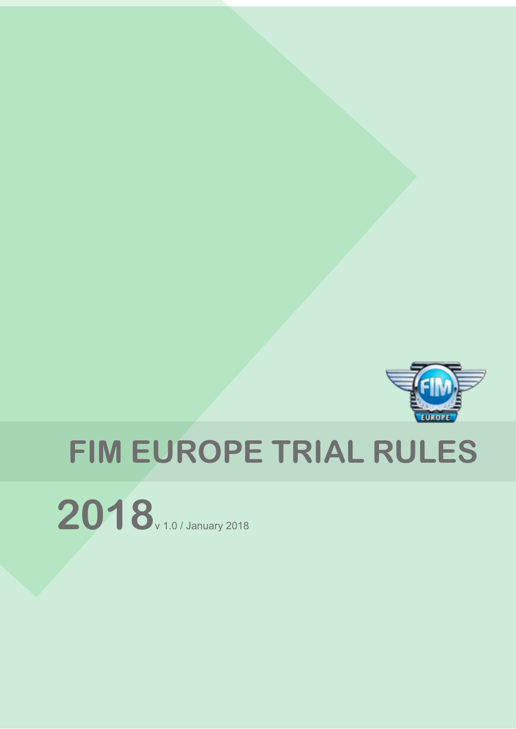# FIM EUROPE TRIAL RULES

**2018** v 1.0 / January 2018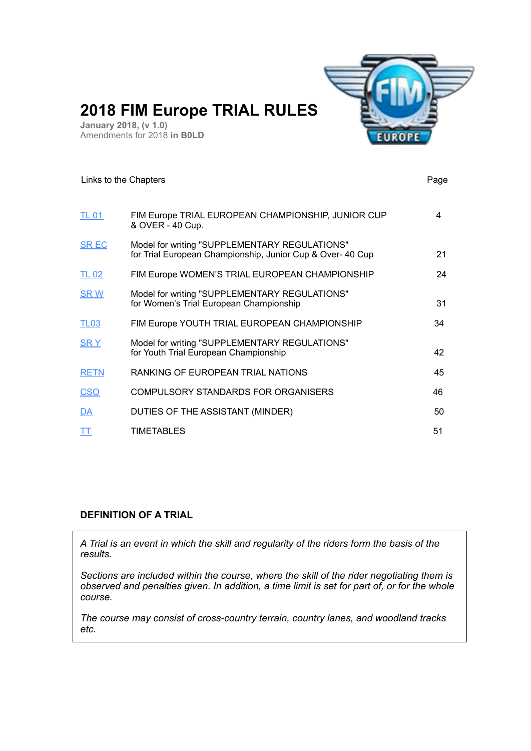# 2018 FIM Europe TRIAL RULES

**January 2018, (v 1.0)**
Amendments for 2018 **in B0LD**

| Links to the Chapters | | Page |
|---|---|---|
| TL 01 | FIM Europe TRIAL EUROPEAN CHAMPIONSHIP, JUNIOR CUP & OVER - 40 Cup. | 4 |
| SR EC | Model for writing "SUPPLEMENTARY REGULATIONS" for Trial European Championship, Junior Cup & Over- 40 Cup | 21 |
| TL 02 | FIM Europe WOMEN'S TRIAL EUROPEAN CHAMPIONSHIP | 24 |
| SR W | Model for writing "SUPPLEMENTARY REGULATIONS" for Women's Trial European Championship | 31 |
| TL03 | FIM Europe YOUTH TRIAL EUROPEAN CHAMPIONSHIP | 34 |
| SR Y | Model for writing "SUPPLEMENTARY REGULATIONS" for Youth Trial European Championship | 42 |
| RETN | RANKING OF EUROPEAN TRIAL NATIONS | 45 |
| CSO | COMPULSORY STANDARDS FOR ORGANISERS | 46 |
| DA | DUTIES OF THE ASSISTANT (MINDER) | 50 |
| TT | TIMETABLES | 51 |

**DEFINITION OF A TRIAL**

*A Trial is an event in which the skill and regularity of the riders form the basis of the results.*

*Sections are included within the course, where the skill of the rider negotiating them is observed and penalties given. In addition, a time limit is set for part of, or for the whole course.*

*The course may consist of cross-country terrain, country lanes, and woodland tracks etc.*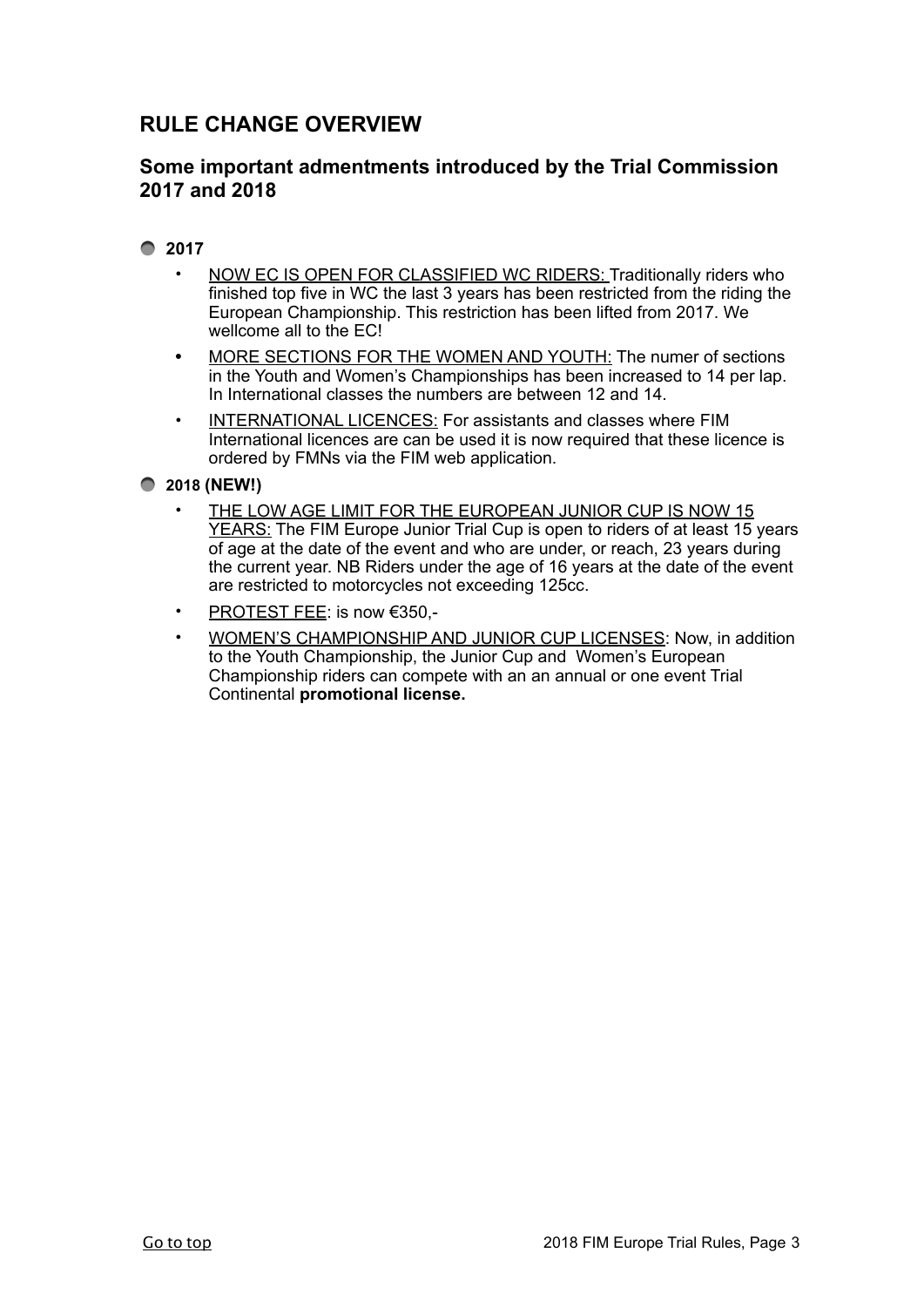## RULE CHANGE OVERVIEW

### Some important admentments introduced by the Trial Commission 2017 and 2018

#### 2017

- NOW EC IS OPEN FOR CLASSIFIED WC RIDERS: Traditionally riders who finished top five in WC the last 3 years has been restricted from the riding the European Championship. This restriction has been lifted from 2017. We wellcome all to the EC!
- MORE SECTIONS FOR THE WOMEN AND YOUTH: The numer of sections in the Youth and Women's Championships has been increased to 14 per lap. In International classes the numbers are between 12 and 14.
- INTERNATIONAL LICENCES: For assistants and classes where FIM International licences are can be used it is now required that these licence is ordered by FMNs via the FIM web application.

#### 2018 (NEW!)

- THE LOW AGE LIMIT FOR THE EUROPEAN JUNIOR CUP IS NOW 15 YEARS: The FIM Europe Junior Trial Cup is open to riders of at least 15 years of age at the date of the event and who are under, or reach, 23 years during the current year. NB Riders under the age of 16 years at the date of the event are restricted to motorcycles not exceeding 125cc.
- PROTEST FEE: is now €350,-
- WOMEN'S CHAMPIONSHIP AND JUNIOR CUP LICENSES: Now, in addition to the Youth Championship, the Junior Cup and Women's European Championship riders can compete with an an annual or one event Trial Continental **promotional license.**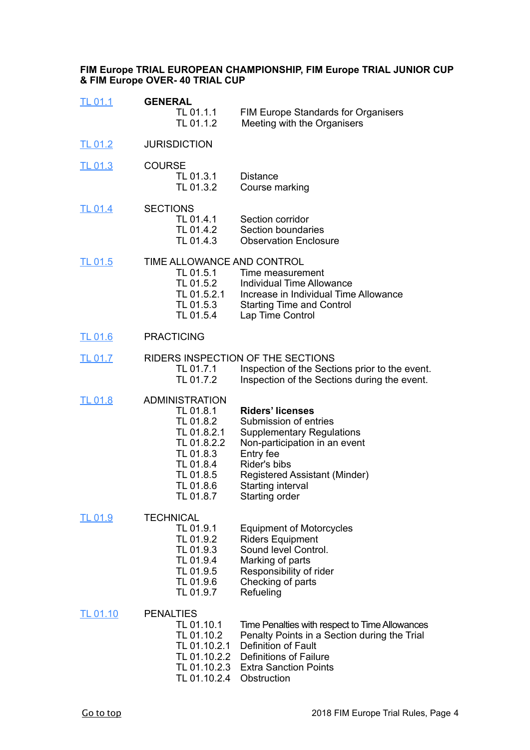**FIM Europe TRIAL EUROPEAN CHAMPIONSHIP, FIM Europe TRIAL JUNIOR CUP & FIM Europe OVER- 40 TRIAL CUP**

TL 01.1 **GENERAL**

- TL 01.1.1 FIM Europe Standards for Organisers
- TL 01.1.2 Meeting with the Organisers

TL 01.2 JURISDICTION

TL 01.3 COURSE

- TL 01.3.1 Distance
- TL 01.3.2 Course marking

TL 01.4 SECTIONS

- TL 01.4.1 Section corridor
- TL 01.4.2 Section boundaries
- TL 01.4.3 Observation Enclosure

TL 01.5 TIME ALLOWANCE AND CONTROL

- TL 01.5.1 Time measurement
- TL 01.5.2 Individual Time Allowance
- TL 01.5.2.1 Increase in Individual Time Allowance
- TL 01.5.3 Starting Time and Control
- TL 01.5.4 Lap Time Control

TL 01.6 PRACTICING

TL 01.7 RIDERS INSPECTION OF THE SECTIONS

- TL 01.7.1 Inspection of the Sections prior to the event.
- TL 01.7.2 Inspection of the Sections during the event.

TL 01.8 ADMINISTRATION

- TL 01.8.1 **Riders' licenses**
- TL 01.8.2 Submission of entries
- TL 01.8.2.1 Supplementary Regulations
- TL 01.8.2.2 Non-participation in an event
- TL 01.8.3 Entry fee
- TL 01.8.4 Rider's bibs
- TL 01.8.5 Registered Assistant (Minder)
- TL 01.8.6 Starting interval
- TL 01.8.7 Starting order

TL 01.9 TECHNICAL

- TL 01.9.1 Equipment of Motorcycles
- TL 01.9.2 Riders Equipment
- TL 01.9.3 Sound level Control.
- TL 01.9.4 Marking of parts
- TL 01.9.5 Responsibility of rider
- TL 01.9.6 Checking of parts
- TL 01.9.7 Refueling

TL 01.10 PENALTIES

- TL 01.10.1 Time Penalties with respect to Time Allowances
- TL 01.10.2 Penalty Points in a Section during the Trial
- TL 01.10.2.1 Definition of Fault
- TL 01.10.2.2 Definitions of Failure
- TL 01.10.2.3 Extra Sanction Points
- TL 01.10.2.4 Obstruction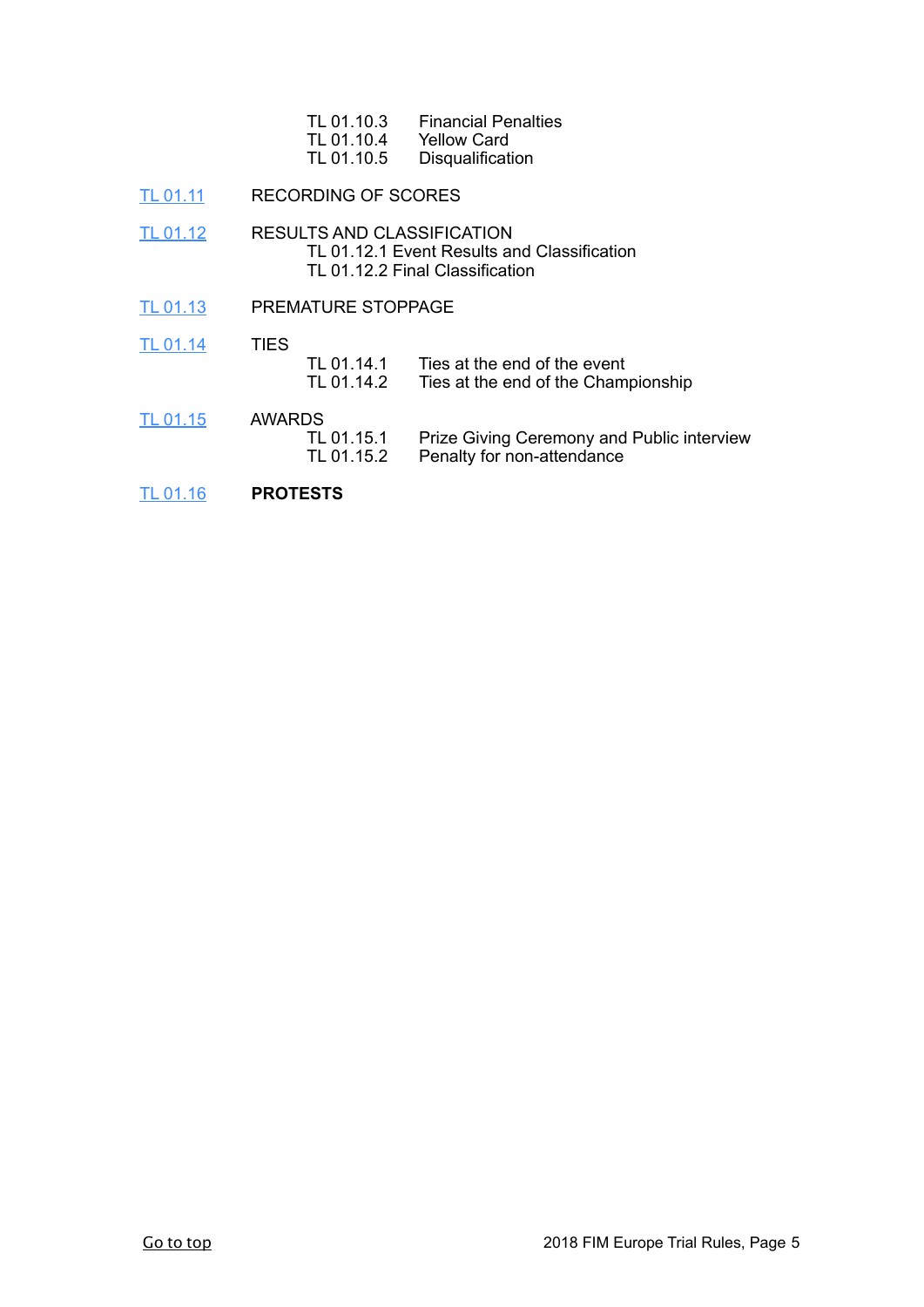TL 01.10.3 Financial Penalties
TL 01.10.4 Yellow Card
TL 01.10.5 Disqualification

TL 01.11 RECORDING OF SCORES

TL 01.12 RESULTS AND CLASSIFICATION
TL 01.12.1 Event Results and Classification
TL 01.12.2 Final Classification

TL 01.13 PREMATURE STOPPAGE

TL 01.14 TIES
TL 01.14.1 Ties at the end of the event
TL 01.14.2 Ties at the end of the Championship

TL 01.15 AWARDS
TL 01.15.1 Prize Giving Ceremony and Public interview
TL 01.15.2 Penalty for non-attendance

TL 01.16 **PROTESTS**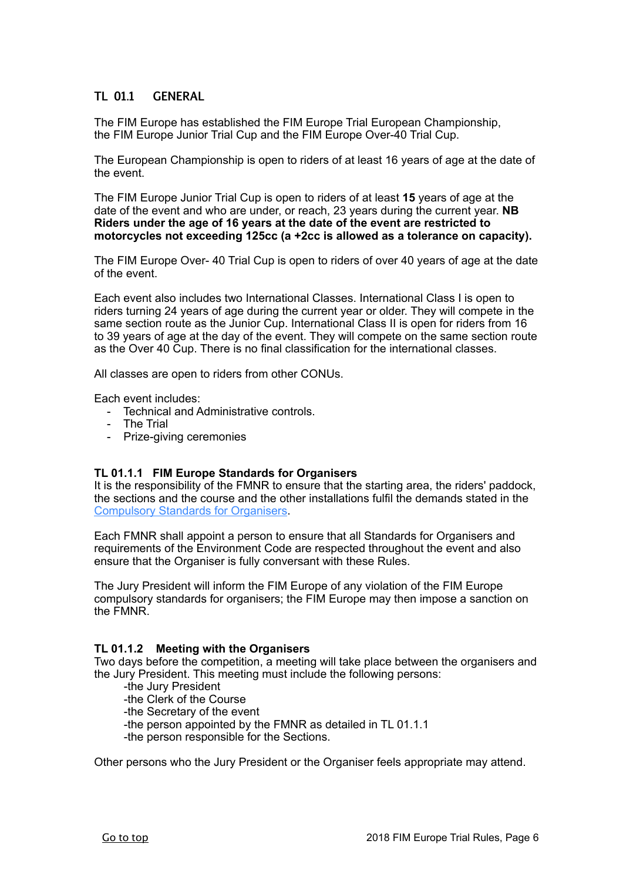## TL 01.1 GENERAL

The FIM Europe has established the FIM Europe Trial European Championship, the FIM Europe Junior Trial Cup and the FIM Europe Over-40 Trial Cup.

The European Championship is open to riders of at least 16 years of age at the date of the event.

The FIM Europe Junior Trial Cup is open to riders of at least **15** years of age at the date of the event and who are under, or reach, 23 years during the current year. **NB Riders under the age of 16 years at the date of the event are restricted to motorcycles not exceeding 125cc (a +2cc is allowed as a tolerance on capacity).**

The FIM Europe Over- 40 Trial Cup is open to riders of over 40 years of age at the date of the event.

Each event also includes two International Classes. International Class I is open to riders turning 24 years of age during the current year or older. They will compete in the same section route as the Junior Cup. International Class II is open for riders from 16 to 39 years of age at the day of the event. They will compete on the same section route as the Over 40 Cup. There is no final classification for the international classes.

All classes are open to riders from other CONUs.

Each event includes:

- Technical and Administrative controls.
- The Trial
- Prize-giving ceremonies

### TL 01.1.1 FIM Europe Standards for Organisers

It is the responsibility of the FMNR to ensure that the starting area, the riders' paddock, the sections and the course and the other installations fulfil the demands stated in the Compulsory Standards for Organisers.

Each FMNR shall appoint a person to ensure that all Standards for Organisers and requirements of the Environment Code are respected throughout the event and also ensure that the Organiser is fully conversant with these Rules.

The Jury President will inform the FIM Europe of any violation of the FIM Europe compulsory standards for organisers; the FIM Europe may then impose a sanction on the FMNR.

### TL 01.1.2 Meeting with the Organisers

Two days before the competition, a meeting will take place between the organisers and the Jury President. This meeting must include the following persons:

- -the Jury President
- -the Clerk of the Course
- -the Secretary of the event
- -the person appointed by the FMNR as detailed in TL 01.1.1
- -the person responsible for the Sections.

Other persons who the Jury President or the Organiser feels appropriate may attend.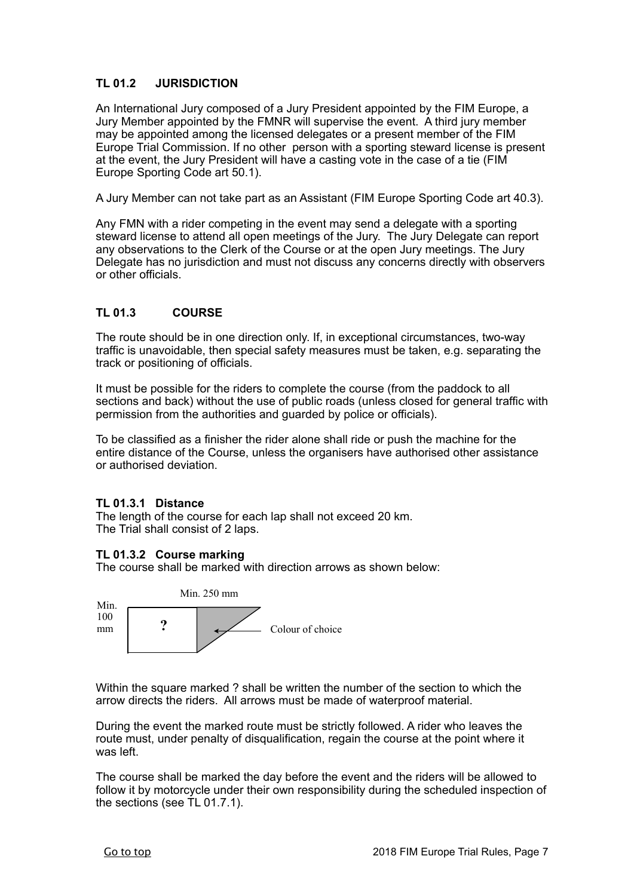### TL 01.2 JURISDICTION

An International Jury composed of a Jury President appointed by the FIM Europe, a Jury Member appointed by the FMNR will supervise the event. A third jury member may be appointed among the licensed delegates or a present member of the FIM Europe Trial Commission. If no other person with a sporting steward license is present at the event, the Jury President will have a casting vote in the case of a tie (FIM Europe Sporting Code art 50.1).

A Jury Member can not take part as an Assistant (FIM Europe Sporting Code art 40.3).

Any FMN with a rider competing in the event may send a delegate with a sporting steward license to attend all open meetings of the Jury. The Jury Delegate can report any observations to the Clerk of the Course or at the open Jury meetings. The Jury Delegate has no jurisdiction and must not discuss any concerns directly with observers or other officials.

### TL 01.3 COURSE

The route should be in one direction only. If, in exceptional circumstances, two-way traffic is unavoidable, then special safety measures must be taken, e.g. separating the track or positioning of officials.

It must be possible for the riders to complete the course (from the paddock to all sections and back) without the use of public roads (unless closed for general traffic with permission from the authorities and guarded by police or officials).

To be classified as a finisher the rider alone shall ride or push the machine for the entire distance of the Course, unless the organisers have authorised other assistance or authorised deviation.

#### TL 01.3.1 Distance

The length of the course for each lap shall not exceed 20 km.
The Trial shall consist of 2 laps.

#### TL 01.3.2 Course marking

The course shall be marked with direction arrows as shown below:

Min. 250 mm

Min. 100 mm

?

Colour of choice

Within the square marked ? shall be written the number of the section to which the arrow directs the riders. All arrows must be made of waterproof material.

During the event the marked route must be strictly followed. A rider who leaves the route must, under penalty of disqualification, regain the course at the point where it was left.

The course shall be marked the day before the event and the riders will be allowed to follow it by motorcycle under their own responsibility during the scheduled inspection of the sections (see TL 01.7.1).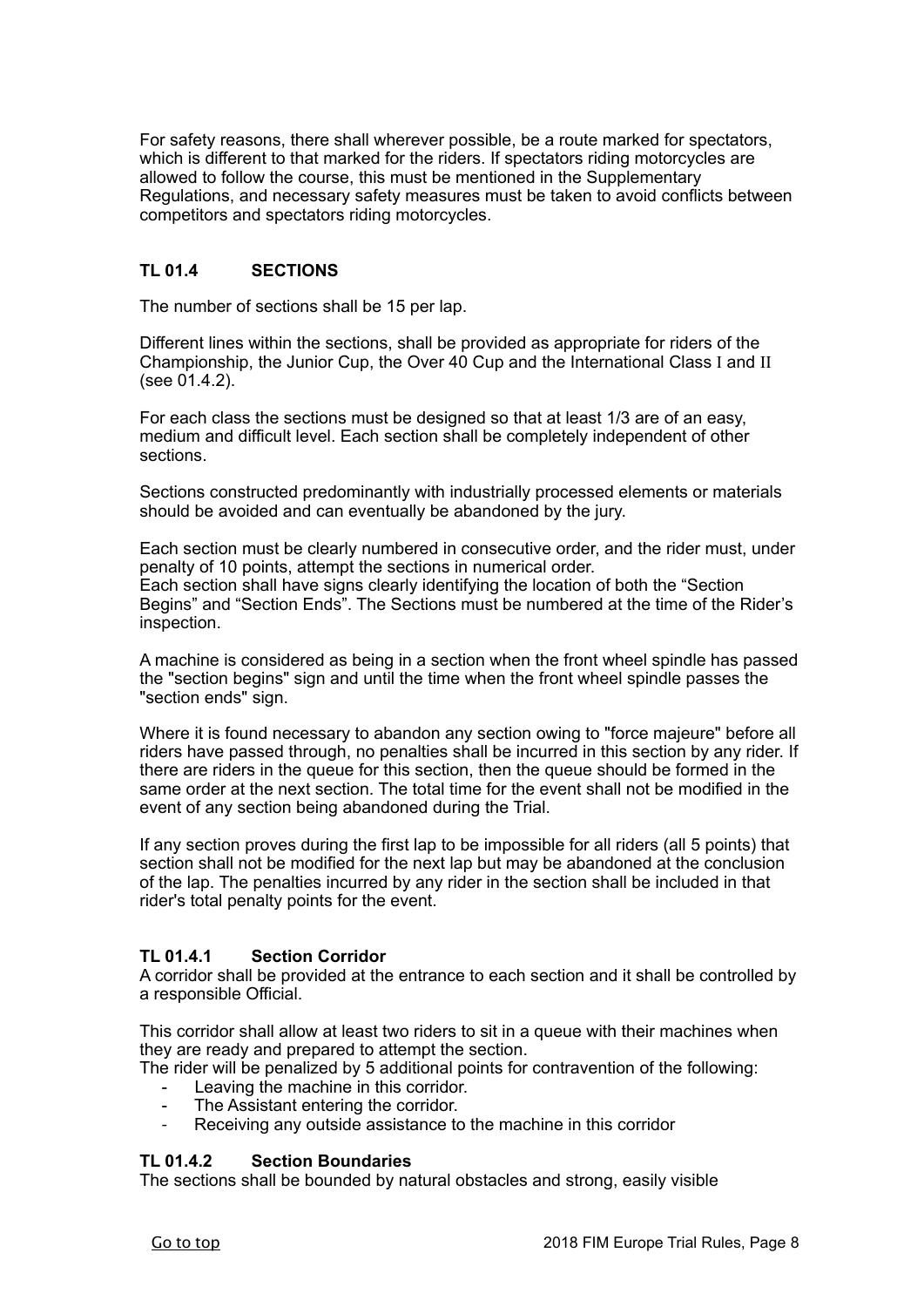For safety reasons, there shall wherever possible, be a route marked for spectators, which is different to that marked for the riders. If spectators riding motorcycles are allowed to follow the course, this must be mentioned in the Supplementary Regulations, and necessary safety measures must be taken to avoid conflicts between competitors and spectators riding motorcycles.

### TL 01.4 SECTIONS

The number of sections shall be 15 per lap.

Different lines within the sections, shall be provided as appropriate for riders of the Championship, the Junior Cup, the Over 40 Cup and the International Class I and II (see 01.4.2).

For each class the sections must be designed so that at least 1/3 are of an easy, medium and difficult level. Each section shall be completely independent of other sections.

Sections constructed predominantly with industrially processed elements or materials should be avoided and can eventually be abandoned by the jury.

Each section must be clearly numbered in consecutive order, and the rider must, under penalty of 10 points, attempt the sections in numerical order.
Each section shall have signs clearly identifying the location of both the “Section Begins” and “Section Ends”. The Sections must be numbered at the time of the Rider’s inspection.

A machine is considered as being in a section when the front wheel spindle has passed the "section begins" sign and until the time when the front wheel spindle passes the "section ends" sign.

Where it is found necessary to abandon any section owing to "force majeure" before all riders have passed through, no penalties shall be incurred in this section by any rider. If there are riders in the queue for this section, then the queue should be formed in the same order at the next section. The total time for the event shall not be modified in the event of any section being abandoned during the Trial.

If any section proves during the first lap to be impossible for all riders (all 5 points) that section shall not be modified for the next lap but may be abandoned at the conclusion of the lap. The penalties incurred by any rider in the section shall be included in that rider's total penalty points for the event.

#### TL 01.4.1 Section Corridor

A corridor shall be provided at the entrance to each section and it shall be controlled by a responsible Official.

This corridor shall allow at least two riders to sit in a queue with their machines when they are ready and prepared to attempt the section.
The rider will be penalized by 5 additional points for contravention of the following:

- Leaving the machine in this corridor.
- The Assistant entering the corridor.
- Receiving any outside assistance to the machine in this corridor

#### TL 01.4.2 Section Boundaries

The sections shall be bounded by natural obstacles and strong, easily visible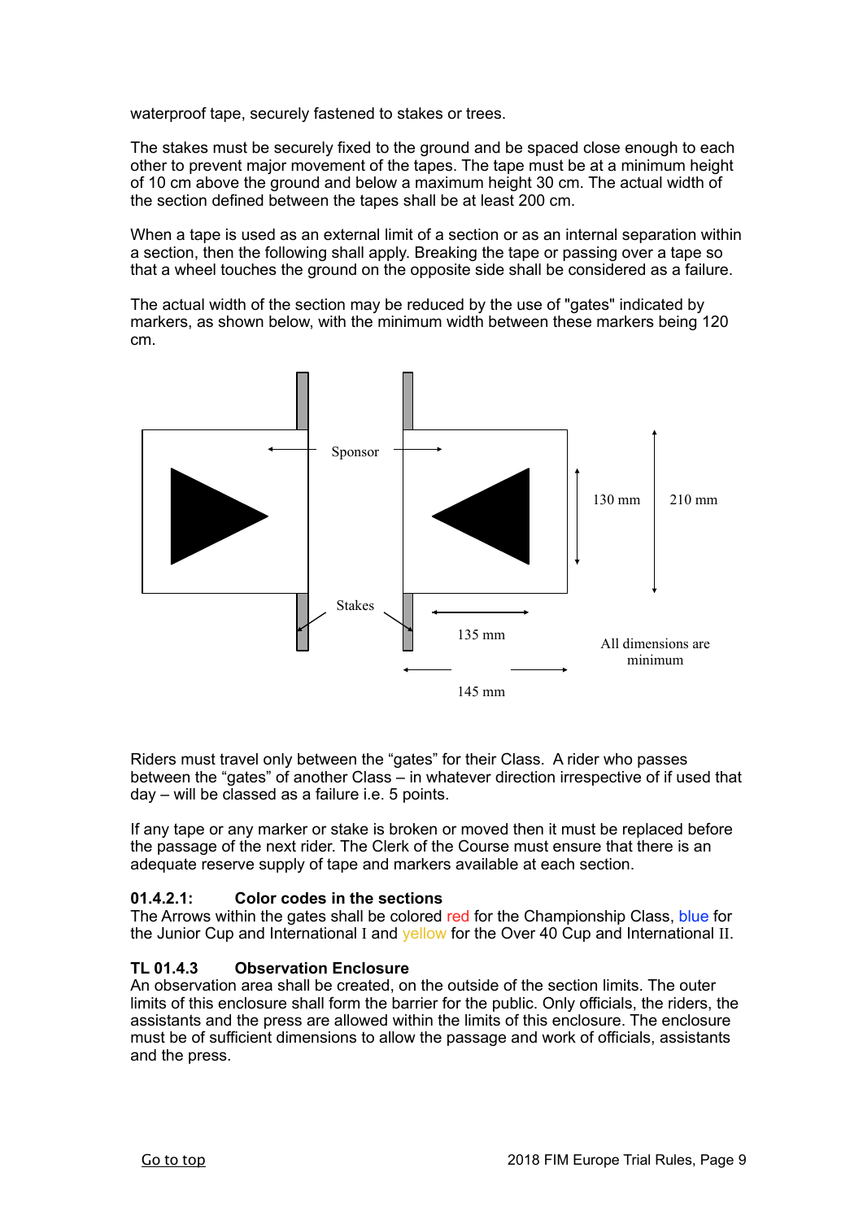waterproof tape, securely fastened to stakes or trees.

The stakes must be securely fixed to the ground and be spaced close enough to each other to prevent major movement of the tapes. The tape must be at a minimum height of 10 cm above the ground and below a maximum height 30 cm. The actual width of the section defined between the tapes shall be at least 200 cm.

When a tape is used as an external limit of a section or as an internal separation within a section, then the following shall apply. Breaking the tape or passing over a tape so that a wheel touches the ground on the opposite side shall be considered as a failure.

The actual width of the section may be reduced by the use of "gates" indicated by markers, as shown below, with the minimum width between these markers being 120 cm.

Sponsor

130 mm

210 mm

Stakes

135 mm

145 mm

All dimensions are minimum

Riders must travel only between the “gates” for their Class. A rider who passes between the “gates” of another Class – in whatever direction irrespective of if used that day – will be classed as a failure i.e. 5 points.

If any tape or any marker or stake is broken or moved then it must be replaced before the passage of the next rider. The Clerk of the Course must ensure that there is an adequate reserve supply of tape and markers available at each section.

**01.4.2.1: Color codes in the sections**

The Arrows within the gates shall be colored red for the Championship Class, blue for the Junior Cup and International I and yellow for the Over 40 Cup and International II.

**TL 01.4.3 Observation Enclosure**

An observation area shall be created, on the outside of the section limits. The outer limits of this enclosure shall form the barrier for the public. Only officials, the riders, the assistants and the press are allowed within the limits of this enclosure. The enclosure must be of sufficient dimensions to allow the passage and work of officials, assistants and the press.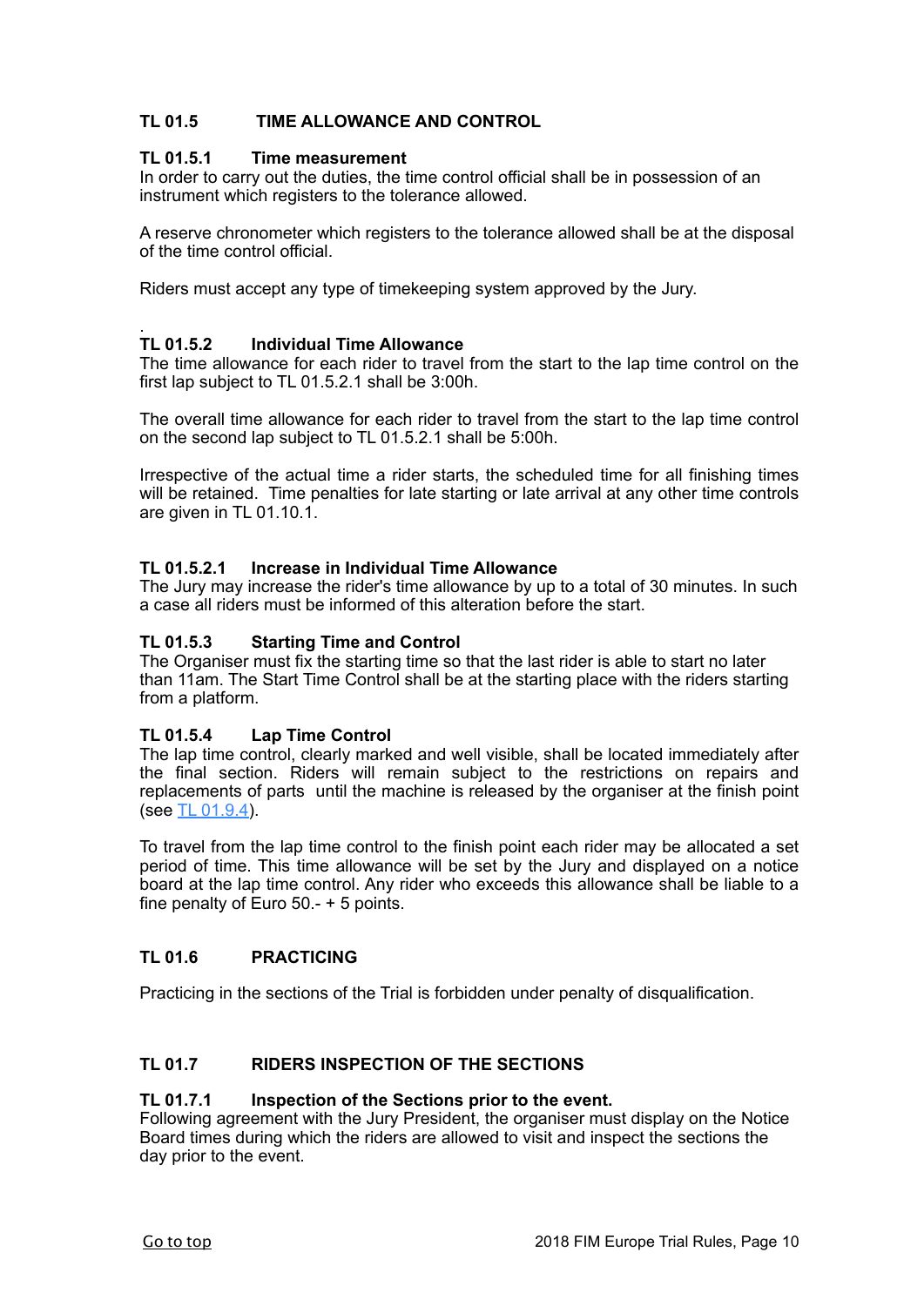## TL 01.5 TIME ALLOWANCE AND CONTROL

### TL 01.5.1 Time measurement

In order to carry out the duties, the time control official shall be in possession of an instrument which registers to the tolerance allowed.

A reserve chronometer which registers to the tolerance allowed shall be at the disposal of the time control official.

Riders must accept any type of timekeeping system approved by the Jury.

.

### TL 01.5.2 Individual Time Allowance

The time allowance for each rider to travel from the start to the lap time control on the first lap subject to TL 01.5.2.1 shall be 3:00h.

The overall time allowance for each rider to travel from the start to the lap time control on the second lap subject to TL 01.5.2.1 shall be 5:00h.

Irrespective of the actual time a rider starts, the scheduled time for all finishing times will be retained. Time penalties for late starting or late arrival at any other time controls are given in TL 01.10.1.

#### TL 01.5.2.1 Increase in Individual Time Allowance

The Jury may increase the rider's time allowance by up to a total of 30 minutes. In such a case all riders must be informed of this alteration before the start.

### TL 01.5.3 Starting Time and Control

The Organiser must fix the starting time so that the last rider is able to start no later than 11am. The Start Time Control shall be at the starting place with the riders starting from a platform.

### TL 01.5.4 Lap Time Control

The lap time control, clearly marked and well visible, shall be located immediately after the final section. Riders will remain subject to the restrictions on repairs and replacements of parts until the machine is released by the organiser at the finish point (see TL 01.9.4).

To travel from the lap time control to the finish point each rider may be allocated a set period of time. This time allowance will be set by the Jury and displayed on a notice board at the lap time control. Any rider who exceeds this allowance shall be liable to a fine penalty of Euro 50.- + 5 points.

## TL 01.6 PRACTICING

Practicing in the sections of the Trial is forbidden under penalty of disqualification.

## TL 01.7 RIDERS INSPECTION OF THE SECTIONS

### TL 01.7.1 Inspection of the Sections prior to the event.

Following agreement with the Jury President, the organiser must display on the Notice Board times during which the riders are allowed to visit and inspect the sections the day prior to the event.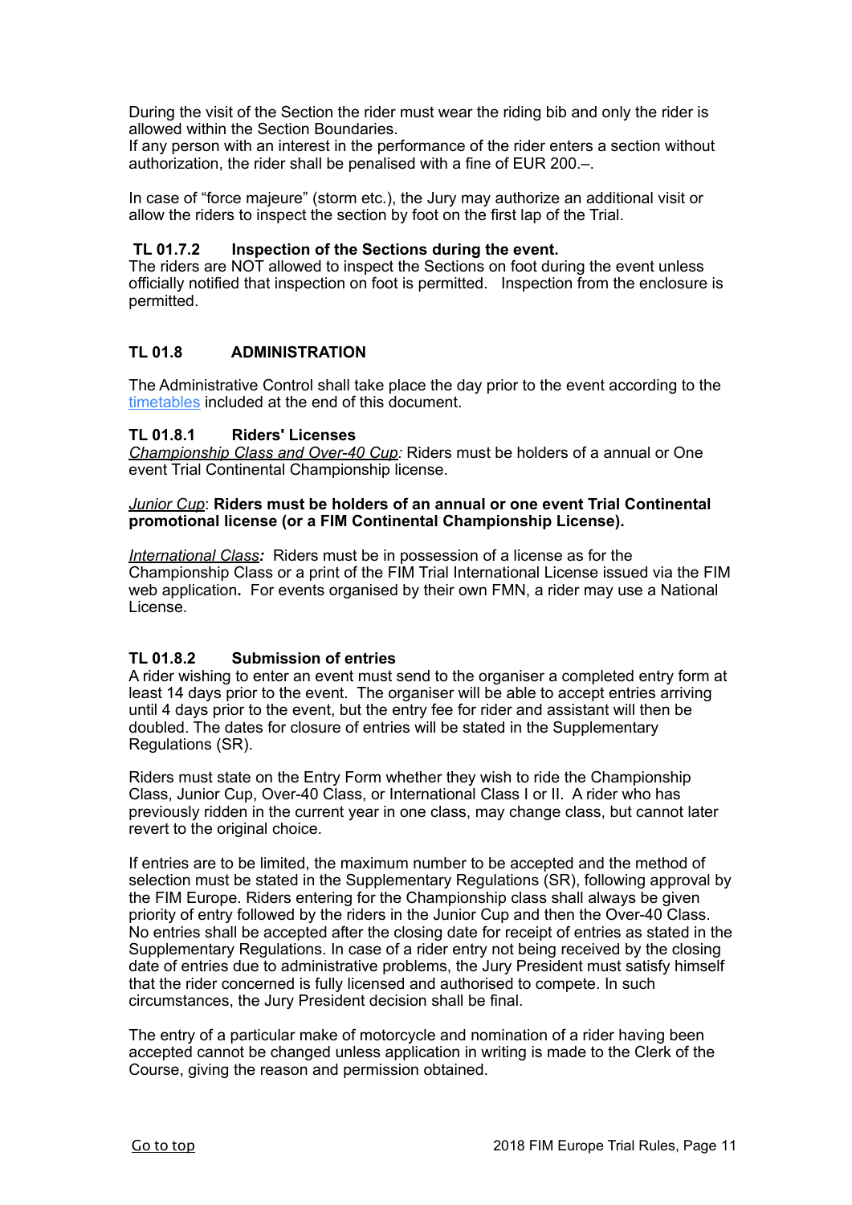During the visit of the Section the rider must wear the riding bib and only the rider is allowed within the Section Boundaries.
If any person with an interest in the performance of the rider enters a section without authorization, the rider shall be penalised with a fine of EUR 200.–.

In case of “force majeure” (storm etc.), the Jury may authorize an additional visit or allow the riders to inspect the section by foot on the first lap of the Trial.

### TL 01.7.2 Inspection of the Sections during the event.

The riders are NOT allowed to inspect the Sections on foot during the event unless officially notified that inspection on foot is permitted. Inspection from the enclosure is permitted.

## TL 01.8 ADMINISTRATION

The Administrative Control shall take place the day prior to the event according to the timetables included at the end of this document.

### TL 01.8.1 Riders' Licenses

*Championship Class and Over-40 Cup:* Riders must be holders of a annual or One event Trial Continental Championship license.

*Junior Cup*: **Riders must be holders of an annual or one event Trial Continental promotional license (or a FIM Continental Championship License).**

***International Class:*** Riders must be in possession of a license as for the Championship Class or a print of the FIM Trial International License issued via the FIM web application**.** For events organised by their own FMN, a rider may use a National License.

### TL 01.8.2 Submission of entries

A rider wishing to enter an event must send to the organiser a completed entry form at least 14 days prior to the event. The organiser will be able to accept entries arriving until 4 days prior to the event, but the entry fee for rider and assistant will then be doubled. The dates for closure of entries will be stated in the Supplementary Regulations (SR).

Riders must state on the Entry Form whether they wish to ride the Championship Class, Junior Cup, Over-40 Class, or International Class I or II. A rider who has previously ridden in the current year in one class, may change class, but cannot later revert to the original choice.

If entries are to be limited, the maximum number to be accepted and the method of selection must be stated in the Supplementary Regulations (SR), following approval by the FIM Europe. Riders entering for the Championship class shall always be given priority of entry followed by the riders in the Junior Cup and then the Over-40 Class. No entries shall be accepted after the closing date for receipt of entries as stated in the Supplementary Regulations. In case of a rider entry not being received by the closing date of entries due to administrative problems, the Jury President must satisfy himself that the rider concerned is fully licensed and authorised to compete. In such circumstances, the Jury President decision shall be final.

The entry of a particular make of motorcycle and nomination of a rider having been accepted cannot be changed unless application in writing is made to the Clerk of the Course, giving the reason and permission obtained.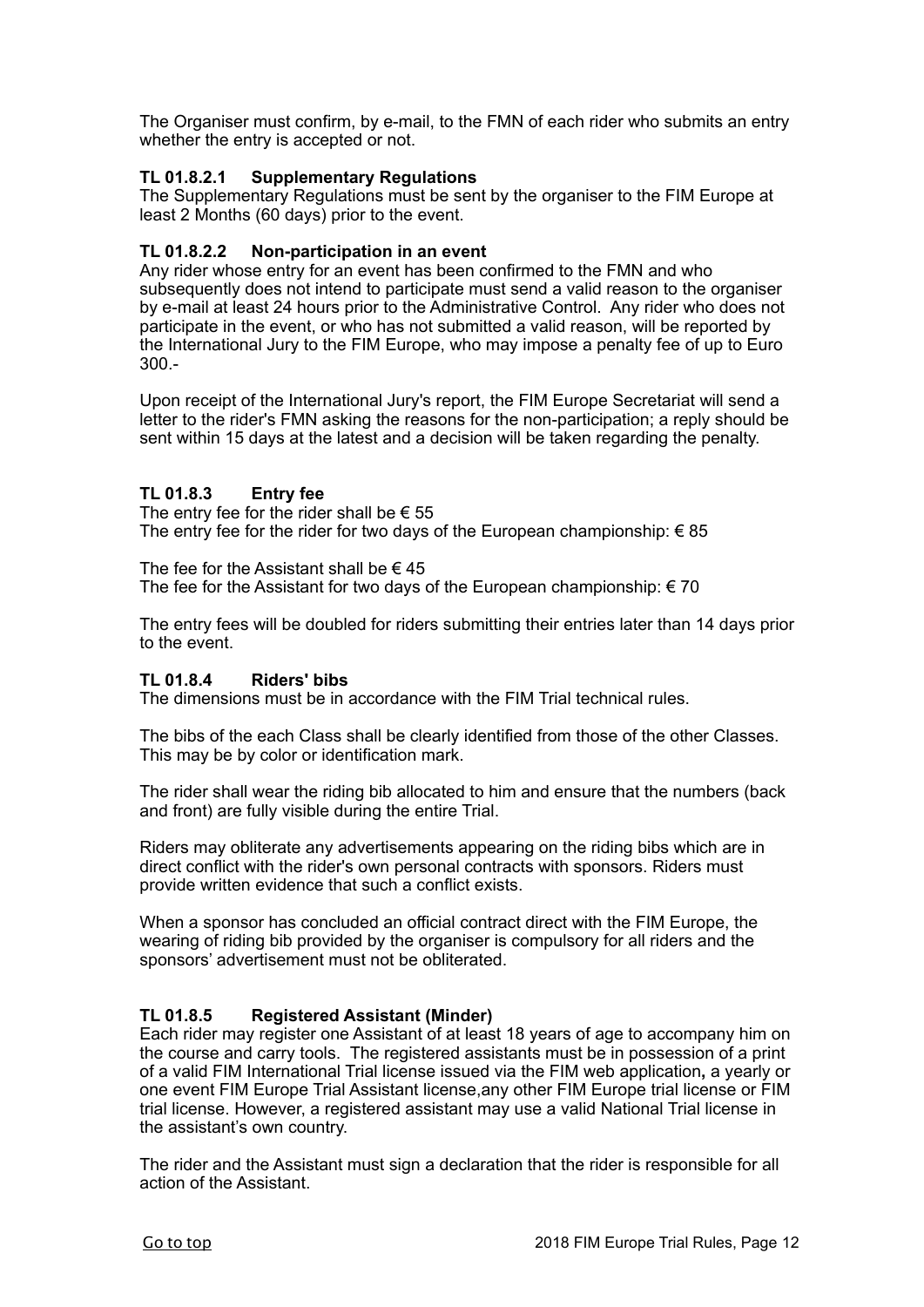The Organiser must confirm, by e-mail, to the FMN of each rider who submits an entry whether the entry is accepted or not.

#### TL 01.8.2.1 Supplementary Regulations

The Supplementary Regulations must be sent by the organiser to the FIM Europe at least 2 Months (60 days) prior to the event.

#### TL 01.8.2.2 Non-participation in an event

Any rider whose entry for an event has been confirmed to the FMN and who subsequently does not intend to participate must send a valid reason to the organiser by e-mail at least 24 hours prior to the Administrative Control. Any rider who does not participate in the event, or who has not submitted a valid reason, will be reported by the International Jury to the FIM Europe, who may impose a penalty fee of up to Euro 300.-

Upon receipt of the International Jury's report, the FIM Europe Secretariat will send a letter to the rider's FMN asking the reasons for the non-participation; a reply should be sent within 15 days at the latest and a decision will be taken regarding the penalty.

### TL 01.8.3 Entry fee

The entry fee for the rider shall be € 55
The entry fee for the rider for two days of the European championship: € 85

The fee for the Assistant shall be € 45
The fee for the Assistant for two days of the European championship: € 70

The entry fees will be doubled for riders submitting their entries later than 14 days prior to the event.

### TL 01.8.4 Riders' bibs

The dimensions must be in accordance with the FIM Trial technical rules.

The bibs of the each Class shall be clearly identified from those of the other Classes. This may be by color or identification mark.

The rider shall wear the riding bib allocated to him and ensure that the numbers (back and front) are fully visible during the entire Trial.

Riders may obliterate any advertisements appearing on the riding bibs which are in direct conflict with the rider's own personal contracts with sponsors. Riders must provide written evidence that such a conflict exists.

When a sponsor has concluded an official contract direct with the FIM Europe, the wearing of riding bib provided by the organiser is compulsory for all riders and the sponsors' advertisement must not be obliterated.

### TL 01.8.5 Registered Assistant (Minder)

Each rider may register one Assistant of at least 18 years of age to accompany him on the course and carry tools. The registered assistants must be in possession of a print of a valid FIM International Trial license issued via the FIM web application**,** a yearly or one event FIM Europe Trial Assistant license,any other FIM Europe trial license or FIM trial license. However, a registered assistant may use a valid National Trial license in the assistant's own country.

The rider and the Assistant must sign a declaration that the rider is responsible for all action of the Assistant.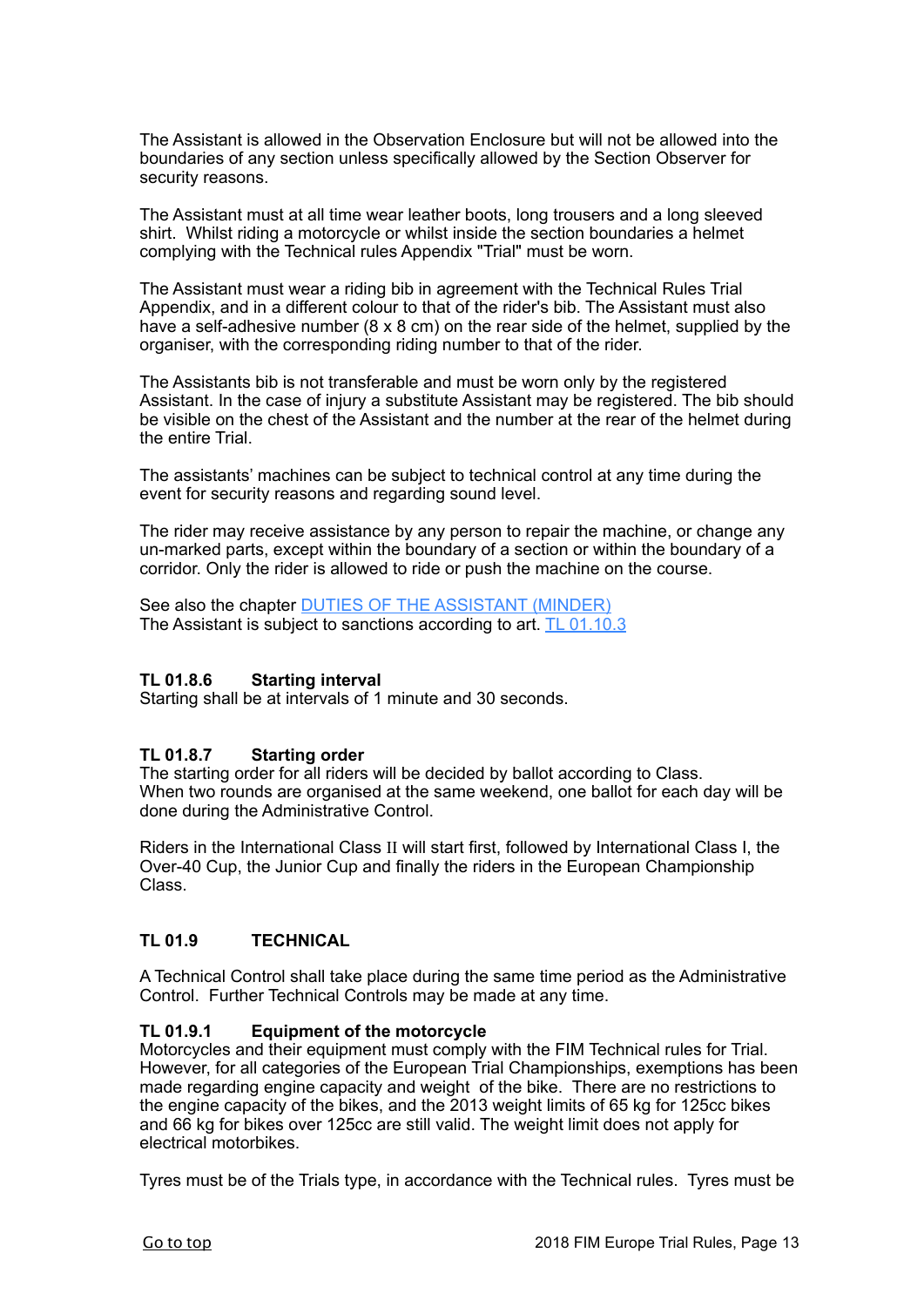The Assistant is allowed in the Observation Enclosure but will not be allowed into the boundaries of any section unless specifically allowed by the Section Observer for security reasons.

The Assistant must at all time wear leather boots, long trousers and a long sleeved shirt. Whilst riding a motorcycle or whilst inside the section boundaries a helmet complying with the Technical rules Appendix "Trial" must be worn.

The Assistant must wear a riding bib in agreement with the Technical Rules Trial Appendix, and in a different colour to that of the rider's bib. The Assistant must also have a self-adhesive number (8 x 8 cm) on the rear side of the helmet, supplied by the organiser, with the corresponding riding number to that of the rider.

The Assistants bib is not transferable and must be worn only by the registered Assistant. In the case of injury a substitute Assistant may be registered. The bib should be visible on the chest of the Assistant and the number at the rear of the helmet during the entire Trial.

The assistants' machines can be subject to technical control at any time during the event for security reasons and regarding sound level.

The rider may receive assistance by any person to repair the machine, or change any un-marked parts, except within the boundary of a section or within the boundary of a corridor. Only the rider is allowed to ride or push the machine on the course.

See also the chapter DUTIES OF THE ASSISTANT (MINDER)
The Assistant is subject to sanctions according to art. TL 01.10.3

### TL 01.8.6 Starting interval

Starting shall be at intervals of 1 minute and 30 seconds.

### TL 01.8.7 Starting order

The starting order for all riders will be decided by ballot according to Class.
When two rounds are organised at the same weekend, one ballot for each day will be done during the Administrative Control.

Riders in the International Class II will start first, followed by International Class I, the Over-40 Cup, the Junior Cup and finally the riders in the European Championship Class.

## TL 01.9 TECHNICAL

A Technical Control shall take place during the same time period as the Administrative Control. Further Technical Controls may be made at any time.

### TL 01.9.1 Equipment of the motorcycle

Motorcycles and their equipment must comply with the FIM Technical rules for Trial. However, for all categories of the European Trial Championships, exemptions has been made regarding engine capacity and weight of the bike. There are no restrictions to the engine capacity of the bikes, and the 2013 weight limits of 65 kg for 125cc bikes and 66 kg for bikes over 125cc are still valid. The weight limit does not apply for electrical motorbikes.

Tyres must be of the Trials type, in accordance with the Technical rules. Tyres must be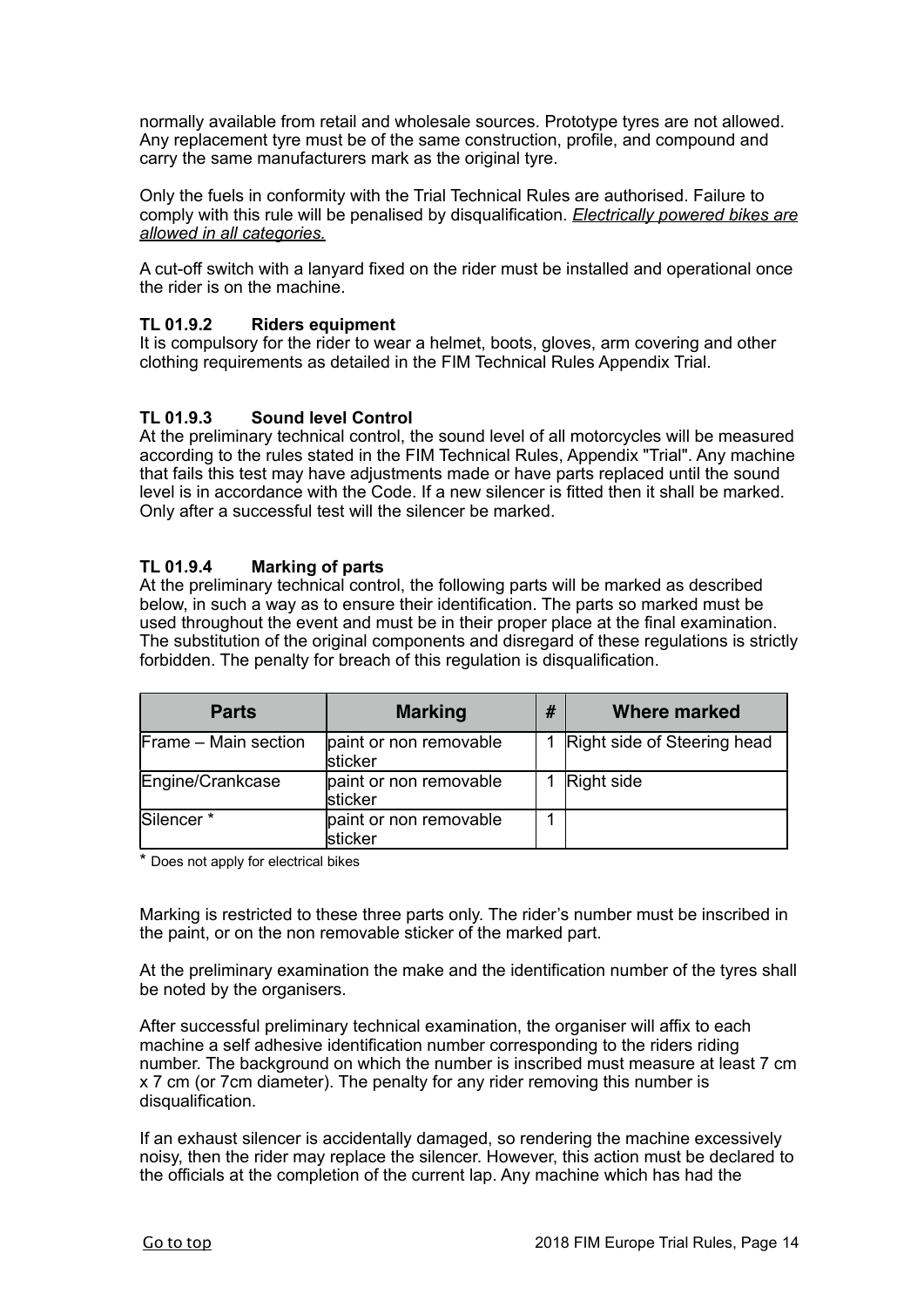normally available from retail and wholesale sources. Prototype tyres are not allowed. Any replacement tyre must be of the same construction, profile, and compound and carry the same manufacturers mark as the original tyre.

Only the fuels in conformity with the Trial Technical Rules are authorised. Failure to comply with this rule will be penalised by disqualification. *Electrically powered bikes are allowed in all categories.*

A cut-off switch with a lanyard fixed on the rider must be installed and operational once the rider is on the machine.

#### TL 01.9.2 Riders equipment

It is compulsory for the rider to wear a helmet, boots, gloves, arm covering and other clothing requirements as detailed in the FIM Technical Rules Appendix Trial.

#### TL 01.9.3 Sound level Control

At the preliminary technical control, the sound level of all motorcycles will be measured according to the rules stated in the FIM Technical Rules, Appendix "Trial". Any machine that fails this test may have adjustments made or have parts replaced until the sound level is in accordance with the Code. If a new silencer is fitted then it shall be marked. Only after a successful test will the silencer be marked.

#### TL 01.9.4 Marking of parts

At the preliminary technical control, the following parts will be marked as described below, in such a way as to ensure their identification. The parts so marked must be used throughout the event and must be in their proper place at the final examination. The substitution of the original components and disregard of these regulations is strictly forbidden. The penalty for breach of this regulation is disqualification.

| Parts | Marking | # | Where marked |
|---|---|---|---|
| Frame – Main section | paint or non removable sticker | 1 | Right side of Steering head |
| Engine/Crankcase | paint or non removable sticker | 1 | Right side |
| Silencer * | paint or non removable sticker | 1 | |

* Does not apply for electrical bikes

Marking is restricted to these three parts only. The rider's number must be inscribed in the paint, or on the non removable sticker of the marked part.

At the preliminary examination the make and the identification number of the tyres shall be noted by the organisers.

After successful preliminary technical examination, the organiser will affix to each machine a self adhesive identification number corresponding to the riders riding number. The background on which the number is inscribed must measure at least 7 cm x 7 cm (or 7cm diameter). The penalty for any rider removing this number is disqualification.

If an exhaust silencer is accidentally damaged, so rendering the machine excessively noisy, then the rider may replace the silencer. However, this action must be declared to the officials at the completion of the current lap. Any machine which has had the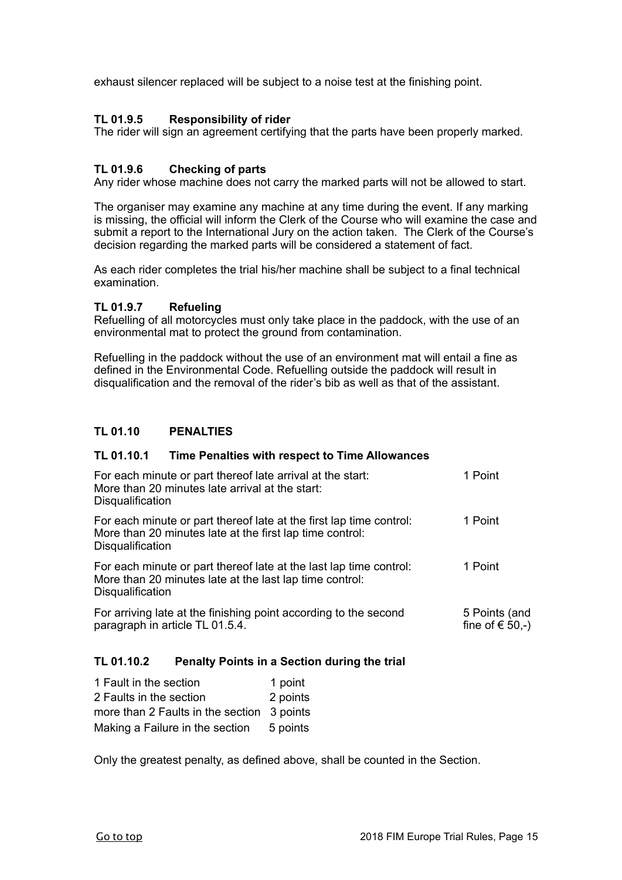exhaust silencer replaced will be subject to a noise test at the finishing point.

#### TL 01.9.5 Responsibility of rider

The rider will sign an agreement certifying that the parts have been properly marked.

#### TL 01.9.6 Checking of parts

Any rider whose machine does not carry the marked parts will not be allowed to start.

The organiser may examine any machine at any time during the event. If any marking is missing, the official will inform the Clerk of the Course who will examine the case and submit a report to the International Jury on the action taken. The Clerk of the Course's decision regarding the marked parts will be considered a statement of fact.

As each rider completes the trial his/her machine shall be subject to a final technical examination.

#### TL 01.9.7 Refueling

Refuelling of all motorcycles must only take place in the paddock, with the use of an environmental mat to protect the ground from contamination.

Refuelling in the paddock without the use of an environment mat will entail a fine as defined in the Environmental Code. Refuelling outside the paddock will result in disqualification and the removal of the rider's bib as well as that of the assistant.

### TL 01.10 PENALTIES

#### TL 01.10.1 Time Penalties with respect to Time Allowances

| | |
|---|---|
| For each minute or part thereof late arrival at the start: | 1 Point |
| More than 20 minutes late arrival at the start: Disqualification | |
| For each minute or part thereof late at the first lap time control: | 1 Point |
| More than 20 minutes late at the first lap time control: Disqualification | |
| For each minute or part thereof late at the last lap time control: | 1 Point |
| More than 20 minutes late at the last lap time control: Disqualification | |
| For arriving late at the finishing point according to the second paragraph in article TL 01.5.4. | 5 Points (and fine of € 50,-) |

#### TL 01.10.2 Penalty Points in a Section during the trial

| | |
|---|---|
| 1 Fault in the section | 1 point |
| 2 Faults in the section | 2 points |
| more than 2 Faults in the section | 3 points |
| Making a Failure in the section | 5 points |

Only the greatest penalty, as defined above, shall be counted in the Section.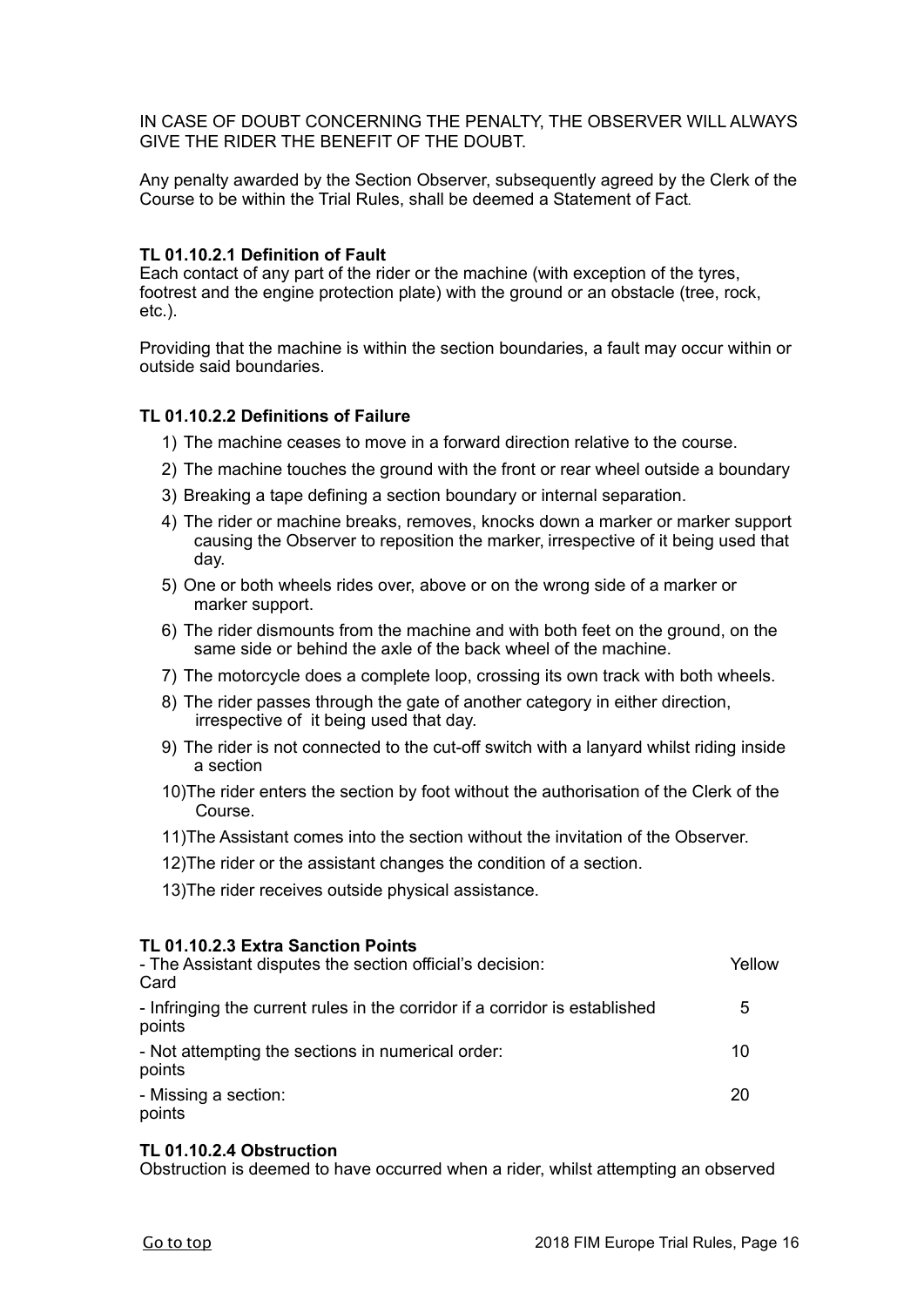IN CASE OF DOUBT CONCERNING THE PENALTY, THE OBSERVER WILL ALWAYS GIVE THE RIDER THE BENEFIT OF THE DOUBT.

Any penalty awarded by the Section Observer, subsequently agreed by the Clerk of the Course to be within the Trial Rules, shall be deemed a Statement of Fact.

**TL 01.10.2.1 Definition of Fault**

Each contact of any part of the rider or the machine (with exception of the tyres, footrest and the engine protection plate) with the ground or an obstacle (tree, rock, etc.).

Providing that the machine is within the section boundaries, a fault may occur within or outside said boundaries.

**TL 01.10.2.2 Definitions of Failure**

1) The machine ceases to move in a forward direction relative to the course.
2) The machine touches the ground with the front or rear wheel outside a boundary
3) Breaking a tape defining a section boundary or internal separation.
4) The rider or machine breaks, removes, knocks down a marker or marker support causing the Observer to reposition the marker, irrespective of it being used that day.
5) One or both wheels rides over, above or on the wrong side of a marker or marker support.
6) The rider dismounts from the machine and with both feet on the ground, on the same side or behind the axle of the back wheel of the machine.
7) The motorcycle does a complete loop, crossing its own track with both wheels.
8) The rider passes through the gate of another category in either direction, irrespective of it being used that day.
9) The rider is not connected to the cut-off switch with a lanyard whilst riding inside a section
10) The rider enters the section by foot without the authorisation of the Clerk of the Course.
11) The Assistant comes into the section without the invitation of the Observer.
12) The rider or the assistant changes the condition of a section.
13) The rider receives outside physical assistance.

**TL 01.10.2.3 Extra Sanction Points**

| | |
|---|---|
| - The Assistant disputes the section official's decision: | Yellow Card |
| - Infringing the current rules in the corridor if a corridor is established | 5 points |
| - Not attempting the sections in numerical order: | 10 points |
| - Missing a section: | 20 points |

**TL 01.10.2.4 Obstruction**

Obstruction is deemed to have occurred when a rider, whilst attempting an observed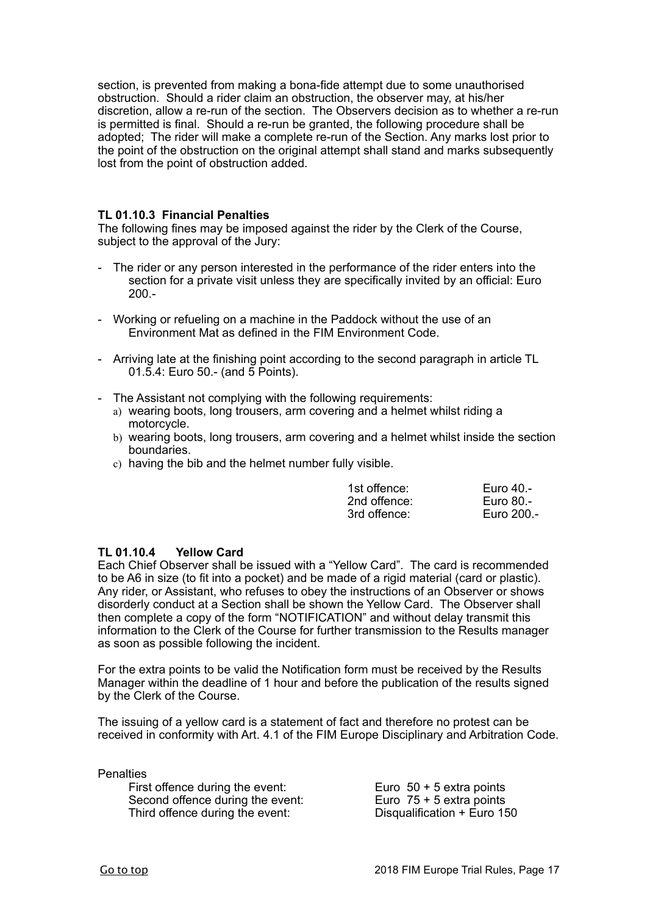section, is prevented from making a bona-fide attempt due to some unauthorised obstruction. Should a rider claim an obstruction, the observer may, at his/her discretion, allow a re-run of the section. The Observers decision as to whether a re-run is permitted is final. Should a re-run be granted, the following procedure shall be adopted; The rider will make a complete re-run of the Section. Any marks lost prior to the point of the obstruction on the original attempt shall stand and marks subsequently lost from the point of obstruction added.

**TL 01.10.3 Financial Penalties**

The following fines may be imposed against the rider by the Clerk of the Course, subject to the approval of the Jury:

- The rider or any person interested in the performance of the rider enters into the section for a private visit unless they are specifically invited by an official: Euro 200.-
- Working or refueling on a machine in the Paddock without the use of an Environment Mat as defined in the FIM Environment Code.
- Arriving late at the finishing point according to the second paragraph in article TL 01.5.4: Euro 50.- (and 5 Points).
- The Assistant not complying with the following requirements:
  a) wearing boots, long trousers, arm covering and a helmet whilst riding a motorcycle.
  b) wearing boots, long trousers, arm covering and a helmet whilst inside the section boundaries.
  c) having the bib and the helmet number fully visible.

| | |
|---|---|
| 1st offence: | Euro 40.- |
| 2nd offence: | Euro 80.- |
| 3rd offence: | Euro 200.- |

**TL 01.10.4 Yellow Card**

Each Chief Observer shall be issued with a "Yellow Card". The card is recommended to be A6 in size (to fit into a pocket) and be made of a rigid material (card or plastic). Any rider, or Assistant, who refuses to obey the instructions of an Observer or shows disorderly conduct at a Section shall be shown the Yellow Card. The Observer shall then complete a copy of the form "NOTIFICATION" and without delay transmit this information to the Clerk of the Course for further transmission to the Results manager as soon as possible following the incident.

For the extra points to be valid the Notification form must be received by the Results Manager within the deadline of 1 hour and before the publication of the results signed by the Clerk of the Course.

The issuing of a yellow card is a statement of fact and therefore no protest can be received in conformity with Art. 4.1 of the FIM Europe Disciplinary and Arbitration Code.

Penalties

| | |
|---|---|
| First offence during the event: | Euro 50 + 5 extra points |
| Second offence during the event: | Euro 75 + 5 extra points |
| Third offence during the event: | Disqualification + Euro 150 |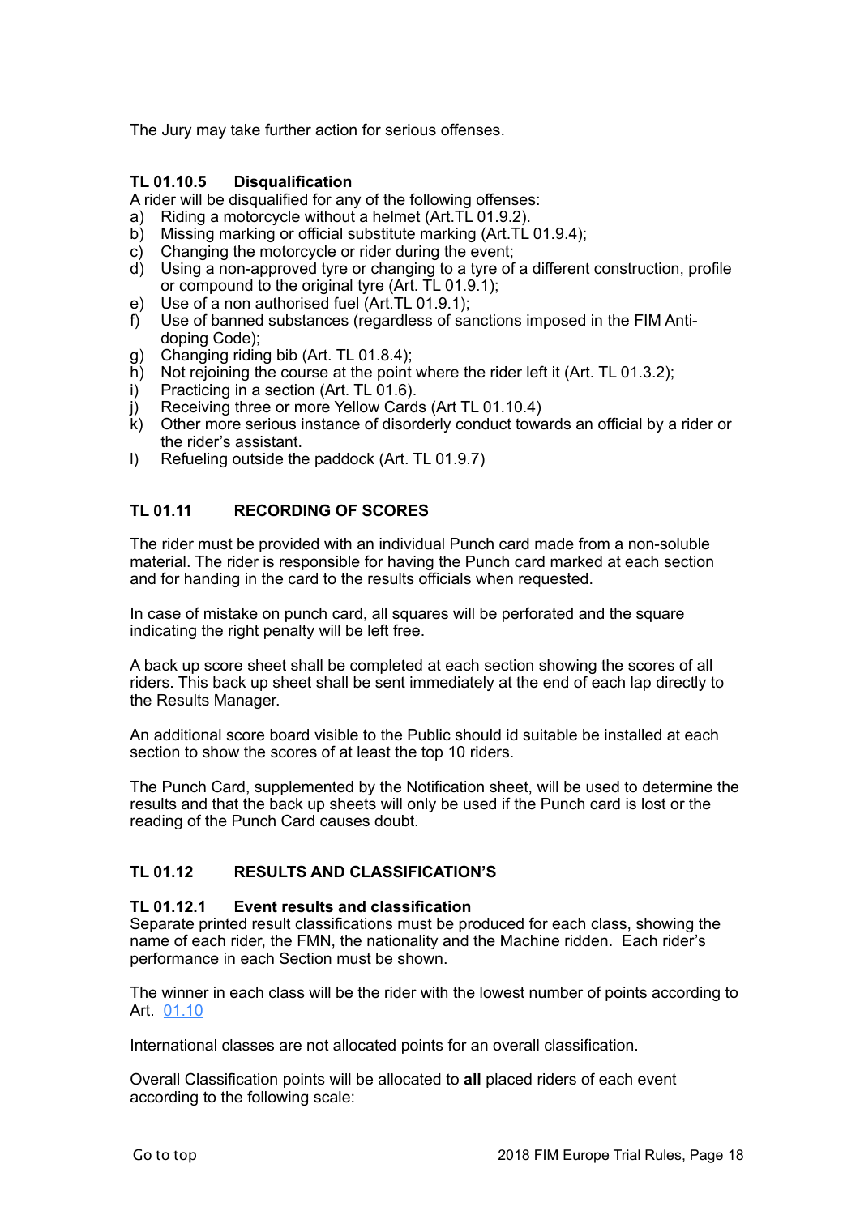The Jury may take further action for serious offenses.

### TL 01.10.5 Disqualification

A rider will be disqualified for any of the following offenses:

a) Riding a motorcycle without a helmet (Art.TL 01.9.2).
b) Missing marking or official substitute marking (Art.TL 01.9.4);
c) Changing the motorcycle or rider during the event;
d) Using a non-approved tyre or changing to a tyre of a different construction, profile or compound to the original tyre (Art. TL 01.9.1);
e) Use of a non authorised fuel (Art.TL 01.9.1);
f) Use of banned substances (regardless of sanctions imposed in the FIM Anti-doping Code);
g) Changing riding bib (Art. TL 01.8.4);
h) Not rejoining the course at the point where the rider left it (Art. TL 01.3.2);
i) Practicing in a section (Art. TL 01.6).
j) Receiving three or more Yellow Cards (Art TL 01.10.4)
k) Other more serious instance of disorderly conduct towards an official by a rider or the rider's assistant.
l) Refueling outside the paddock (Art. TL 01.9.7)

## TL 01.11 RECORDING OF SCORES

The rider must be provided with an individual Punch card made from a non-soluble material. The rider is responsible for having the Punch card marked at each section and for handing in the card to the results officials when requested.

In case of mistake on punch card, all squares will be perforated and the square indicating the right penalty will be left free.

A back up score sheet shall be completed at each section showing the scores of all riders. This back up sheet shall be sent immediately at the end of each lap directly to the Results Manager.

An additional score board visible to the Public should id suitable be installed at each section to show the scores of at least the top 10 riders.

The Punch Card, supplemented by the Notification sheet, will be used to determine the results and that the back up sheets will only be used if the Punch card is lost or the reading of the Punch Card causes doubt.

## TL 01.12 RESULTS AND CLASSIFICATION'S

### TL 01.12.1 Event results and classification

Separate printed result classifications must be produced for each class, showing the name of each rider, the FMN, the nationality and the Machine ridden. Each rider's performance in each Section must be shown.

The winner in each class will be the rider with the lowest number of points according to Art. 01.10

International classes are not allocated points for an overall classification.

Overall Classification points will be allocated to **all** placed riders of each event according to the following scale: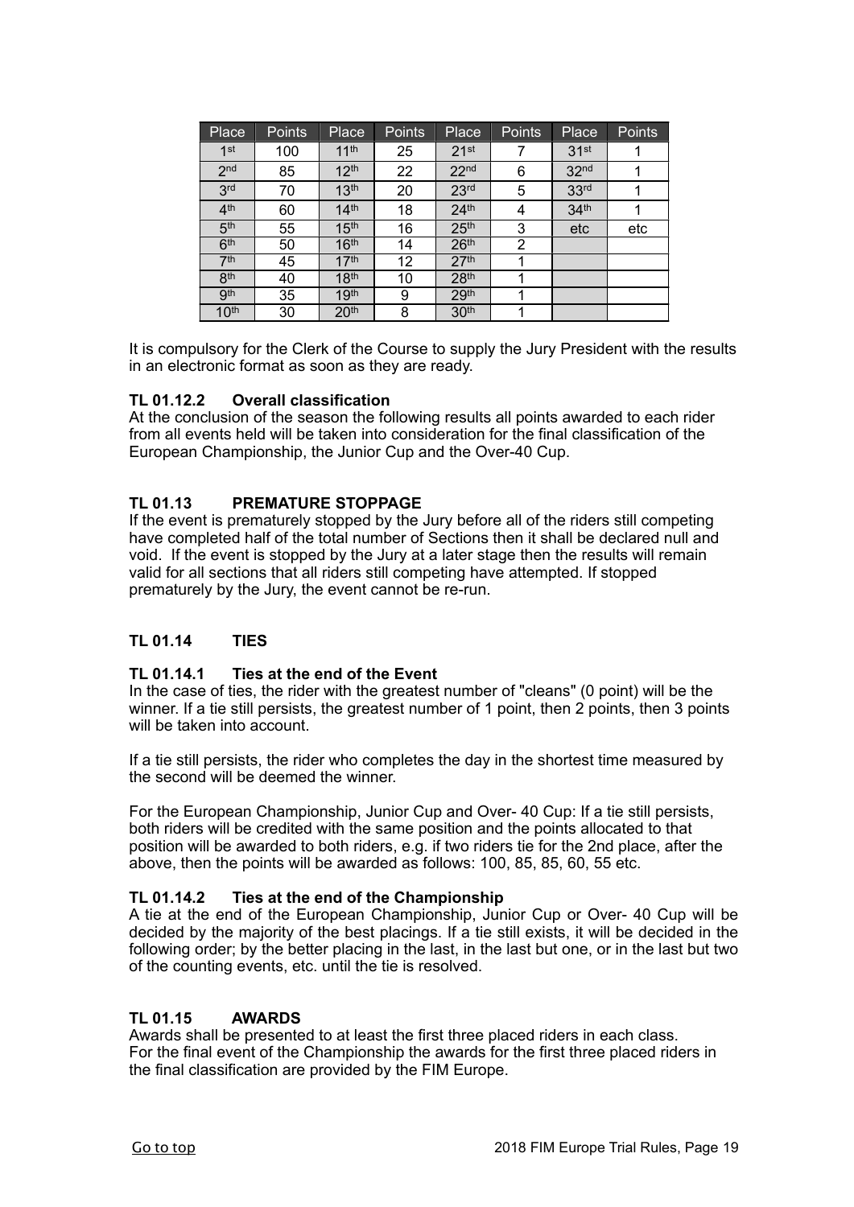| Place | Points | Place | Points | Place | Points | Place | Points |
|---|---|---|---|---|---|---|---|
| 1st | 100 | 11th | 25 | 21st | 7 | 31st | 1 |
| 2nd | 85 | 12th | 22 | 22nd | 6 | 32nd | 1 |
| 3rd | 70 | 13th | 20 | 23rd | 5 | 33rd | 1 |
| 4th | 60 | 14th | 18 | 24th | 4 | 34th | 1 |
| 5th | 55 | 15th | 16 | 25th | 3 | etc | etc |
| 6th | 50 | 16th | 14 | 26th | 2 | | |
| 7th | 45 | 17th | 12 | 27th | 1 | | |
| 8th | 40 | 18th | 10 | 28th | 1 | | |
| 9th | 35 | 19th | 9 | 29th | 1 | | |
| 10th | 30 | 20th | 8 | 30th | 1 | | |

It is compulsory for the Clerk of the Course to supply the Jury President with the results in an electronic format as soon as they are ready.

### TL 01.12.2 Overall classification

At the conclusion of the season the following results all points awarded to each rider from all events held will be taken into consideration for the final classification of the European Championship, the Junior Cup and the Over-40 Cup.

## TL 01.13 PREMATURE STOPPAGE

If the event is prematurely stopped by the Jury before all of the riders still competing have completed half of the total number of Sections then it shall be declared null and void. If the event is stopped by the Jury at a later stage then the results will remain valid for all sections that all riders still competing have attempted. If stopped prematurely by the Jury, the event cannot be re-run.

## TL 01.14 TIES

### TL 01.14.1 Ties at the end of the Event

In the case of ties, the rider with the greatest number of "cleans" (0 point) will be the winner. If a tie still persists, the greatest number of 1 point, then 2 points, then 3 points will be taken into account.

If a tie still persists, the rider who completes the day in the shortest time measured by the second will be deemed the winner.

For the European Championship, Junior Cup and Over- 40 Cup: If a tie still persists, both riders will be credited with the same position and the points allocated to that position will be awarded to both riders, e.g. if two riders tie for the 2nd place, after the above, then the points will be awarded as follows: 100, 85, 85, 60, 55 etc.

### TL 01.14.2 Ties at the end of the Championship

A tie at the end of the European Championship, Junior Cup or Over- 40 Cup will be decided by the majority of the best placings. If a tie still exists, it will be decided in the following order; by the better placing in the last, in the last but one, or in the last but two of the counting events, etc. until the tie is resolved.

## TL 01.15 AWARDS

Awards shall be presented to at least the first three placed riders in each class.
For the final event of the Championship the awards for the first three placed riders in the final classification are provided by the FIM Europe.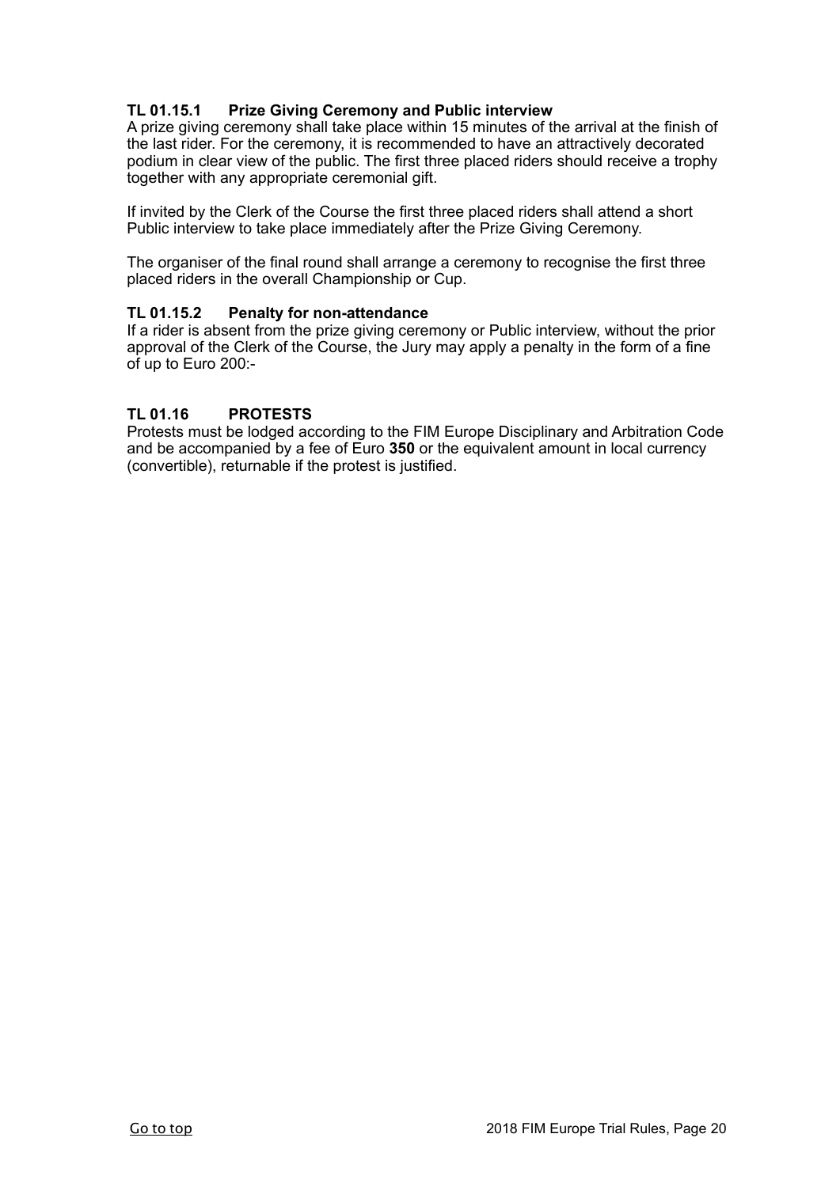### TL 01.15.1 Prize Giving Ceremony and Public interview

A prize giving ceremony shall take place within 15 minutes of the arrival at the finish of the last rider. For the ceremony, it is recommended to have an attractively decorated podium in clear view of the public. The first three placed riders should receive a trophy together with any appropriate ceremonial gift.

If invited by the Clerk of the Course the first three placed riders shall attend a short Public interview to take place immediately after the Prize Giving Ceremony.

The organiser of the final round shall arrange a ceremony to recognise the first three placed riders in the overall Championship or Cup.

### TL 01.15.2 Penalty for non-attendance

If a rider is absent from the prize giving ceremony or Public interview, without the prior approval of the Clerk of the Course, the Jury may apply a penalty in the form of a fine of up to Euro 200:-

## TL 01.16 PROTESTS

Protests must be lodged according to the FIM Europe Disciplinary and Arbitration Code and be accompanied by a fee of Euro **350** or the equivalent amount in local currency (convertible), returnable if the protest is justified.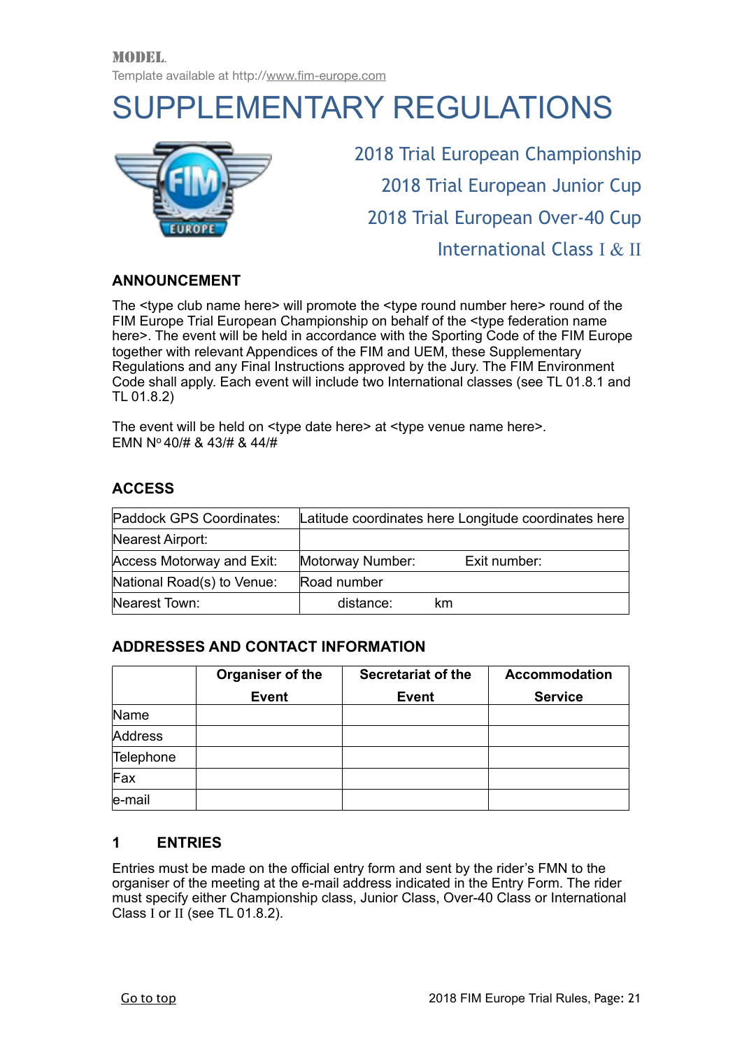MODEL.

Template available at http://www.fim-europe.com

# SUPPLEMENTARY REGULATIONS

2018 Trial European Championship

2018 Trial European Junior Cup

2018 Trial European Over-40 Cup

International Class I & II

## ANNOUNCEMENT

The <type club name here> will promote the <type round number here> round of the FIM Europe Trial European Championship on behalf of the <type federation name here>. The event will be held in accordance with the Sporting Code of the FIM Europe together with relevant Appendices of the FIM and UEM, these Supplementary Regulations and any Final Instructions approved by the Jury. The FIM Environment Code shall apply. Each event will include two International classes (see TL 01.8.1 and TL 01.8.2)

The event will be held on <type date here> at <type venue name here>.
EMN Nº 40/# & 43/# & 44/#

## ACCESS

| Paddock GPS Coordinates: | Latitude coordinates here Longitude coordinates here |
|---|---|
| Nearest Airport: | |
| Access Motorway and Exit: | Motorway Number: Exit number: |
| National Road(s) to Venue: | Road number |
| Nearest Town: | distance: km |

## ADDRESSES AND CONTACT INFORMATION

| | Organiser of the Event | Secretariat of the Event | Accommodation Service |
|---|---|---|---|
| Name | | | |
| Address | | | |
| Telephone | | | |
| Fax | | | |
| e-mail | | | |

## 1 ENTRIES

Entries must be made on the official entry form and sent by the rider's FMN to the organiser of the meeting at the e-mail address indicated in the Entry Form. The rider must specify either Championship class, Junior Class, Over-40 Class or International Class I or II (see TL 01.8.2).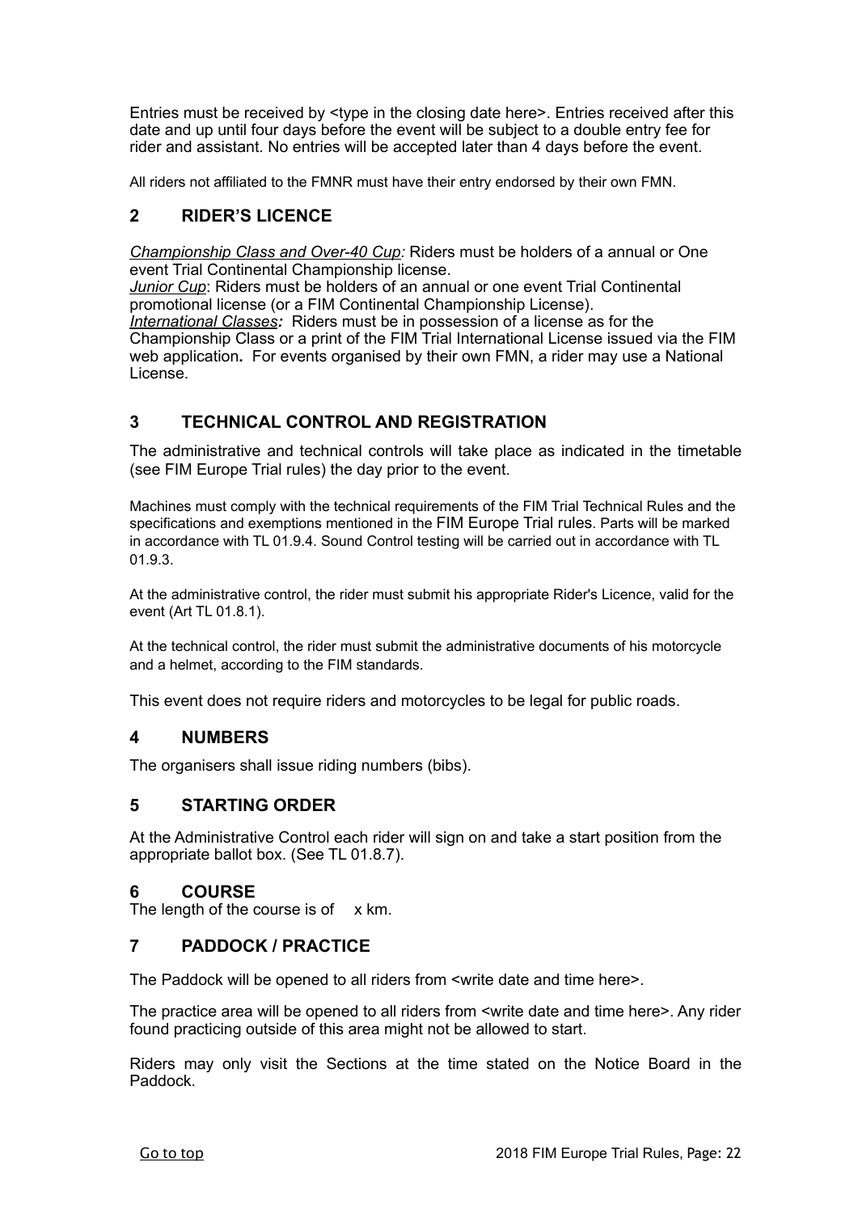Entries must be received by <type in the closing date here>. Entries received after this date and up until four days before the event will be subject to a double entry fee for rider and assistant. No entries will be accepted later than 4 days before the event.

All riders not affiliated to the FMNR must have their entry endorsed by their own FMN.

## 2 RIDER'S LICENCE

*Championship Class and Over-40 Cup:* Riders must be holders of a annual or One event Trial Continental Championship license.
*Junior Cup*: Riders must be holders of an annual or one event Trial Continental promotional license (or a FIM Continental Championship License).
***International Classes:*** Riders must be in possession of a license as for the Championship Class or a print of the FIM Trial International License issued via the FIM web application**.** For events organised by their own FMN, a rider may use a National License.

## 3 TECHNICAL CONTROL AND REGISTRATION

The administrative and technical controls will take place as indicated in the timetable (see FIM Europe Trial rules) the day prior to the event.

Machines must comply with the technical requirements of the FIM Trial Technical Rules and the specifications and exemptions mentioned in the FIM Europe Trial rules. Parts will be marked in accordance with TL 01.9.4. Sound Control testing will be carried out in accordance with TL 01.9.3.

At the administrative control, the rider must submit his appropriate Rider's Licence, valid for the event (Art TL 01.8.1).

At the technical control, the rider must submit the administrative documents of his motorcycle and a helmet, according to the FIM standards.

This event does not require riders and motorcycles to be legal for public roads.

## 4 NUMBERS

The organisers shall issue riding numbers (bibs).

## 5 STARTING ORDER

At the Administrative Control each rider will sign on and take a start position from the appropriate ballot box. (See TL 01.8.7).

## 6 COURSE

The length of the course is of x km.

## 7 PADDOCK / PRACTICE

The Paddock will be opened to all riders from <write date and time here>.

The practice area will be opened to all riders from <write date and time here>. Any rider found practicing outside of this area might not be allowed to start.

Riders may only visit the Sections at the time stated on the Notice Board in the Paddock.

Go to top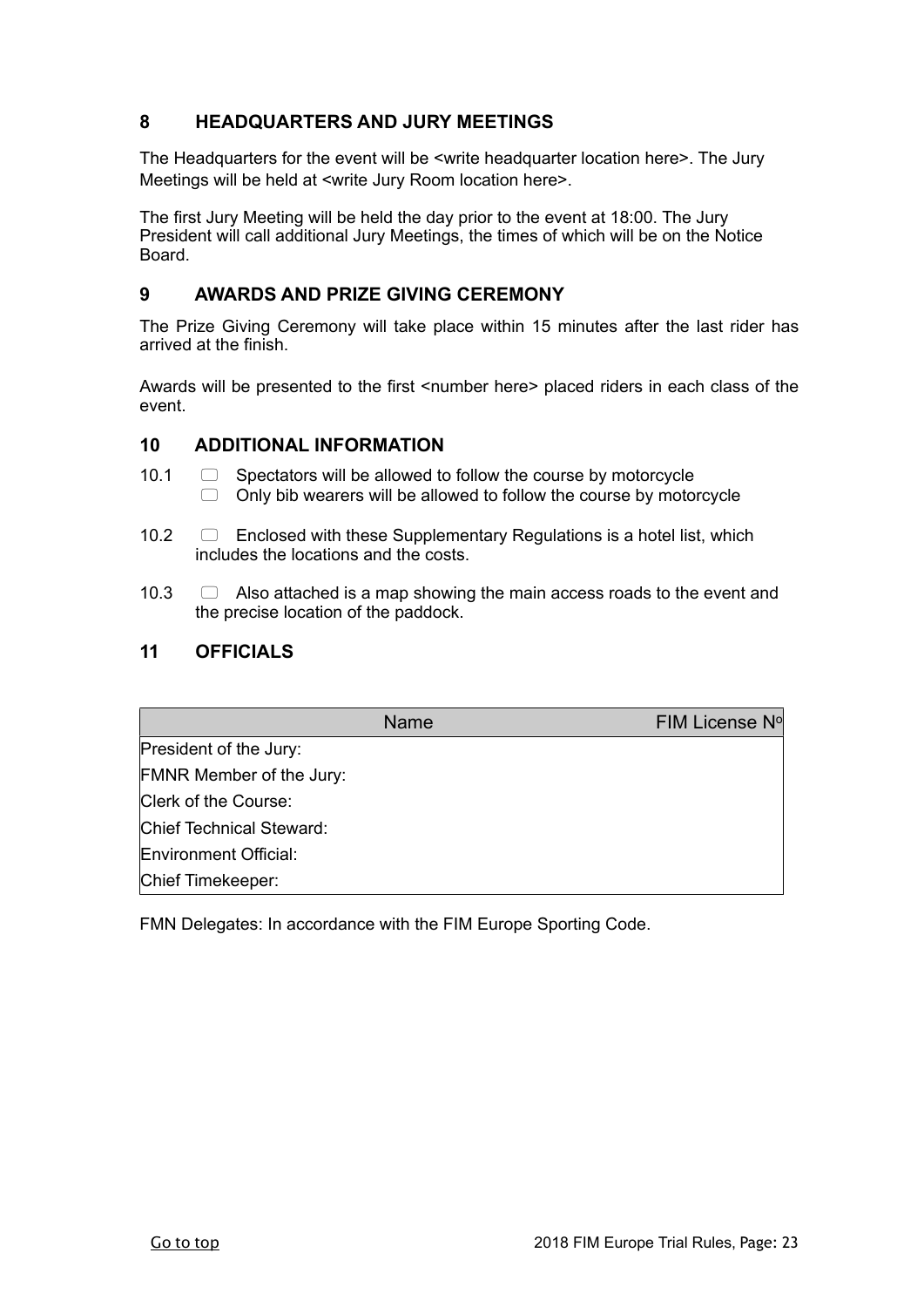## 8 HEADQUARTERS AND JURY MEETINGS

The Headquarters for the event will be <write headquarter location here>. The Jury Meetings will be held at <write Jury Room location here>.

The first Jury Meeting will be held the day prior to the event at 18:00. The Jury President will call additional Jury Meetings, the times of which will be on the Notice Board.

## 9 AWARDS AND PRIZE GIVING CEREMONY

The Prize Giving Ceremony will take place within 15 minutes after the last rider has arrived at the finish.

Awards will be presented to the first <number here> placed riders in each class of the event.

## 10 ADDITIONAL INFORMATION

10.1 ☐ Spectators will be allowed to follow the course by motorcycle
☐ Only bib wearers will be allowed to follow the course by motorcycle

10.2 ☐ Enclosed with these Supplementary Regulations is a hotel list, which includes the locations and the costs.

10.3 ☐ Also attached is a map showing the main access roads to the event and the precise location of the paddock.

## 11 OFFICIALS

| Name | FIM License Nº |
|---|---|
| President of the Jury: | |
| FMNR Member of the Jury: | |
| Clerk of the Course: | |
| Chief Technical Steward: | |
| Environment Official: | |
| Chief Timekeeper: | |

FMN Delegates: In accordance with the FIM Europe Sporting Code.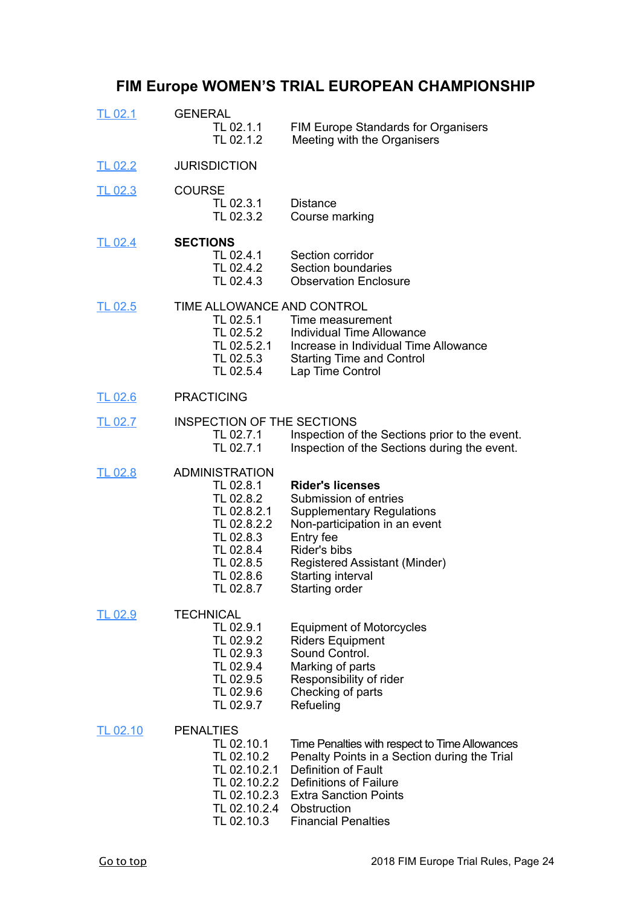# FIM Europe WOMEN'S TRIAL EUROPEAN CHAMPIONSHIP

[TL 02.1](#) GENERAL
- TL 02.1.1 FIM Europe Standards for Organisers
- TL 02.1.2 Meeting with the Organisers

[TL 02.2](#) JURISDICTION

[TL 02.3](#) COURSE
- TL 02.3.1 Distance
- TL 02.3.2 Course marking

[TL 02.4](#) **SECTIONS**
- TL 02.4.1 Section corridor
- TL 02.4.2 Section boundaries
- TL 02.4.3 Observation Enclosure

[TL 02.5](#) TIME ALLOWANCE AND CONTROL
- TL 02.5.1 Time measurement
- TL 02.5.2 Individual Time Allowance
- TL 02.5.2.1 Increase in Individual Time Allowance
- TL 02.5.3 Starting Time and Control
- TL 02.5.4 Lap Time Control

[TL 02.6](#) PRACTICING

[TL 02.7](#) INSPECTION OF THE SECTIONS
- TL 02.7.1 Inspection of the Sections prior to the event.
- TL 02.7.1 Inspection of the Sections during the event.

[TL 02.8](#) ADMINISTRATION
- TL 02.8.1 **Rider's licenses**
- TL 02.8.2 Submission of entries
- TL 02.8.2.1 Supplementary Regulations
- TL 02.8.2.2 Non-participation in an event
- TL 02.8.3 Entry fee
- TL 02.8.4 Rider's bibs
- TL 02.8.5 Registered Assistant (Minder)
- TL 02.8.6 Starting interval
- TL 02.8.7 Starting order

[TL 02.9](#) TECHNICAL
- TL 02.9.1 Equipment of Motorcycles
- TL 02.9.2 Riders Equipment
- TL 02.9.3 Sound Control.
- TL 02.9.4 Marking of parts
- TL 02.9.5 Responsibility of rider
- TL 02.9.6 Checking of parts
- TL 02.9.7 Refueling

[TL 02.10](#) PENALTIES
- TL 02.10.1 Time Penalties with respect to Time Allowances
- TL 02.10.2 Penalty Points in a Section during the Trial
- TL 02.10.2.1 Definition of Fault
- TL 02.10.2.2 Definitions of Failure
- TL 02.10.2.3 Extra Sanction Points
- TL 02.10.2.4 Obstruction
- TL 02.10.3 Financial Penalties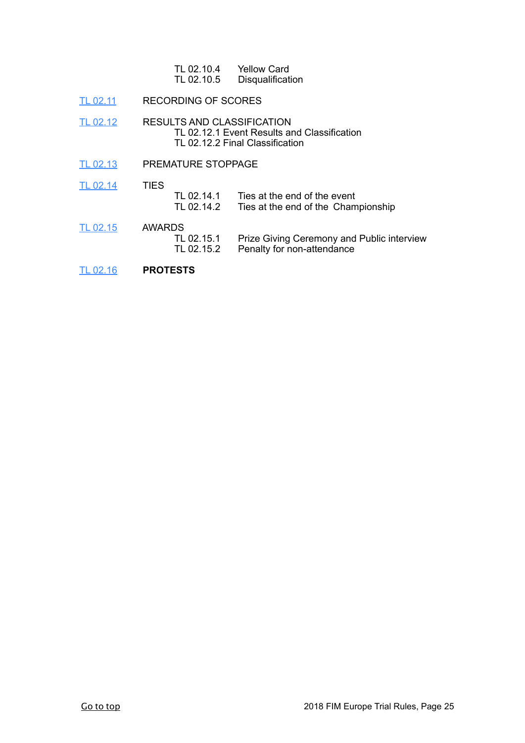TL 02.10.4 Yellow Card
TL 02.10.5 Disqualification

TL 02.11 RECORDING OF SCORES

TL 02.12 RESULTS AND CLASSIFICATION
TL 02.12.1 Event Results and Classification
TL 02.12.2 Final Classification

TL 02.13 PREMATURE STOPPAGE

TL 02.14 TIES
TL 02.14.1 Ties at the end of the event
TL 02.14.2 Ties at the end of the Championship

TL 02.15 AWARDS
TL 02.15.1 Prize Giving Ceremony and Public interview
TL 02.15.2 Penalty for non-attendance

TL 02.16 **PROTESTS**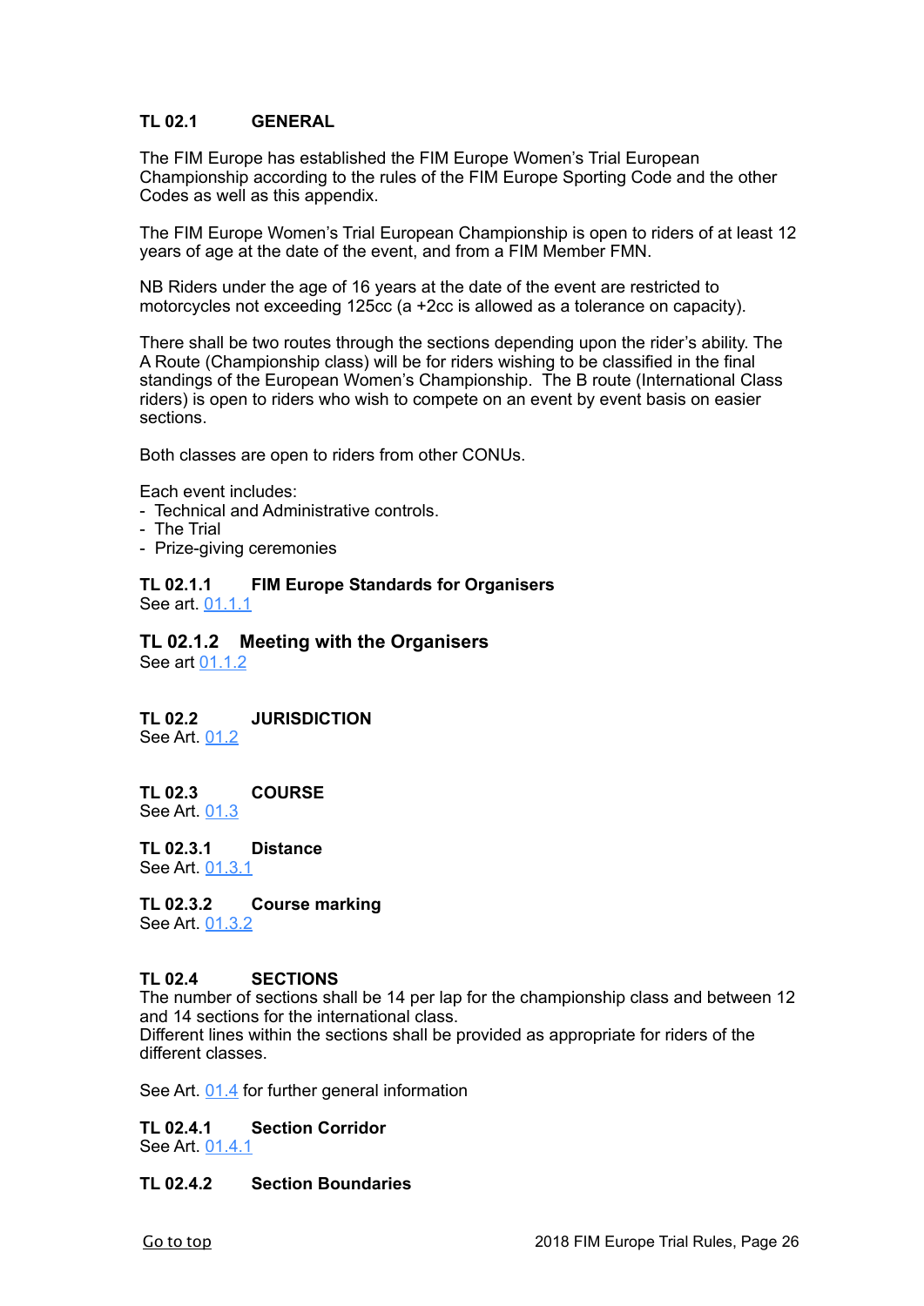### TL 02.1 GENERAL

The FIM Europe has established the FIM Europe Women's Trial European Championship according to the rules of the FIM Europe Sporting Code and the other Codes as well as this appendix.

The FIM Europe Women's Trial European Championship is open to riders of at least 12 years of age at the date of the event, and from a FIM Member FMN.

NB Riders under the age of 16 years at the date of the event are restricted to motorcycles not exceeding 125cc (a +2cc is allowed as a tolerance on capacity).

There shall be two routes through the sections depending upon the rider's ability. The A Route (Championship class) will be for riders wishing to be classified in the final standings of the European Women's Championship. The B route (International Class riders) is open to riders who wish to compete on an event by event basis on easier sections.

Both classes are open to riders from other CONUs.

Each event includes:
- Technical and Administrative controls.
- The Trial
- Prize-giving ceremonies

#### TL 02.1.1 FIM Europe Standards for Organisers

See art. 01.1.1

#### TL 02.1.2 Meeting with the Organisers

See art 01.1.2

### TL 02.2 JURISDICTION

See Art. 01.2

### TL 02.3 COURSE

See Art. 01.3

#### TL 02.3.1 Distance

See Art. 01.3.1

#### TL 02.3.2 Course marking

See Art. 01.3.2

### TL 02.4 SECTIONS

The number of sections shall be 14 per lap for the championship class and between 12 and 14 sections for the international class.
Different lines within the sections shall be provided as appropriate for riders of the different classes.

See Art. 01.4 for further general information

#### TL 02.4.1 Section Corridor

See Art. 01.4.1

#### TL 02.4.2 Section Boundaries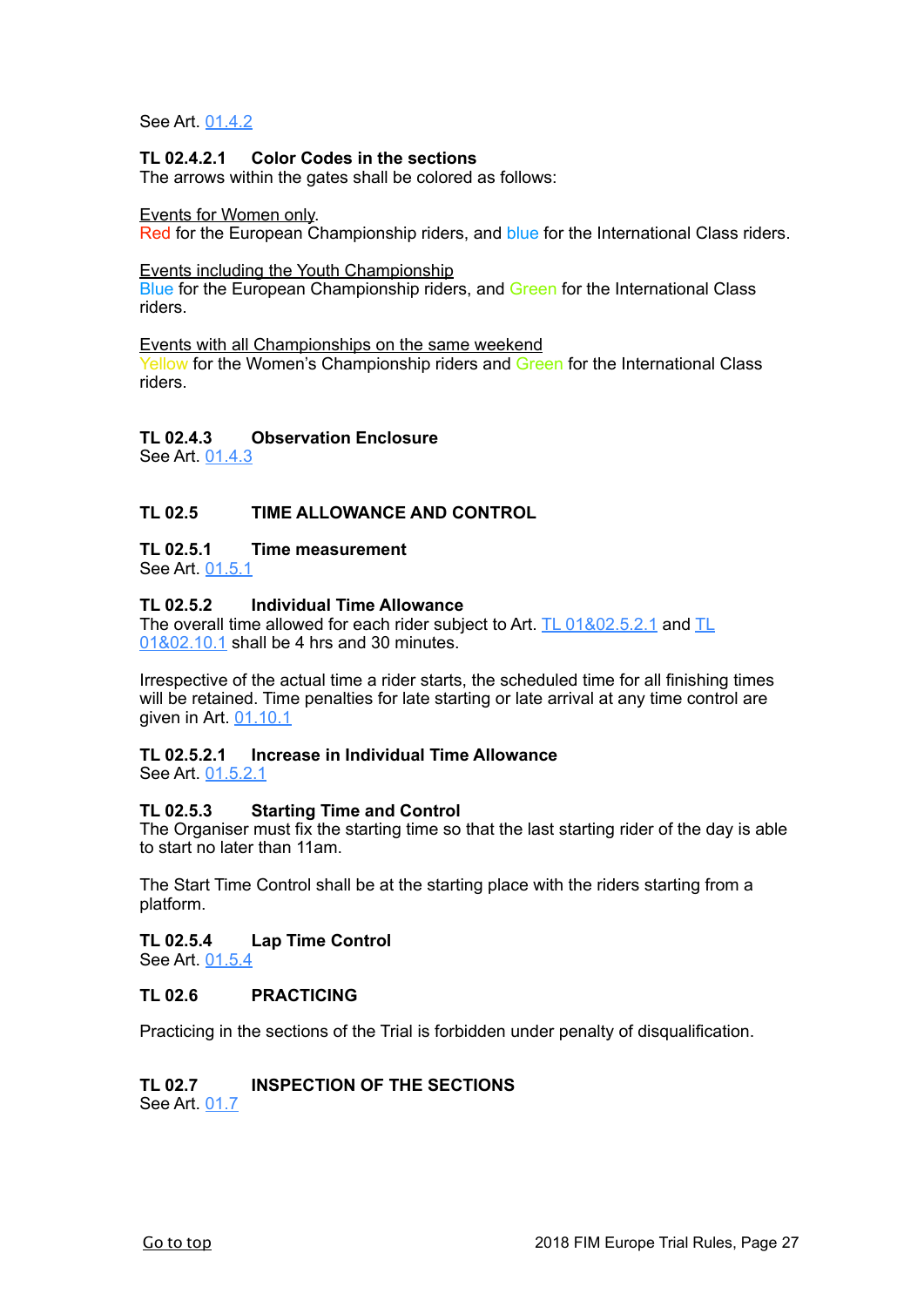See Art. 01.4.2

**TL 02.4.2.1 Color Codes in the sections**

The arrows within the gates shall be colored as follows:

Events for Women only.
Red for the European Championship riders, and blue for the International Class riders.

Events including the Youth Championship
Blue for the European Championship riders, and Green for the International Class riders.

Events with all Championships on the same weekend
Yellow for the Women's Championship riders and Green for the International Class riders.

**TL 02.4.3 Observation Enclosure**

See Art. 01.4.3

## TL 02.5 TIME ALLOWANCE AND CONTROL

**TL 02.5.1 Time measurement**

See Art. 01.5.1

**TL 02.5.2 Individual Time Allowance**

The overall time allowed for each rider subject to Art. TL 01&02.5.2.1 and TL 01&02.10.1 shall be 4 hrs and 30 minutes.

Irrespective of the actual time a rider starts, the scheduled time for all finishing times will be retained. Time penalties for late starting or late arrival at any time control are given in Art. 01.10.1

**TL 02.5.2.1 Increase in Individual Time Allowance**

See Art. 01.5.2.1

**TL 02.5.3 Starting Time and Control**

The Organiser must fix the starting time so that the last starting rider of the day is able to start no later than 11am.

The Start Time Control shall be at the starting place with the riders starting from a platform.

**TL 02.5.4 Lap Time Control**

See Art. 01.5.4

## TL 02.6 PRACTICING

Practicing in the sections of the Trial is forbidden under penalty of disqualification.

## TL 02.7 INSPECTION OF THE SECTIONS

See Art. 01.7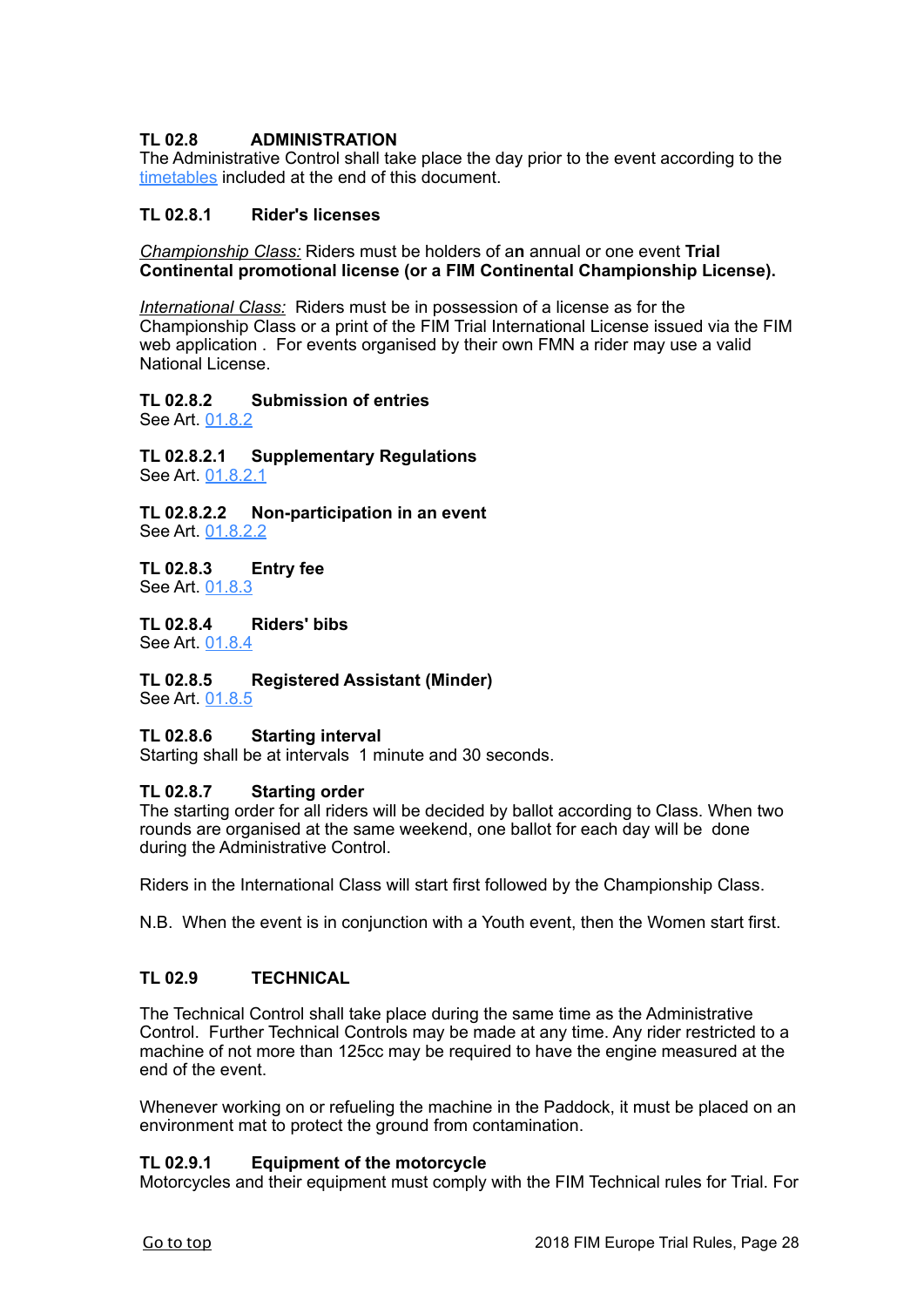## TL 02.8 ADMINISTRATION

The Administrative Control shall take place the day prior to the event according to the timetables included at the end of this document.

### TL 02.8.1 Rider's licenses

*Championship Class:* Riders must be holders of an annual or one event **Trial Continental promotional license (or a FIM Continental Championship License).**

*International Class:* Riders must be in possession of a license as for the Championship Class or a print of the FIM Trial International License issued via the FIM web application . For events organised by their own FMN a rider may use a valid National License.

### TL 02.8.2 Submission of entries

See Art. 01.8.2

#### TL 02.8.2.1 Supplementary Regulations

See Art. 01.8.2.1

#### TL 02.8.2.2 Non-participation in an event

See Art. 01.8.2.2

### TL 02.8.3 Entry fee

See Art. 01.8.3

### TL 02.8.4 Riders' bibs

See Art. 01.8.4

### TL 02.8.5 Registered Assistant (Minder)

See Art. 01.8.5

### TL 02.8.6 Starting interval

Starting shall be at intervals 1 minute and 30 seconds.

### TL 02.8.7 Starting order

The starting order for all riders will be decided by ballot according to Class. When two rounds are organised at the same weekend, one ballot for each day will be done during the Administrative Control.

Riders in the International Class will start first followed by the Championship Class.

N.B. When the event is in conjunction with a Youth event, then the Women start first.

## TL 02.9 TECHNICAL

The Technical Control shall take place during the same time as the Administrative Control. Further Technical Controls may be made at any time. Any rider restricted to a machine of not more than 125cc may be required to have the engine measured at the end of the event.

Whenever working on or refueling the machine in the Paddock, it must be placed on an environment mat to protect the ground from contamination.

### TL 02.9.1 Equipment of the motorcycle

Motorcycles and their equipment must comply with the FIM Technical rules for Trial. For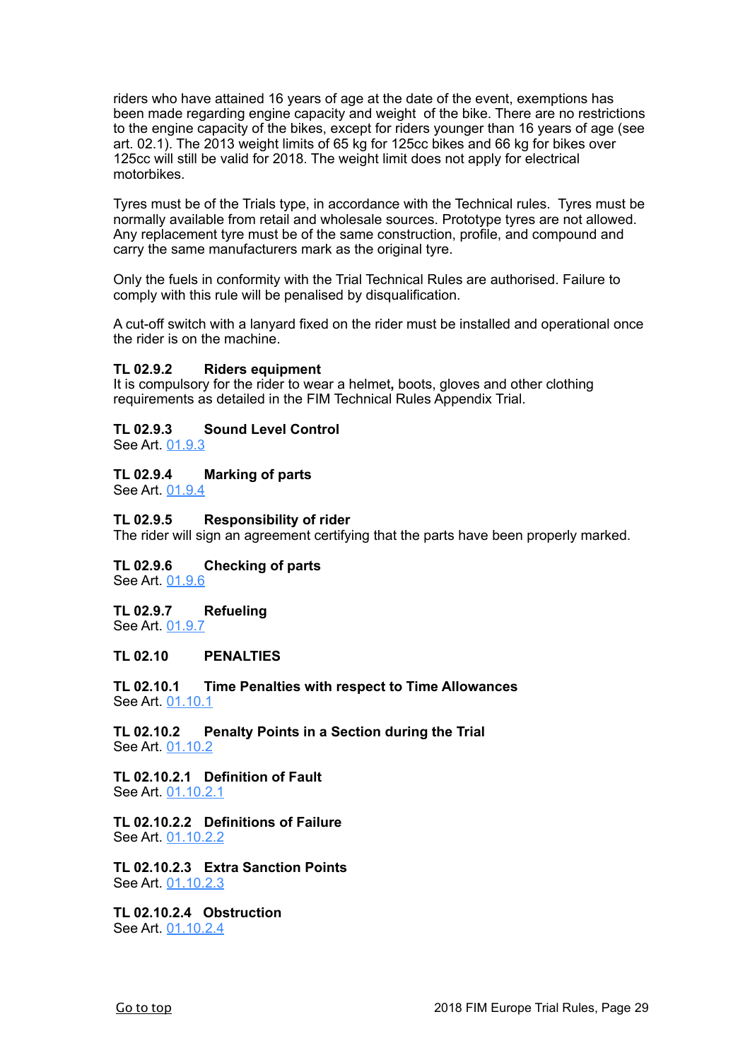riders who have attained 16 years of age at the date of the event, exemptions has been made regarding engine capacity and weight of the bike. There are no restrictions to the engine capacity of the bikes, except for riders younger than 16 years of age (see art. 02.1). The 2013 weight limits of 65 kg for 125cc bikes and 66 kg for bikes over 125cc will still be valid for 2018. The weight limit does not apply for electrical motorbikes.

Tyres must be of the Trials type, in accordance with the Technical rules. Tyres must be normally available from retail and wholesale sources. Prototype tyres are not allowed. Any replacement tyre must be of the same construction, profile, and compound and carry the same manufacturers mark as the original tyre.

Only the fuels in conformity with the Trial Technical Rules are authorised. Failure to comply with this rule will be penalised by disqualification.

A cut-off switch with a lanyard fixed on the rider must be installed and operational once the rider is on the machine.

**TL 02.9.2 Riders equipment**
It is compulsory for the rider to wear a helmet**,** boots, gloves and other clothing requirements as detailed in the FIM Technical Rules Appendix Trial.

**TL 02.9.3 Sound Level Control**
See Art. 01.9.3

**TL 02.9.4 Marking of parts**
See Art. 01.9.4

**TL 02.9.5 Responsibility of rider**
The rider will sign an agreement certifying that the parts have been properly marked.

**TL 02.9.6 Checking of parts**
See Art. 01.9.6

**TL 02.9.7 Refueling**
See Art. 01.9.7

**TL 02.10 PENALTIES**

**TL 02.10.1 Time Penalties with respect to Time Allowances**
See Art. 01.10.1

**TL 02.10.2 Penalty Points in a Section during the Trial**
See Art. 01.10.2

**TL 02.10.2.1 Definition of Fault**
See Art. 01.10.2.1

**TL 02.10.2.2 Definitions of Failure**
See Art. 01.10.2.2

**TL 02.10.2.3 Extra Sanction Points**
See Art. 01.10.2.3

**TL 02.10.2.4 Obstruction**
See Art. 01.10.2.4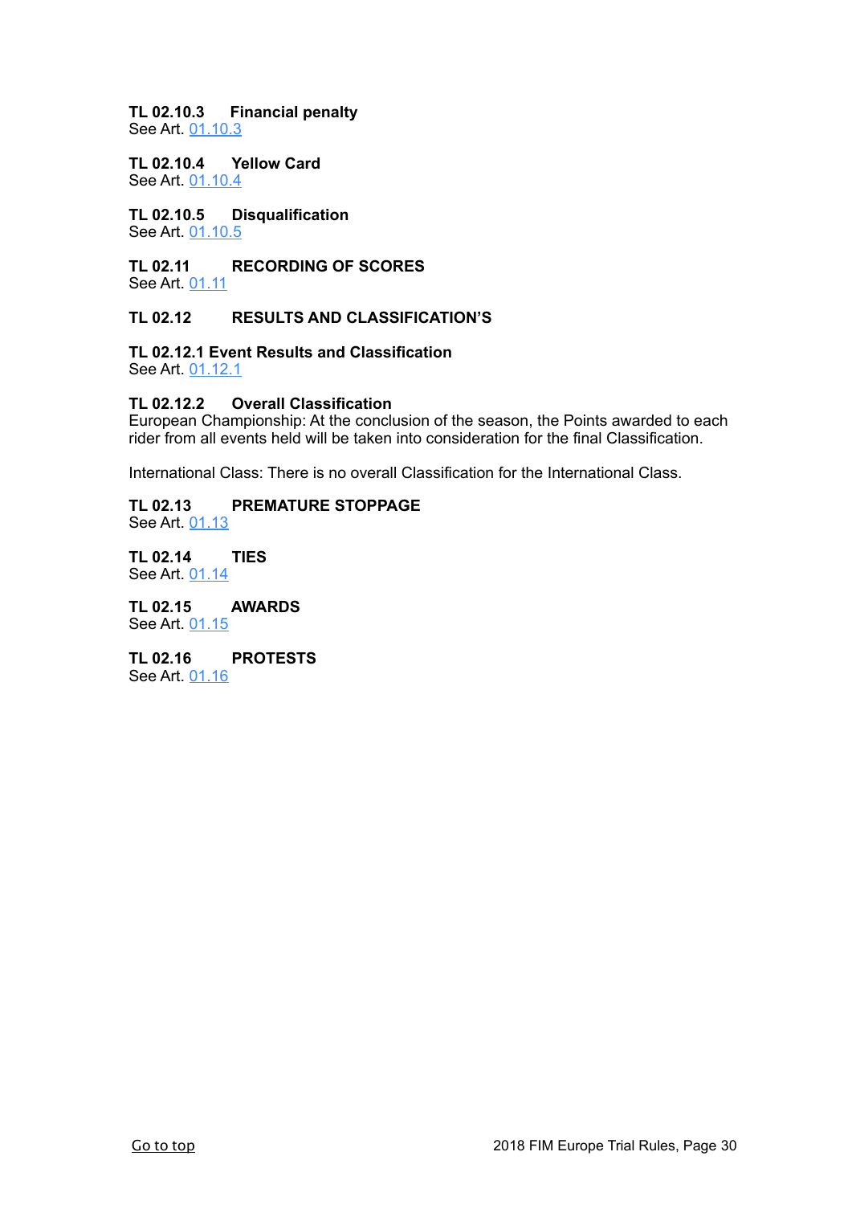**TL 02.10.3 Financial penalty**
See Art. 01.10.3

**TL 02.10.4 Yellow Card**
See Art. 01.10.4

**TL 02.10.5 Disqualification**
See Art. 01.10.5

## TL 02.11 RECORDING OF SCORES
See Art. 01.11

## TL 02.12 RESULTS AND CLASSIFICATION'S

**TL 02.12.1 Event Results and Classification**
See Art. 01.12.1

**TL 02.12.2 Overall Classification**
European Championship: At the conclusion of the season, the Points awarded to each rider from all events held will be taken into consideration for the final Classification.

International Class: There is no overall Classification for the International Class.

## TL 02.13 PREMATURE STOPPAGE
See Art. 01.13

## TL 02.14 TIES
See Art. 01.14

## TL 02.15 AWARDS
See Art. 01.15

## TL 02.16 PROTESTS
See Art. 01.16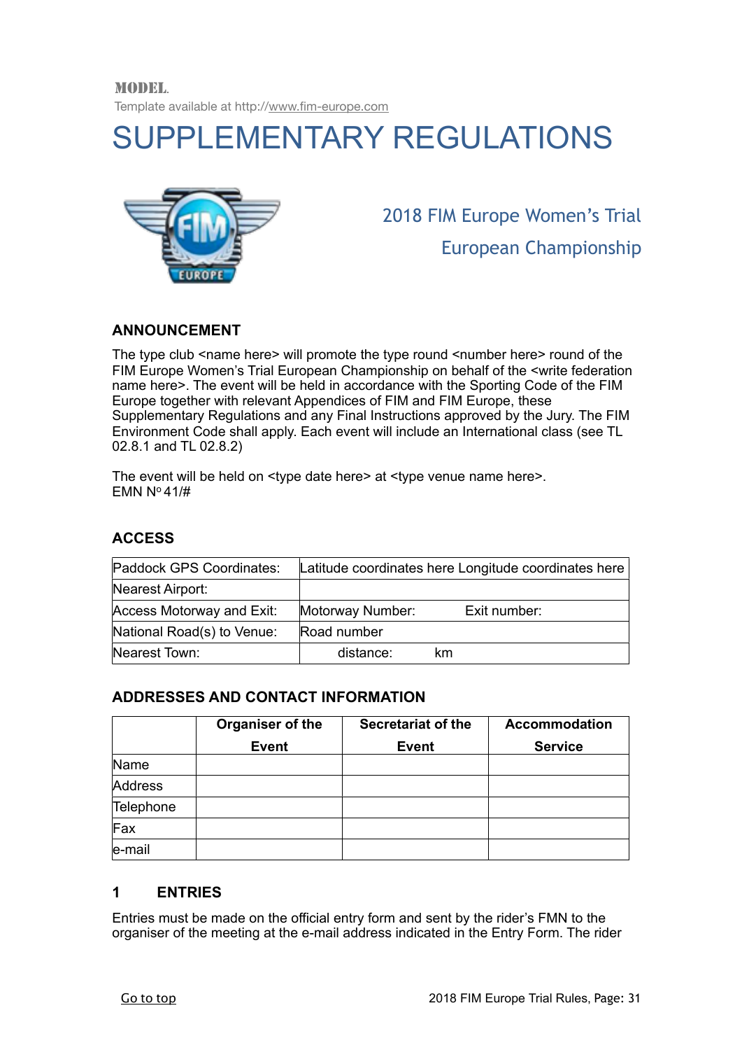**MODEL.**

Template available at http://www.fim-europe.com

# SUPPLEMENTARY REGULATIONS

2018 FIM Europe Women's Trial European Championship

## ANNOUNCEMENT

The type club <name here> will promote the type round <number here> round of the FIM Europe Women's Trial European Championship on behalf of the <write federation name here>. The event will be held in accordance with the Sporting Code of the FIM Europe together with relevant Appendices of FIM and FIM Europe, these Supplementary Regulations and any Final Instructions approved by the Jury. The FIM Environment Code shall apply. Each event will include an International class (see TL 02.8.1 and TL 02.8.2)

The event will be held on <type date here> at <type venue name here>.
EMN Nº 41/#

## ACCESS

| | |
|---|---|
| Paddock GPS Coordinates: | Latitude coordinates here Longitude coordinates here |
| Nearest Airport: | |
| Access Motorway and Exit: | Motorway Number: Exit number: |
| National Road(s) to Venue: | Road number |
| Nearest Town: | distance: km |

## ADDRESSES AND CONTACT INFORMATION

| | Organiser of the Event | Secretariat of the Event | Accommodation Service |
|---|---|---|---|
| Name | | | |
| Address | | | |
| Telephone | | | |
| Fax | | | |
| e-mail | | | |

## 1 ENTRIES

Entries must be made on the official entry form and sent by the rider's FMN to the organiser of the meeting at the e-mail address indicated in the Entry Form. The rider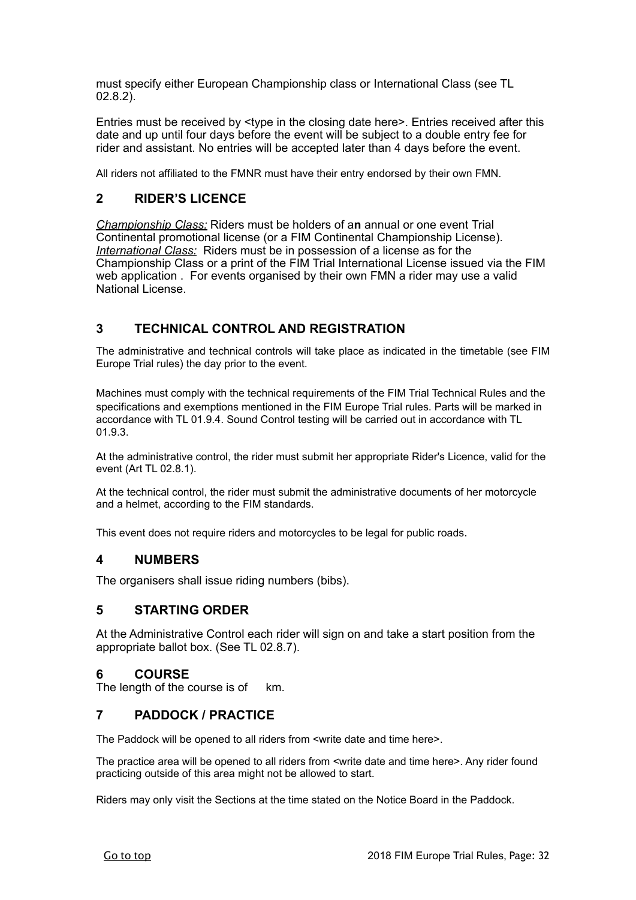must specify either European Championship class or International Class (see TL 02.8.2).

Entries must be received by <type in the closing date here>. Entries received after this date and up until four days before the event will be subject to a double entry fee for rider and assistant. No entries will be accepted later than 4 days before the event.

All riders not affiliated to the FMNR must have their entry endorsed by their own FMN.

## 2 RIDER'S LICENCE

*Championship Class:* Riders must be holders of a**n** annual or one event Trial Continental promotional license (or a FIM Continental Championship License).
*International Class:* Riders must be in possession of a license as for the Championship Class or a print of the FIM Trial International License issued via the FIM web application . For events organised by their own FMN a rider may use a valid National License.

## 3 TECHNICAL CONTROL AND REGISTRATION

The administrative and technical controls will take place as indicated in the timetable (see FIM Europe Trial rules) the day prior to the event.

Machines must comply with the technical requirements of the FIM Trial Technical Rules and the specifications and exemptions mentioned in the FIM Europe Trial rules. Parts will be marked in accordance with TL 01.9.4. Sound Control testing will be carried out in accordance with TL 01.9.3.

At the administrative control, the rider must submit her appropriate Rider's Licence, valid for the event (Art TL 02.8.1).

At the technical control, the rider must submit the administrative documents of her motorcycle and a helmet, according to the FIM standards.

This event does not require riders and motorcycles to be legal for public roads.

## 4 NUMBERS

The organisers shall issue riding numbers (bibs).

## 5 STARTING ORDER

At the Administrative Control each rider will sign on and take a start position from the appropriate ballot box. (See TL 02.8.7).

## 6 COURSE

The length of the course is of km.

## 7 PADDOCK / PRACTICE

The Paddock will be opened to all riders from <write date and time here>.

The practice area will be opened to all riders from <write date and time here>. Any rider found practicing outside of this area might not be allowed to start.

Riders may only visit the Sections at the time stated on the Notice Board in the Paddock.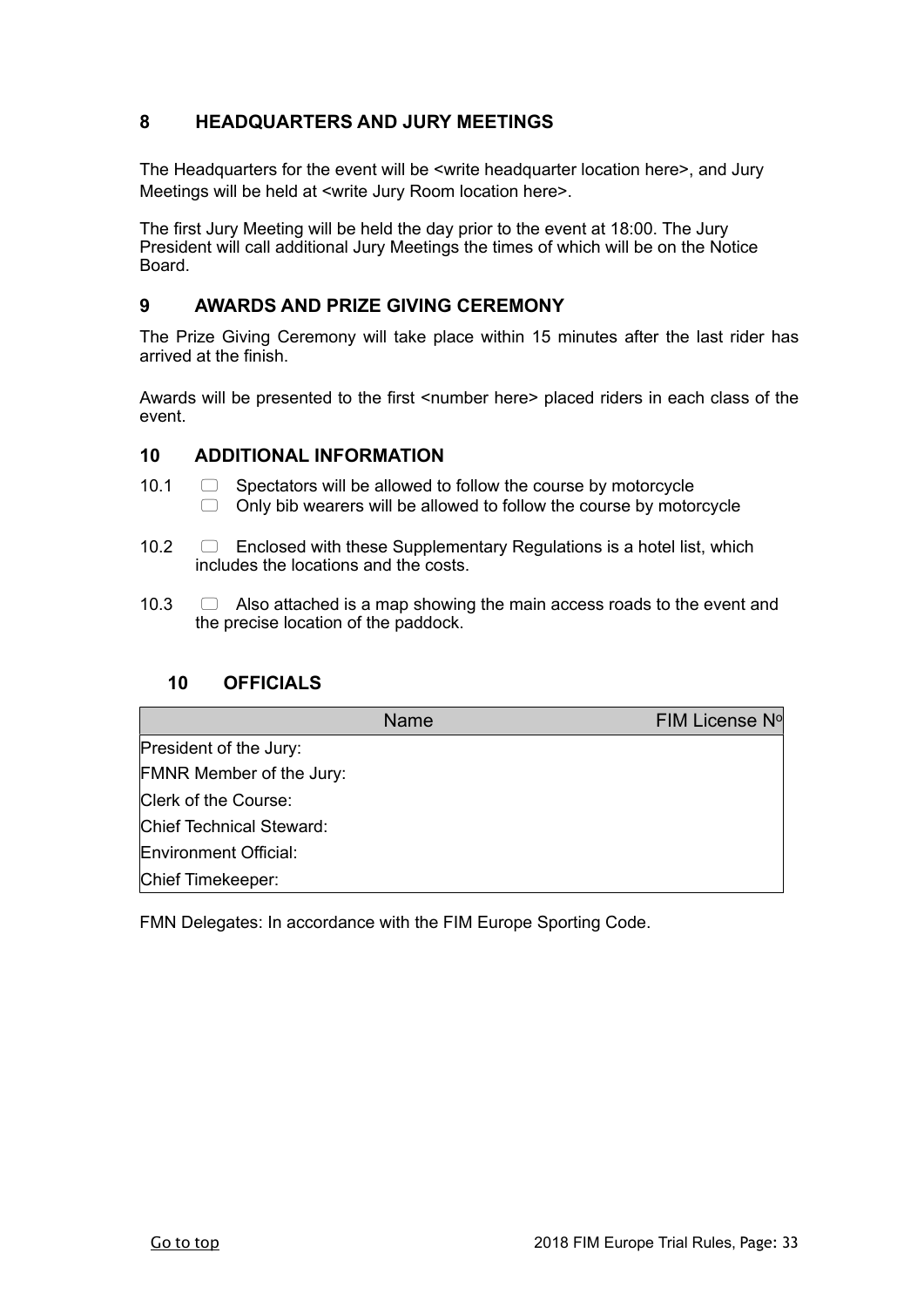## 8 HEADQUARTERS AND JURY MEETINGS

The Headquarters for the event will be <write headquarter location here>, and Jury Meetings will be held at <write Jury Room location here>.

The first Jury Meeting will be held the day prior to the event at 18:00. The Jury President will call additional Jury Meetings the times of which will be on the Notice Board.

## 9 AWARDS AND PRIZE GIVING CEREMONY

The Prize Giving Ceremony will take place within 15 minutes after the last rider has arrived at the finish.

Awards will be presented to the first <number here> placed riders in each class of the event.

## 10 ADDITIONAL INFORMATION

10.1 ☐ Spectators will be allowed to follow the course by motorcycle
☐ Only bib wearers will be allowed to follow the course by motorcycle

10.2 ☐ Enclosed with these Supplementary Regulations is a hotel list, which includes the locations and the costs.

10.3 ☐ Also attached is a map showing the main access roads to the event and the precise location of the paddock.

## 10 OFFICIALS

| | Name | FIM License Nº |
|---|---|---|
| President of the Jury: | | |
| FMNR Member of the Jury: | | |
| Clerk of the Course: | | |
| Chief Technical Steward: | | |
| Environment Official: | | |
| Chief Timekeeper: | | |

FMN Delegates: In accordance with the FIM Europe Sporting Code.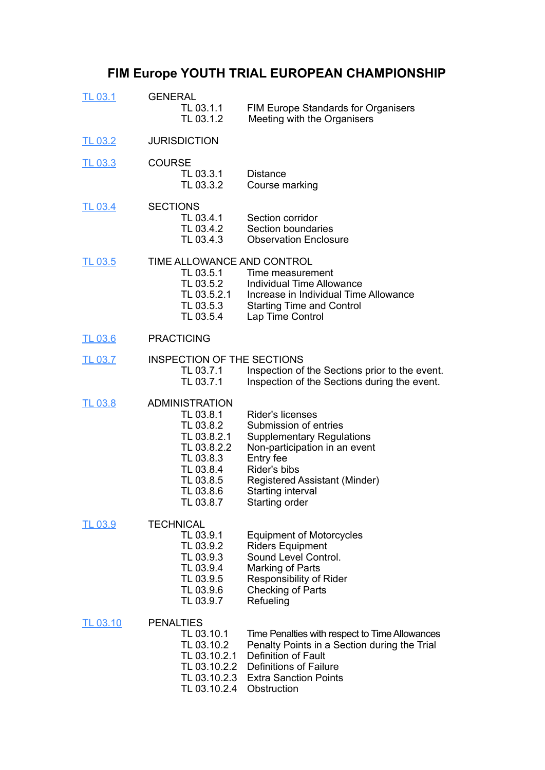# FIM Europe YOUTH TRIAL EUROPEAN CHAMPIONSHIP

[TL 03.1] GENERAL
- TL 03.1.1 FIM Europe Standards for Organisers
- TL 03.1.2 Meeting with the Organisers

[TL 03.2] JURISDICTION

[TL 03.3] COURSE
- TL 03.3.1 Distance
- TL 03.3.2 Course marking

[TL 03.4] SECTIONS
- TL 03.4.1 Section corridor
- TL 03.4.2 Section boundaries
- TL 03.4.3 Observation Enclosure

[TL 03.5] TIME ALLOWANCE AND CONTROL
- TL 03.5.1 Time measurement
- TL 03.5.2 Individual Time Allowance
- TL 03.5.2.1 Increase in Individual Time Allowance
- TL 03.5.3 Starting Time and Control
- TL 03.5.4 Lap Time Control

[TL 03.6] PRACTICING

[TL 03.7] INSPECTION OF THE SECTIONS
- TL 03.7.1 Inspection of the Sections prior to the event.
- TL 03.7.1 Inspection of the Sections during the event.

[TL 03.8] ADMINISTRATION
- TL 03.8.1 Rider's licenses
- TL 03.8.2 Submission of entries
- TL 03.8.2.1 Supplementary Regulations
- TL 03.8.2.2 Non-participation in an event
- TL 03.8.3 Entry fee
- TL 03.8.4 Rider's bibs
- TL 03.8.5 Registered Assistant (Minder)
- TL 03.8.6 Starting interval
- TL 03.8.7 Starting order

[TL 03.9] TECHNICAL
- TL 03.9.1 Equipment of Motorcycles
- TL 03.9.2 Riders Equipment
- TL 03.9.3 Sound Level Control.
- TL 03.9.4 Marking of Parts
- TL 03.9.5 Responsibility of Rider
- TL 03.9.6 Checking of Parts
- TL 03.9.7 Refueling

[TL 03.10] PENALTIES
- TL 03.10.1 Time Penalties with respect to Time Allowances
- TL 03.10.2 Penalty Points in a Section during the Trial
- TL 03.10.2.1 Definition of Fault
- TL 03.10.2.2 Definitions of Failure
- TL 03.10.2.3 Extra Sanction Points
- TL 03.10.2.4 Obstruction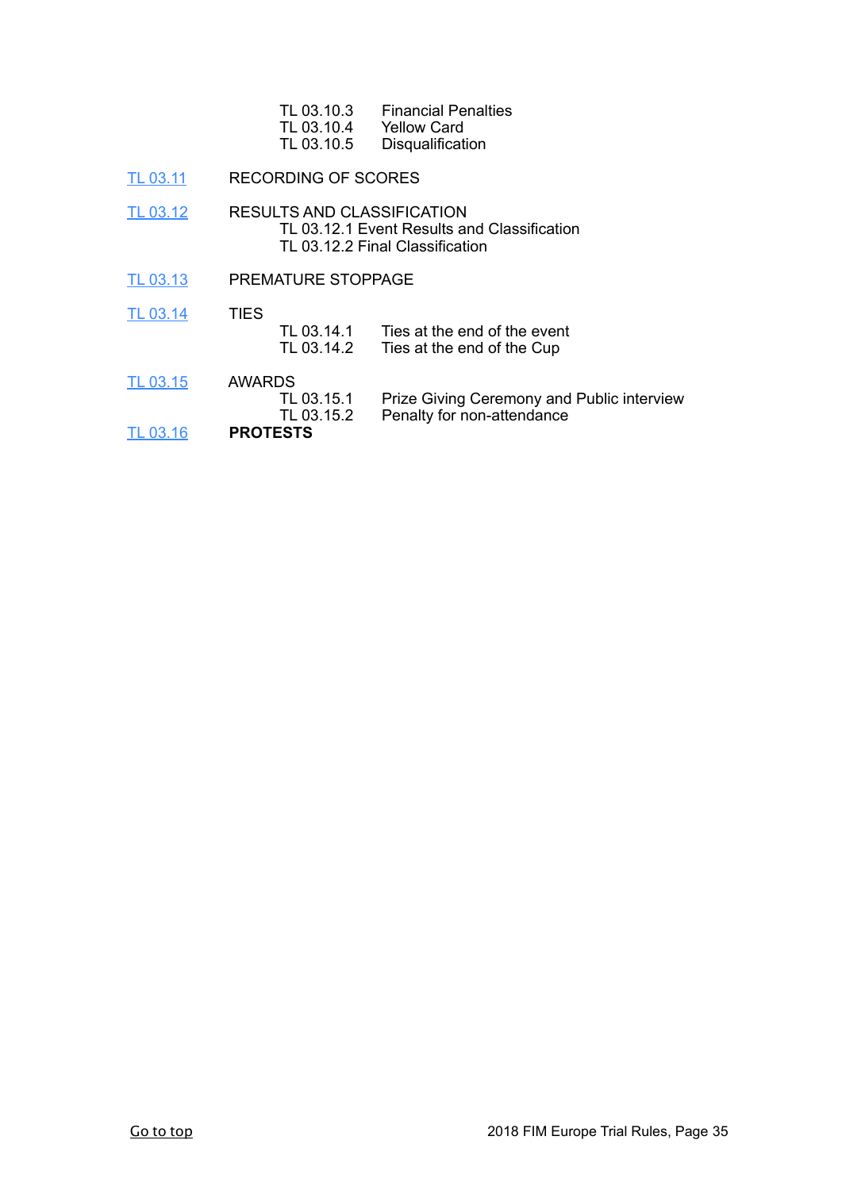TL 03.10.3 Financial Penalties
TL 03.10.4 Yellow Card
TL 03.10.5 Disqualification

TL 03.11 RECORDING OF SCORES

TL 03.12 RESULTS AND CLASSIFICATION
TL 03.12.1 Event Results and Classification
TL 03.12.2 Final Classification

TL 03.13 PREMATURE STOPPAGE

TL 03.14 TIES
TL 03.14.1 Ties at the end of the event
TL 03.14.2 Ties at the end of the Cup

TL 03.15 AWARDS
TL 03.15.1 Prize Giving Ceremony and Public interview
TL 03.15.2 Penalty for non-attendance

TL 03.16 **PROTESTS**

Go to top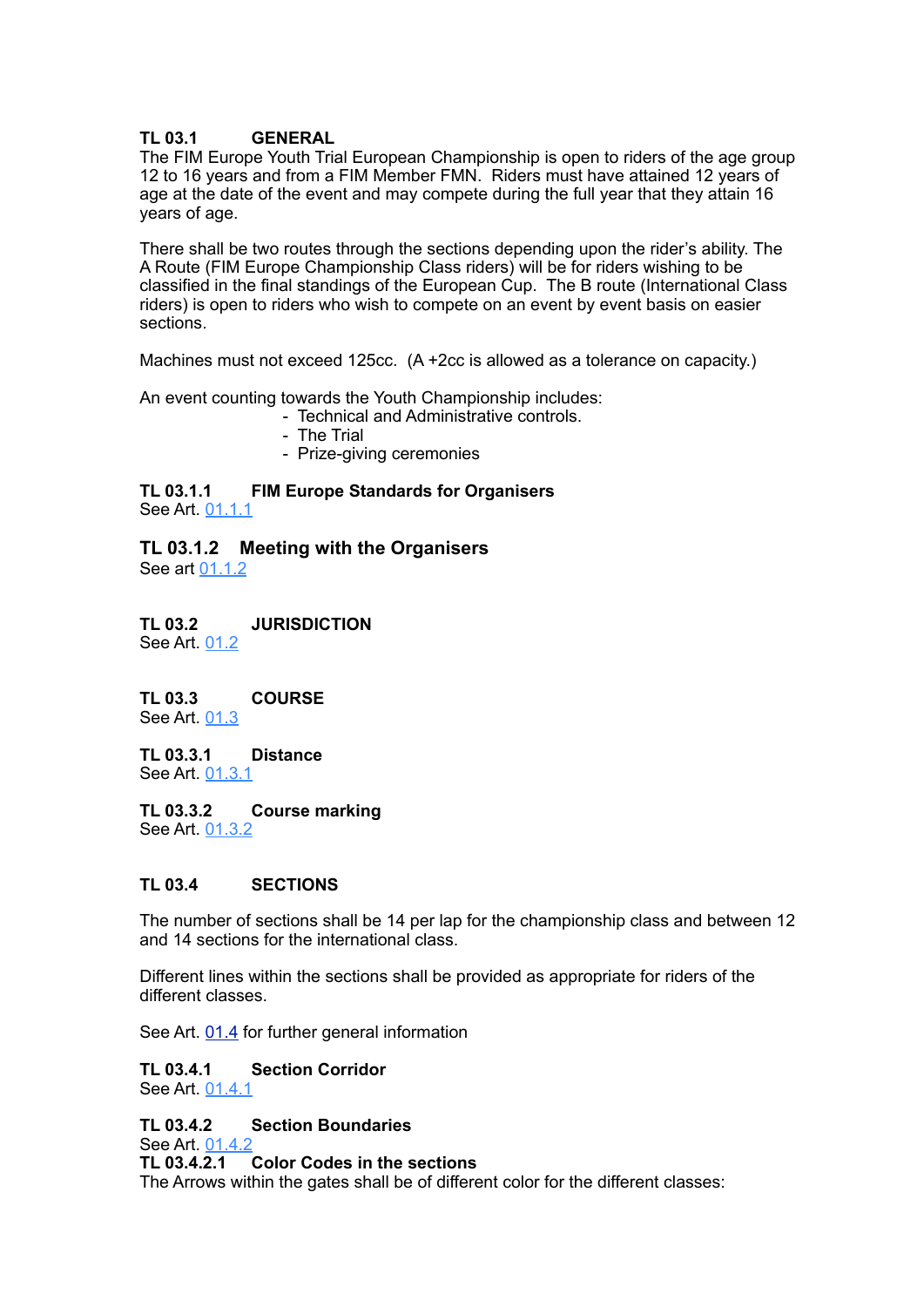**TL 03.1 GENERAL**

The FIM Europe Youth Trial European Championship is open to riders of the age group 12 to 16 years and from a FIM Member FMN. Riders must have attained 12 years of age at the date of the event and may compete during the full year that they attain 16 years of age.

There shall be two routes through the sections depending upon the rider's ability. The A Route (FIM Europe Championship Class riders) will be for riders wishing to be classified in the final standings of the European Cup. The B route (International Class riders) is open to riders who wish to compete on an event by event basis on easier sections.

Machines must not exceed 125cc. (A +2cc is allowed as a tolerance on capacity.)

An event counting towards the Youth Championship includes:

- Technical and Administrative controls.
- The Trial
- Prize-giving ceremonies

**TL 03.1.1 FIM Europe Standards for Organisers**

See Art. 01.1.1

**TL 03.1.2 Meeting with the Organisers**

See art 01.1.2

**TL 03.2 JURISDICTION**

See Art. 01.2

**TL 03.3 COURSE**

See Art. 01.3

**TL 03.3.1 Distance**

See Art. 01.3.1

**TL 03.3.2 Course marking**

See Art. 01.3.2

**TL 03.4 SECTIONS**

The number of sections shall be 14 per lap for the championship class and between 12 and 14 sections for the international class.

Different lines within the sections shall be provided as appropriate for riders of the different classes.

See Art. 01.4 for further general information

**TL 03.4.1 Section Corridor**

See Art. 01.4.1

**TL 03.4.2 Section Boundaries**

See Art. 01.4.2

**TL 03.4.2.1 Color Codes in the sections**

The Arrows within the gates shall be of different color for the different classes: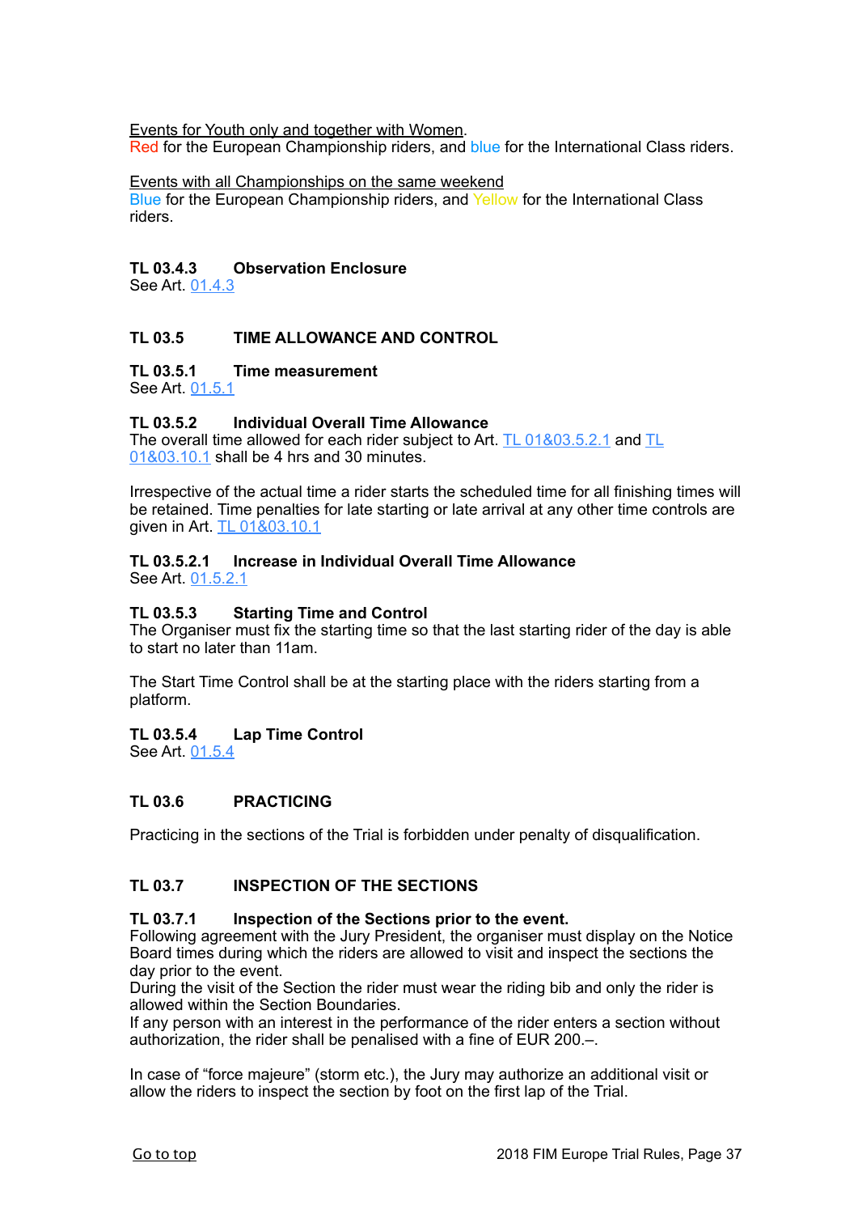Events for Youth only and together with Women.
Red for the European Championship riders, and blue for the International Class riders.

Events with all Championships on the same weekend
Blue for the European Championship riders, and Yellow for the International Class riders.

### TL 03.4.3 Observation Enclosure

See Art. 01.4.3

## TL 03.5 TIME ALLOWANCE AND CONTROL

### TL 03.5.1 Time measurement

See Art. 01.5.1

### TL 03.5.2 Individual Overall Time Allowance

The overall time allowed for each rider subject to Art. TL 01&03.5.2.1 and TL 01&03.10.1 shall be 4 hrs and 30 minutes.

Irrespective of the actual time a rider starts the scheduled time for all finishing times will be retained. Time penalties for late starting or late arrival at any other time controls are given in Art. TL 01&03.10.1

### TL 03.5.2.1 Increase in Individual Overall Time Allowance

See Art. 01.5.2.1

### TL 03.5.3 Starting Time and Control

The Organiser must fix the starting time so that the last starting rider of the day is able to start no later than 11am.

The Start Time Control shall be at the starting place with the riders starting from a platform.

### TL 03.5.4 Lap Time Control

See Art. 01.5.4

## TL 03.6 PRACTICING

Practicing in the sections of the Trial is forbidden under penalty of disqualification.

## TL 03.7 INSPECTION OF THE SECTIONS

### TL 03.7.1 Inspection of the Sections prior to the event.

Following agreement with the Jury President, the organiser must display on the Notice Board times during which the riders are allowed to visit and inspect the sections the day prior to the event.
During the visit of the Section the rider must wear the riding bib and only the rider is allowed within the Section Boundaries.
If any person with an interest in the performance of the rider enters a section without authorization, the rider shall be penalised with a fine of EUR 200.–.

In case of "force majeure" (storm etc.), the Jury may authorize an additional visit or allow the riders to inspect the section by foot on the first lap of the Trial.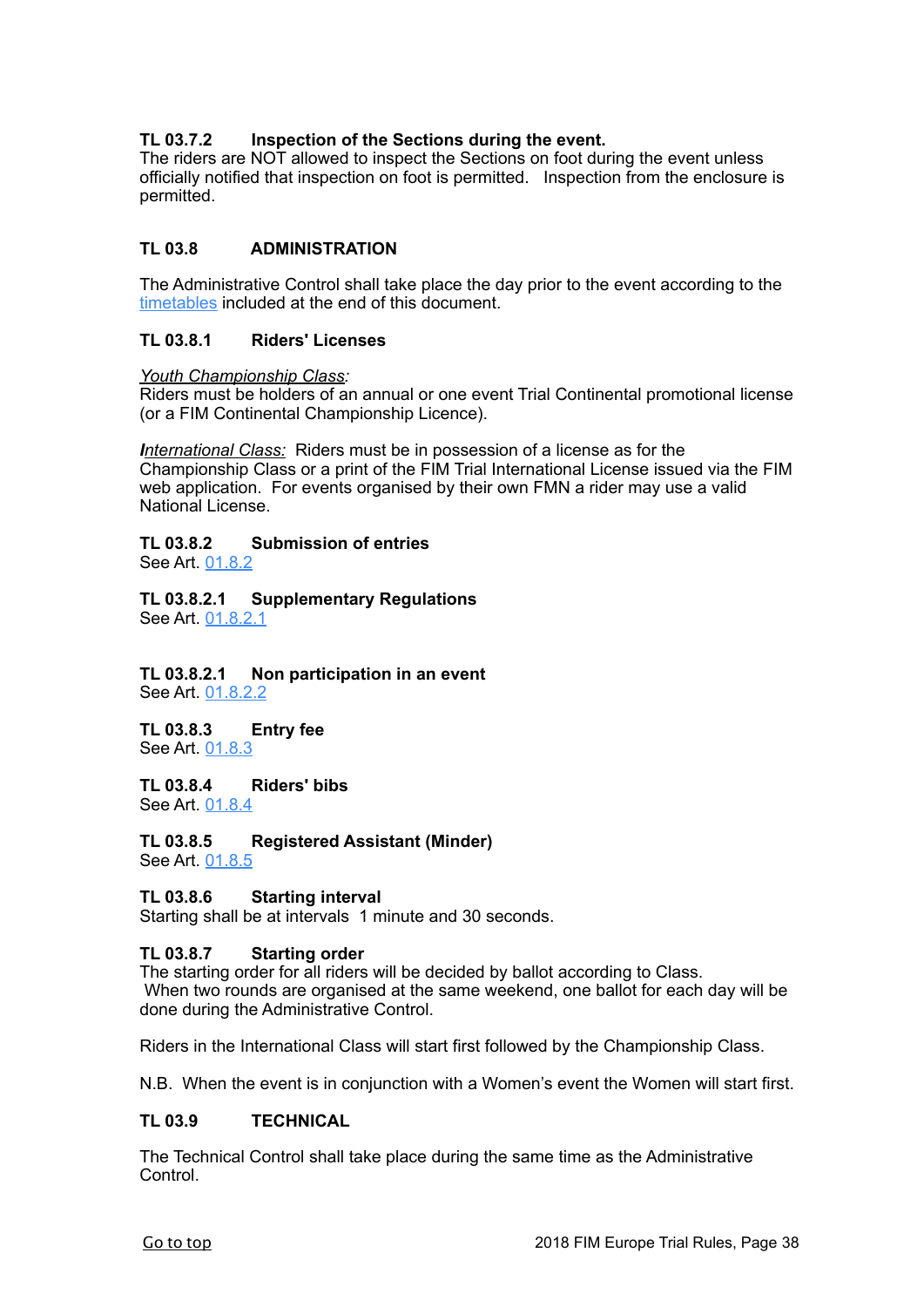### TL 03.7.2 Inspection of the Sections during the event.

The riders are NOT allowed to inspect the Sections on foot during the event unless officially notified that inspection on foot is permitted. Inspection from the enclosure is permitted.

## TL 03.8 ADMINISTRATION

The Administrative Control shall take place the day prior to the event according to the timetables included at the end of this document.

### TL 03.8.1 Riders' Licenses

*Youth Championship Class*:
Riders must be holders of an annual or one event Trial Continental promotional license (or a FIM Continental Championship Licence).

*International Class:* Riders must be in possession of a license as for the Championship Class or a print of the FIM Trial International License issued via the FIM web application. For events organised by their own FMN a rider may use a valid National License.

### TL 03.8.2 Submission of entries

See Art. 01.8.2

### TL 03.8.2.1 Supplementary Regulations

See Art. 01.8.2.1

### TL 03.8.2.1 Non participation in an event

See Art. 01.8.2.2

### TL 03.8.3 Entry fee

See Art. 01.8.3

### TL 03.8.4 Riders' bibs

See Art. 01.8.4

### TL 03.8.5 Registered Assistant (Minder)

See Art. 01.8.5

### TL 03.8.6 Starting interval

Starting shall be at intervals 1 minute and 30 seconds.

### TL 03.8.7 Starting order

The starting order for all riders will be decided by ballot according to Class.
When two rounds are organised at the same weekend, one ballot for each day will be done during the Administrative Control.

Riders in the International Class will start first followed by the Championship Class.

N.B. When the event is in conjunction with a Women's event the Women will start first.

## TL 03.9 TECHNICAL

The Technical Control shall take place during the same time as the Administrative Control.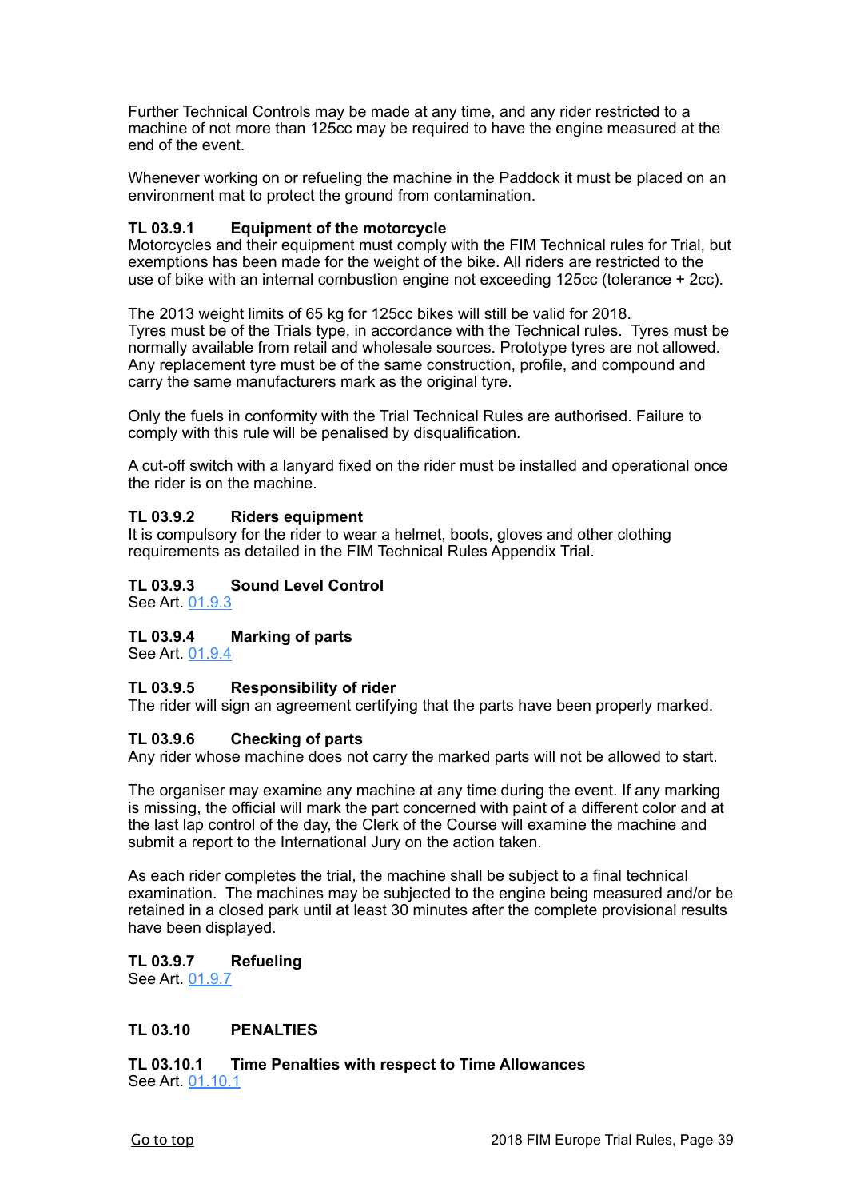Further Technical Controls may be made at any time, and any rider restricted to a machine of not more than 125cc may be required to have the engine measured at the end of the event.

Whenever working on or refueling the machine in the Paddock it must be placed on an environment mat to protect the ground from contamination.

**TL 03.9.1 Equipment of the motorcycle**
Motorcycles and their equipment must comply with the FIM Technical rules for Trial, but exemptions has been made for the weight of the bike. All riders are restricted to the use of bike with an internal combustion engine not exceeding 125cc (tolerance + 2cc).

The 2013 weight limits of 65 kg for 125cc bikes will still be valid for 2018.
Tyres must be of the Trials type, in accordance with the Technical rules. Tyres must be normally available from retail and wholesale sources. Prototype tyres are not allowed. Any replacement tyre must be of the same construction, profile, and compound and carry the same manufacturers mark as the original tyre.

Only the fuels in conformity with the Trial Technical Rules are authorised. Failure to comply with this rule will be penalised by disqualification.

A cut-off switch with a lanyard fixed on the rider must be installed and operational once the rider is on the machine.

**TL 03.9.2 Riders equipment**
It is compulsory for the rider to wear a helmet, boots, gloves and other clothing requirements as detailed in the FIM Technical Rules Appendix Trial.

**TL 03.9.3 Sound Level Control**
See Art. 01.9.3

**TL 03.9.4 Marking of parts**
See Art. 01.9.4

**TL 03.9.5 Responsibility of rider**
The rider will sign an agreement certifying that the parts have been properly marked.

**TL 03.9.6 Checking of parts**
Any rider whose machine does not carry the marked parts will not be allowed to start.

The organiser may examine any machine at any time during the event. If any marking is missing, the official will mark the part concerned with paint of a different color and at the last lap control of the day, the Clerk of the Course will examine the machine and submit a report to the International Jury on the action taken.

As each rider completes the trial, the machine shall be subject to a final technical examination. The machines may be subjected to the engine being measured and/or be retained in a closed park until at least 30 minutes after the complete provisional results have been displayed.

**TL 03.9.7 Refueling**
See Art. 01.9.7

## TL 03.10 PENALTIES

**TL 03.10.1 Time Penalties with respect to Time Allowances**
See Art. 01.10.1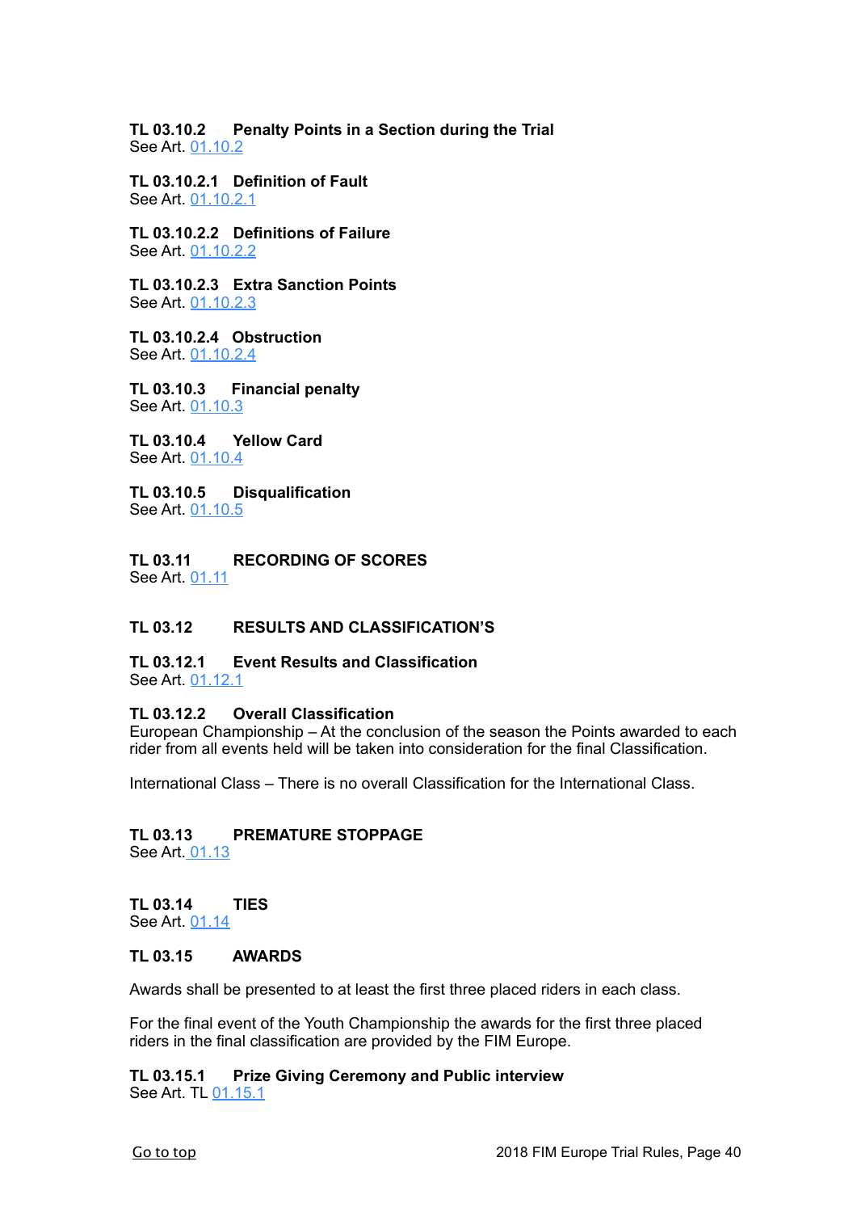### TL 03.10.2 Penalty Points in a Section during the Trial
See Art. 01.10.2

#### TL 03.10.2.1 Definition of Fault
See Art. 01.10.2.1

#### TL 03.10.2.2 Definitions of Failure
See Art. 01.10.2.2

#### TL 03.10.2.3 Extra Sanction Points
See Art. 01.10.2.3

#### TL 03.10.2.4 Obstruction
See Art. 01.10.2.4

### TL 03.10.3 Financial penalty
See Art. 01.10.3

### TL 03.10.4 Yellow Card
See Art. 01.10.4

### TL 03.10.5 Disqualification
See Art. 01.10.5

## TL 03.11 RECORDING OF SCORES
See Art. 01.11

## TL 03.12 RESULTS AND CLASSIFICATION'S

### TL 03.12.1 Event Results and Classification
See Art. 01.12.1

### TL 03.12.2 Overall Classification
European Championship – At the conclusion of the season the Points awarded to each rider from all events held will be taken into consideration for the final Classification.

International Class – There is no overall Classification for the International Class.

## TL 03.13 PREMATURE STOPPAGE
See Art. 01.13

## TL 03.14 TIES
See Art. 01.14

## TL 03.15 AWARDS

Awards shall be presented to at least the first three placed riders in each class.

For the final event of the Youth Championship the awards for the first three placed riders in the final classification are provided by the FIM Europe.

### TL 03.15.1 Prize Giving Ceremony and Public interview
See Art. TL 01.15.1

Go to top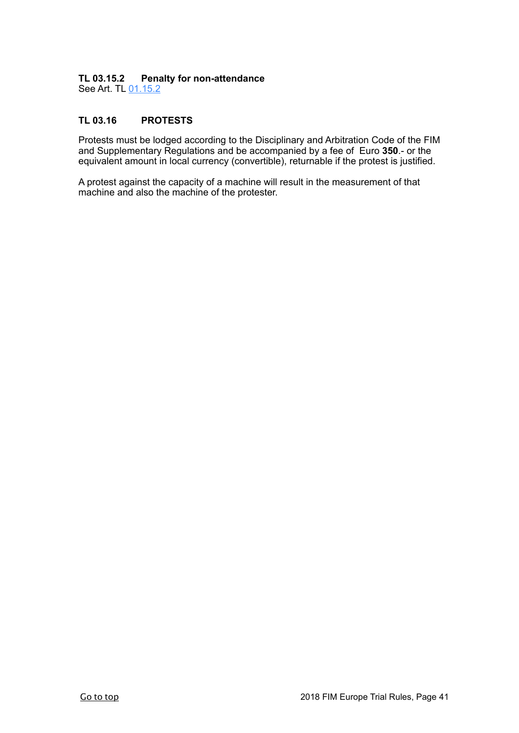### TL 03.15.2 Penalty for non-attendance

See Art. TL 01.15.2

## TL 03.16 PROTESTS

Protests must be lodged according to the Disciplinary and Arbitration Code of the FIM and Supplementary Regulations and be accompanied by a fee of Euro **350**.- or the equivalent amount in local currency (convertible), returnable if the protest is justified.

A protest against the capacity of a machine will result in the measurement of that machine and also the machine of the protester.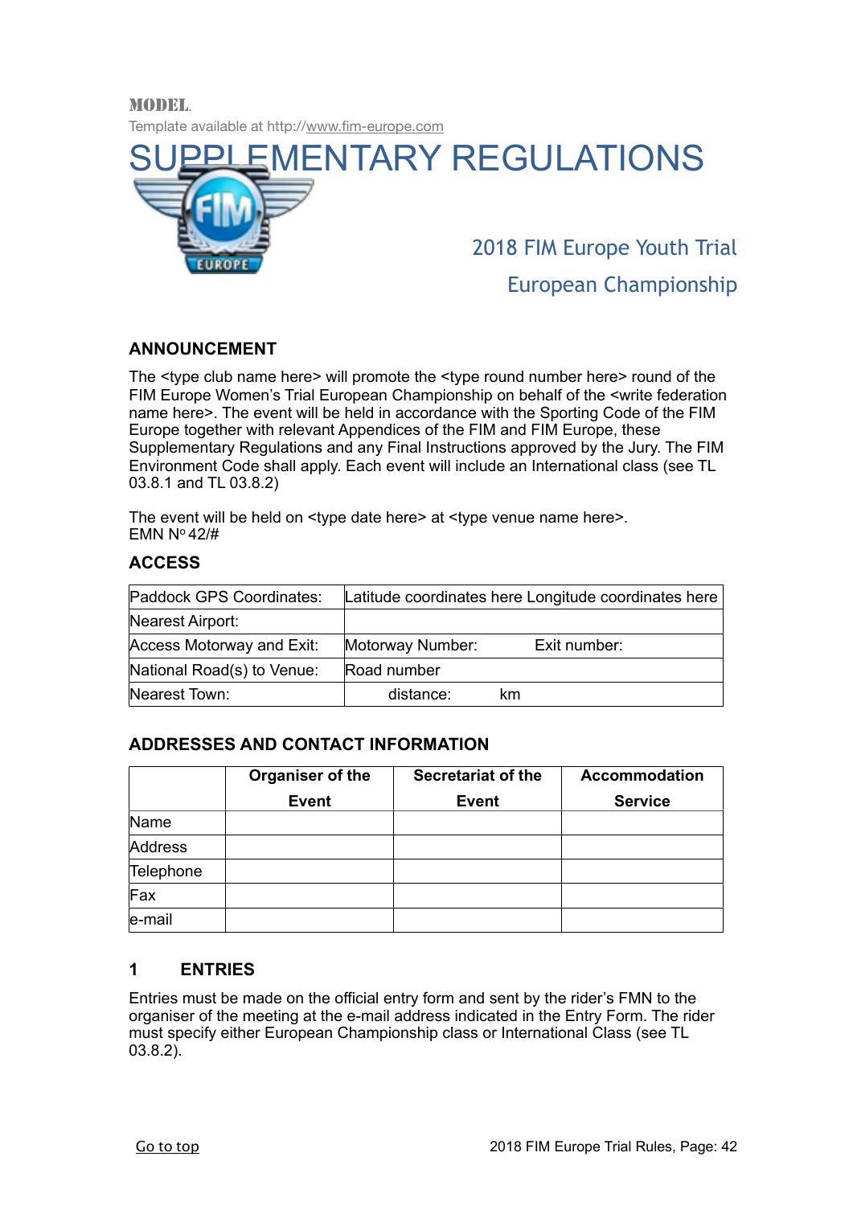**MODEL**.

Template available at http://www.fim-europe.com

# SUPPLEMENTARY REGULATIONS

## 2018 FIM Europe Youth Trial European Championship

### ANNOUNCEMENT

The <type club name here> will promote the <type round number here> round of the FIM Europe Women's Trial European Championship on behalf of the <write federation name here>. The event will be held in accordance with the Sporting Code of the FIM Europe together with relevant Appendices of the FIM and FIM Europe, these Supplementary Regulations and any Final Instructions approved by the Jury. The FIM Environment Code shall apply. Each event will include an International class (see TL 03.8.1 and TL 03.8.2)

The event will be held on <type date here> at <type venue name here>.
EMN Nº 42/#

### ACCESS

| | | |
|---|---|---|
| Paddock GPS Coordinates: | Latitude coordinates here Longitude coordinates here | |
| Nearest Airport: | | |
| Access Motorway and Exit: | Motorway Number: | Exit number: |
| National Road(s) to Venue: | Road number | |
| Nearest Town: | distance: km | |

### ADDRESSES AND CONTACT INFORMATION

| | Organiser of the Event | Secretariat of the Event | Accommodation Service |
|---|---|---|---|
| Name | | | |
| Address | | | |
| Telephone | | | |
| Fax | | | |
| e-mail | | | |

### 1 ENTRIES

Entries must be made on the official entry form and sent by the rider's FMN to the organiser of the meeting at the e-mail address indicated in the Entry Form. The rider must specify either European Championship class or International Class (see TL 03.8.2).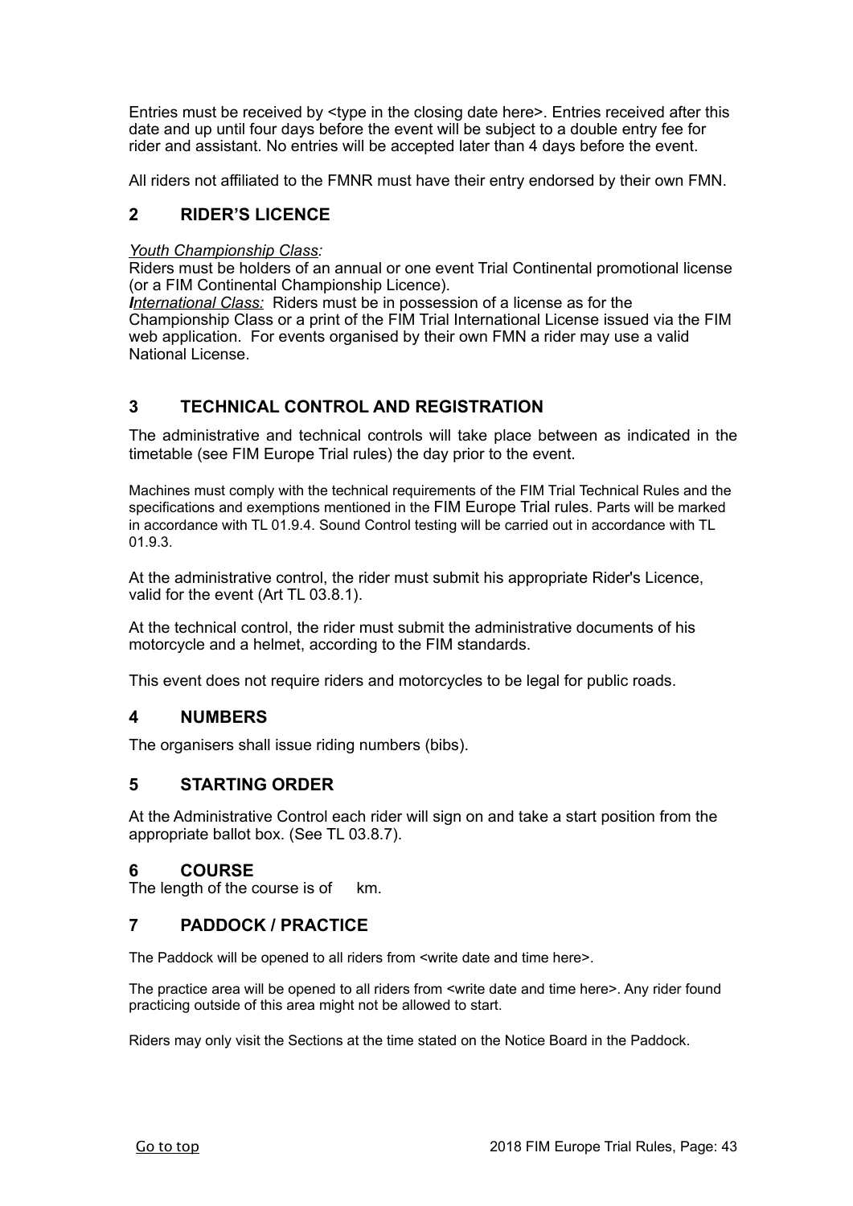Entries must be received by <type in the closing date here>. Entries received after this date and up until four days before the event will be subject to a double entry fee for rider and assistant. No entries will be accepted later than 4 days before the event.

All riders not affiliated to the FMNR must have their entry endorsed by their own FMN.

## 2 RIDER'S LICENCE

*Youth Championship Class:*
Riders must be holders of an annual or one event Trial Continental promotional license (or a FIM Continental Championship Licence).
***I****nternational Class:* Riders must be in possession of a license as for the Championship Class or a print of the FIM Trial International License issued via the FIM web application. For events organised by their own FMN a rider may use a valid National License.

## 3 TECHNICAL CONTROL AND REGISTRATION

The administrative and technical controls will take place between as indicated in the timetable (see FIM Europe Trial rules) the day prior to the event.

Machines must comply with the technical requirements of the FIM Trial Technical Rules and the specifications and exemptions mentioned in the FIM Europe Trial rules. Parts will be marked in accordance with TL 01.9.4. Sound Control testing will be carried out in accordance with TL 01.9.3.

At the administrative control, the rider must submit his appropriate Rider's Licence, valid for the event (Art TL 03.8.1).

At the technical control, the rider must submit the administrative documents of his motorcycle and a helmet, according to the FIM standards.

This event does not require riders and motorcycles to be legal for public roads.

## 4 NUMBERS

The organisers shall issue riding numbers (bibs).

## 5 STARTING ORDER

At the Administrative Control each rider will sign on and take a start position from the appropriate ballot box. (See TL 03.8.7).

## 6 COURSE

The length of the course is of km.

## 7 PADDOCK / PRACTICE

The Paddock will be opened to all riders from <write date and time here>.

The practice area will be opened to all riders from <write date and time here>. Any rider found practicing outside of this area might not be allowed to start.

Riders may only visit the Sections at the time stated on the Notice Board in the Paddock.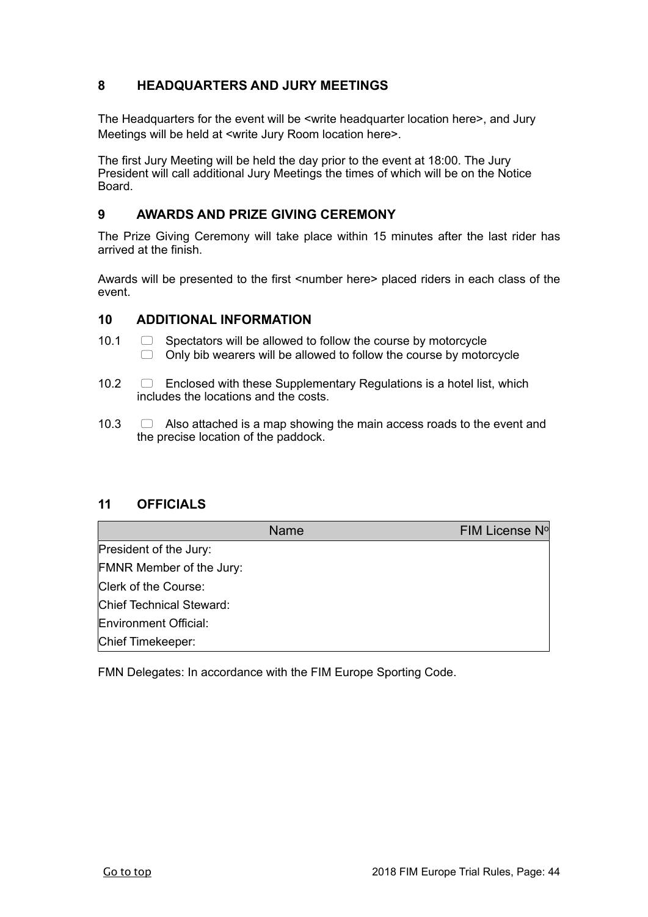## 8 HEADQUARTERS AND JURY MEETINGS

The Headquarters for the event will be <write headquarter location here>, and Jury Meetings will be held at <write Jury Room location here>.

The first Jury Meeting will be held the day prior to the event at 18:00. The Jury President will call additional Jury Meetings the times of which will be on the Notice Board.

## 9 AWARDS AND PRIZE GIVING CEREMONY

The Prize Giving Ceremony will take place within 15 minutes after the last rider has arrived at the finish.

Awards will be presented to the first <number here> placed riders in each class of the event.

## 10 ADDITIONAL INFORMATION

10.1 ☐ Spectators will be allowed to follow the course by motorcycle
☐ Only bib wearers will be allowed to follow the course by motorcycle

10.2 ☐ Enclosed with these Supplementary Regulations is a hotel list, which includes the locations and the costs.

10.3 ☐ Also attached is a map showing the main access roads to the event and the precise location of the paddock.

## 11 OFFICIALS

| | Name | FIM License Nº |
|---|---|---|
| President of the Jury: | | |
| FMNR Member of the Jury: | | |
| Clerk of the Course: | | |
| Chief Technical Steward: | | |
| Environment Official: | | |
| Chief Timekeeper: | | |

FMN Delegates: In accordance with the FIM Europe Sporting Code.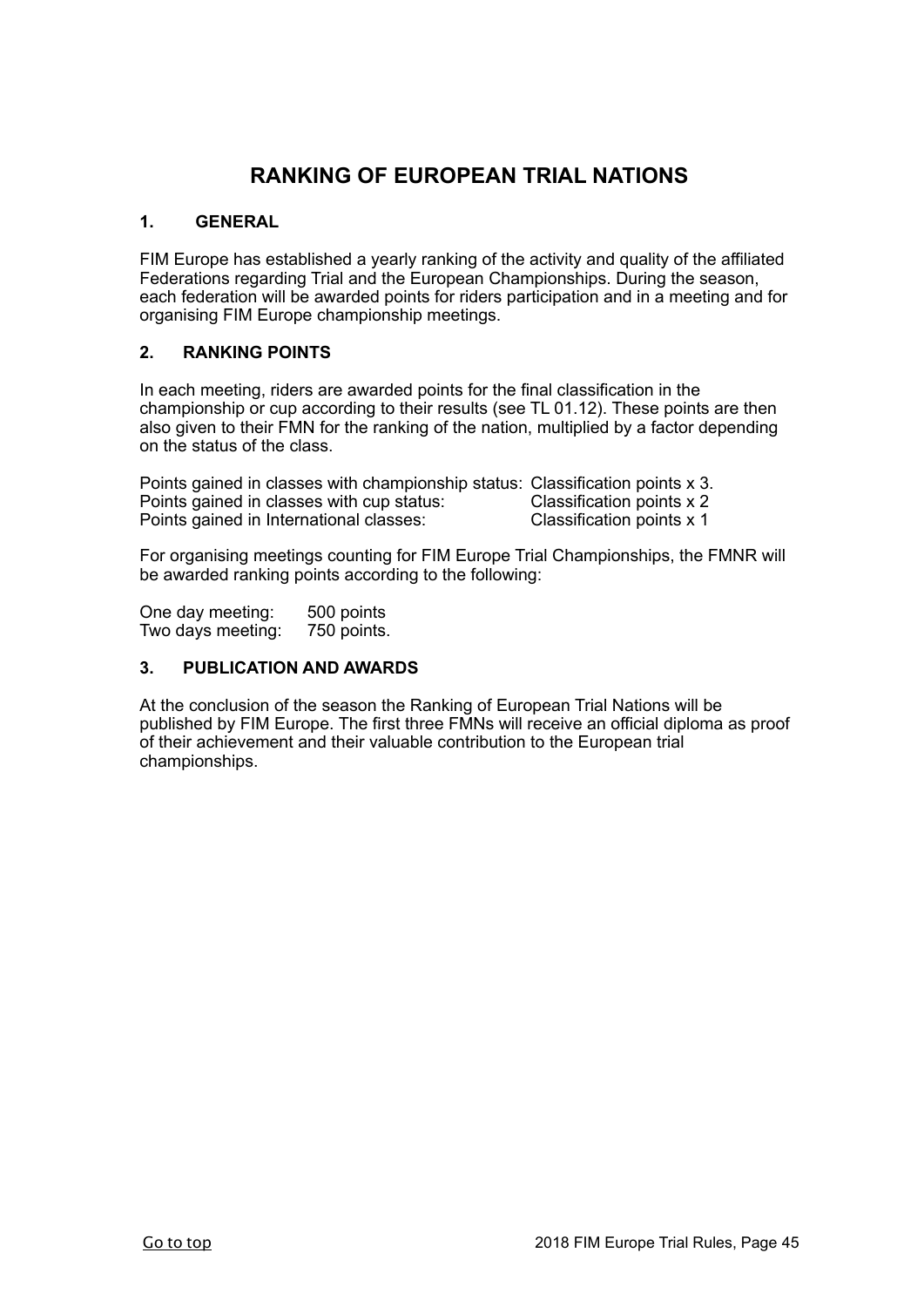# RANKING OF EUROPEAN TRIAL NATIONS

## 1. GENERAL

FIM Europe has established a yearly ranking of the activity and quality of the affiliated Federations regarding Trial and the European Championships. During the season, each federation will be awarded points for riders participation and in a meeting and for organising FIM Europe championship meetings.

## 2. RANKING POINTS

In each meeting, riders are awarded points for the final classification in the championship or cup according to their results (see TL 01.12). These points are then also given to their FMN for the ranking of the nation, multiplied by a factor depending on the status of the class.

| | |
|---|---|
| Points gained in classes with championship status: | Classification points x 3. |
| Points gained in classes with cup status: | Classification points x 2 |
| Points gained in International classes: | Classification points x 1 |

For organising meetings counting for FIM Europe Trial Championships, the FMNR will be awarded ranking points according to the following:

| | |
|---|---|
| One day meeting: | 500 points |
| Two days meeting: | 750 points. |

## 3. PUBLICATION AND AWARDS

At the conclusion of the season the Ranking of European Trial Nations will be published by FIM Europe. The first three FMNs will receive an official diploma as proof of their achievement and their valuable contribution to the European trial championships.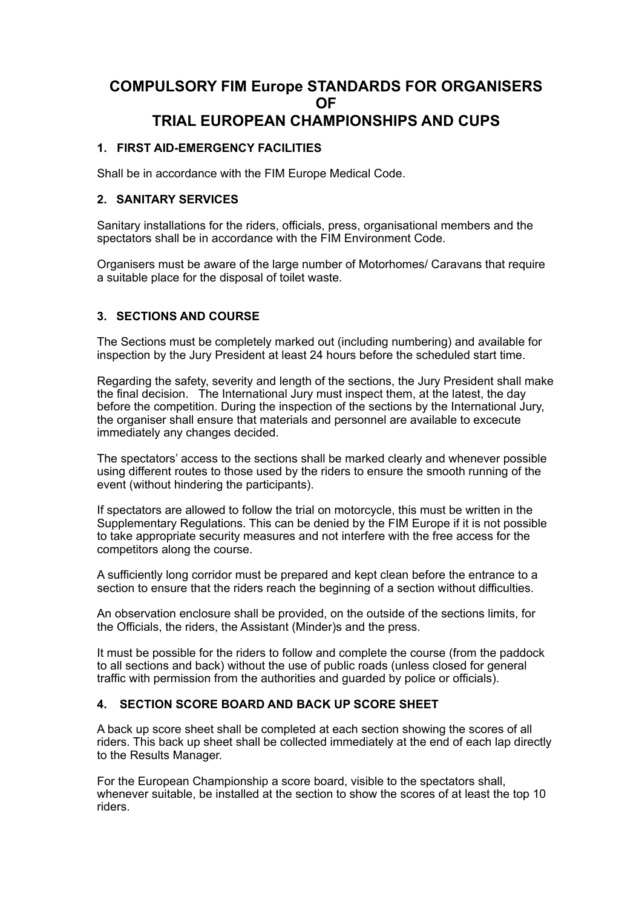# COMPULSORY FIM Europe STANDARDS FOR ORGANISERS OF TRIAL EUROPEAN CHAMPIONSHIPS AND CUPS

## 1. FIRST AID-EMERGENCY FACILITIES

Shall be in accordance with the FIM Europe Medical Code.

## 2. SANITARY SERVICES

Sanitary installations for the riders, officials, press, organisational members and the spectators shall be in accordance with the FIM Environment Code.

Organisers must be aware of the large number of Motorhomes/ Caravans that require a suitable place for the disposal of toilet waste.

## 3. SECTIONS AND COURSE

The Sections must be completely marked out (including numbering) and available for inspection by the Jury President at least 24 hours before the scheduled start time.

Regarding the safety, severity and length of the sections, the Jury President shall make the final decision. The International Jury must inspect them, at the latest, the day before the competition. During the inspection of the sections by the International Jury, the organiser shall ensure that materials and personnel are available to excecute immediately any changes decided.

The spectators' access to the sections shall be marked clearly and whenever possible using different routes to those used by the riders to ensure the smooth running of the event (without hindering the participants).

If spectators are allowed to follow the trial on motorcycle, this must be written in the Supplementary Regulations. This can be denied by the FIM Europe if it is not possible to take appropriate security measures and not interfere with the free access for the competitors along the course.

A sufficiently long corridor must be prepared and kept clean before the entrance to a section to ensure that the riders reach the beginning of a section without difficulties.

An observation enclosure shall be provided, on the outside of the sections limits, for the Officials, the riders, the Assistant (Minder)s and the press.

It must be possible for the riders to follow and complete the course (from the paddock to all sections and back) without the use of public roads (unless closed for general traffic with permission from the authorities and guarded by police or officials).

## 4. SECTION SCORE BOARD AND BACK UP SCORE SHEET

A back up score sheet shall be completed at each section showing the scores of all riders. This back up sheet shall be collected immediately at the end of each lap directly to the Results Manager.

For the European Championship a score board, visible to the spectators shall, whenever suitable, be installed at the section to show the scores of at least the top 10 riders.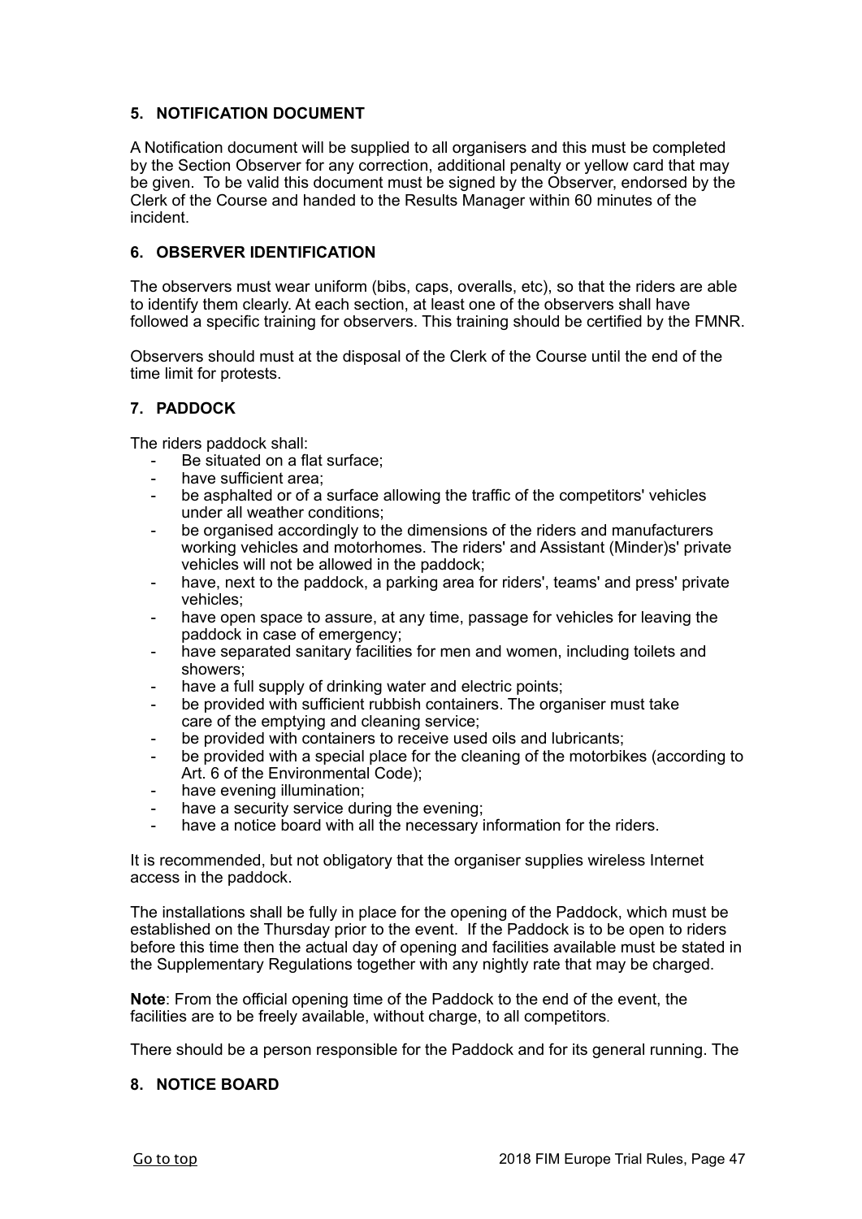## 5. NOTIFICATION DOCUMENT

A Notification document will be supplied to all organisers and this must be completed by the Section Observer for any correction, additional penalty or yellow card that may be given. To be valid this document must be signed by the Observer, endorsed by the Clerk of the Course and handed to the Results Manager within 60 minutes of the incident.

## 6. OBSERVER IDENTIFICATION

The observers must wear uniform (bibs, caps, overalls, etc), so that the riders are able to identify them clearly. At each section, at least one of the observers shall have followed a specific training for observers. This training should be certified by the FMNR.

Observers should must at the disposal of the Clerk of the Course until the end of the time limit for protests.

## 7. PADDOCK

The riders paddock shall:

- Be situated on a flat surface;
- have sufficient area;
- be asphalted or of a surface allowing the traffic of the competitors' vehicles under all weather conditions;
- be organised accordingly to the dimensions of the riders and manufacturers working vehicles and motorhomes. The riders' and Assistant (Minder)s' private vehicles will not be allowed in the paddock;
- have, next to the paddock, a parking area for riders', teams' and press' private vehicles;
- have open space to assure, at any time, passage for vehicles for leaving the paddock in case of emergency;
- have separated sanitary facilities for men and women, including toilets and showers;
- have a full supply of drinking water and electric points;
- be provided with sufficient rubbish containers. The organiser must take care of the emptying and cleaning service;
- be provided with containers to receive used oils and lubricants;
- be provided with a special place for the cleaning of the motorbikes (according to Art. 6 of the Environmental Code);
- have evening illumination;
- have a security service during the evening;
- have a notice board with all the necessary information for the riders.

It is recommended, but not obligatory that the organiser supplies wireless Internet access in the paddock.

The installations shall be fully in place for the opening of the Paddock, which must be established on the Thursday prior to the event. If the Paddock is to be open to riders before this time then the actual day of opening and facilities available must be stated in the Supplementary Regulations together with any nightly rate that may be charged.

**Note**: From the official opening time of the Paddock to the end of the event, the facilities are to be freely available, without charge, to all competitors.

There should be a person responsible for the Paddock and for its general running. The

## 8. NOTICE BOARD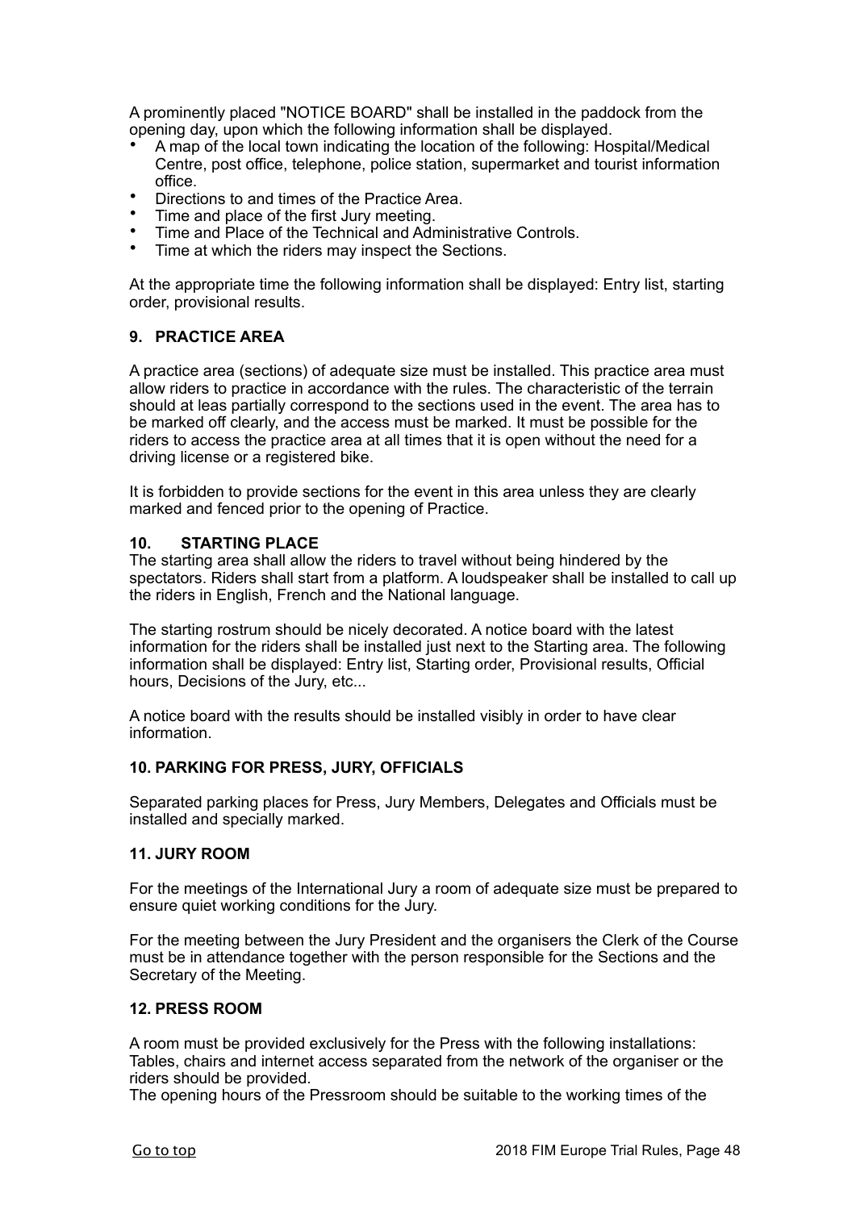A prominently placed "NOTICE BOARD" shall be installed in the paddock from the opening day, upon which the following information shall be displayed.

- A map of the local town indicating the location of the following: Hospital/Medical Centre, post office, telephone, police station, supermarket and tourist information office.
- Directions to and times of the Practice Area.
- Time and place of the first Jury meeting.
- Time and Place of the Technical and Administrative Controls.
- Time at which the riders may inspect the Sections.

At the appropriate time the following information shall be displayed: Entry list, starting order, provisional results.

### 9. PRACTICE AREA

A practice area (sections) of adequate size must be installed. This practice area must allow riders to practice in accordance with the rules. The characteristic of the terrain should at leas partially correspond to the sections used in the event. The area has to be marked off clearly, and the access must be marked. It must be possible for the riders to access the practice area at all times that it is open without the need for a driving license or a registered bike.

It is forbidden to provide sections for the event in this area unless they are clearly marked and fenced prior to the opening of Practice.

### 10. STARTING PLACE

The starting area shall allow the riders to travel without being hindered by the spectators. Riders shall start from a platform. A loudspeaker shall be installed to call up the riders in English, French and the National language.

The starting rostrum should be nicely decorated. A notice board with the latest information for the riders shall be installed just next to the Starting area. The following information shall be displayed: Entry list, Starting order, Provisional results, Official hours, Decisions of the Jury, etc...

A notice board with the results should be installed visibly in order to have clear information.

### 10. PARKING FOR PRESS, JURY, OFFICIALS

Separated parking places for Press, Jury Members, Delegates and Officials must be installed and specially marked.

### 11. JURY ROOM

For the meetings of the International Jury a room of adequate size must be prepared to ensure quiet working conditions for the Jury.

For the meeting between the Jury President and the organisers the Clerk of the Course must be in attendance together with the person responsible for the Sections and the Secretary of the Meeting.

### 12. PRESS ROOM

A room must be provided exclusively for the Press with the following installations: Tables, chairs and internet access separated from the network of the organiser or the riders should be provided.

The opening hours of the Pressroom should be suitable to the working times of the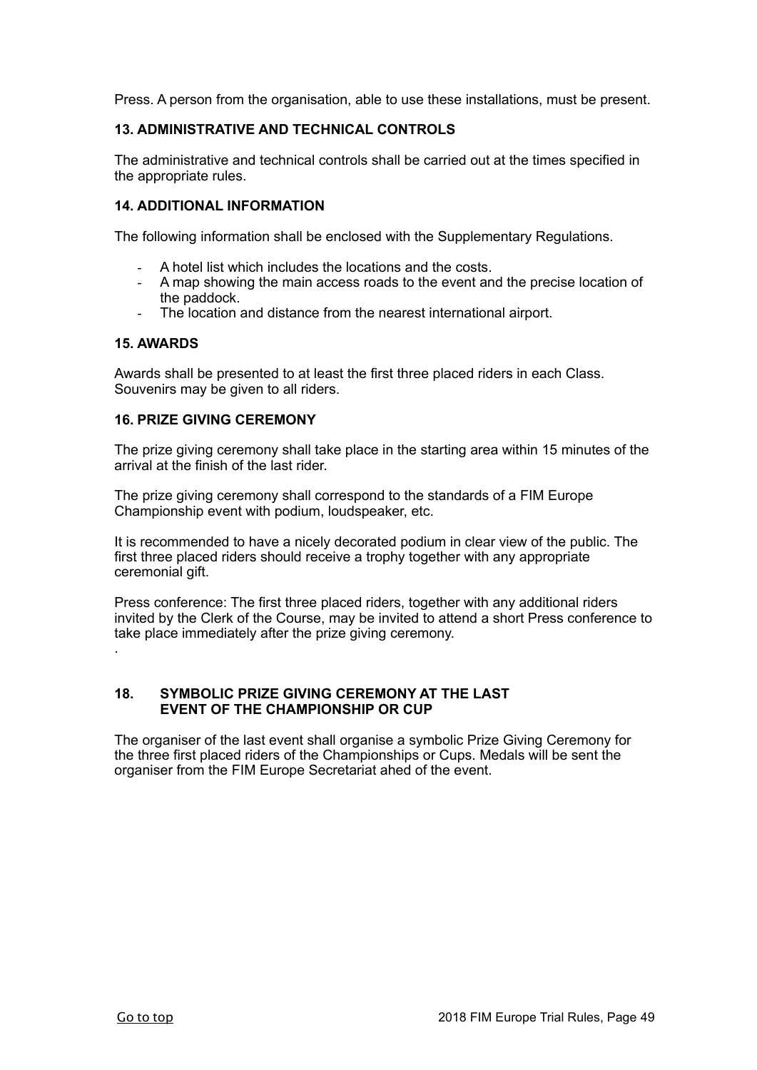Press. A person from the organisation, able to use these installations, must be present.

### 13. ADMINISTRATIVE AND TECHNICAL CONTROLS

The administrative and technical controls shall be carried out at the times specified in the appropriate rules.

### 14. ADDITIONAL INFORMATION

The following information shall be enclosed with the Supplementary Regulations.

- A hotel list which includes the locations and the costs.
- A map showing the main access roads to the event and the precise location of the paddock.
- The location and distance from the nearest international airport.

### 15. AWARDS

Awards shall be presented to at least the first three placed riders in each Class. Souvenirs may be given to all riders.

### 16. PRIZE GIVING CEREMONY

The prize giving ceremony shall take place in the starting area within 15 minutes of the arrival at the finish of the last rider.

The prize giving ceremony shall correspond to the standards of a FIM Europe Championship event with podium, loudspeaker, etc.

It is recommended to have a nicely decorated podium in clear view of the public. The first three placed riders should receive a trophy together with any appropriate ceremonial gift.

Press conference: The first three placed riders, together with any additional riders invited by the Clerk of the Course, may be invited to attend a short Press conference to take place immediately after the prize giving ceremony.

.

### 18. SYMBOLIC PRIZE GIVING CEREMONY AT THE LAST EVENT OF THE CHAMPIONSHIP OR CUP

The organiser of the last event shall organise a symbolic Prize Giving Ceremony for the three first placed riders of the Championships or Cups. Medals will be sent the organiser from the FIM Europe Secretariat ahed of the event.

Go to top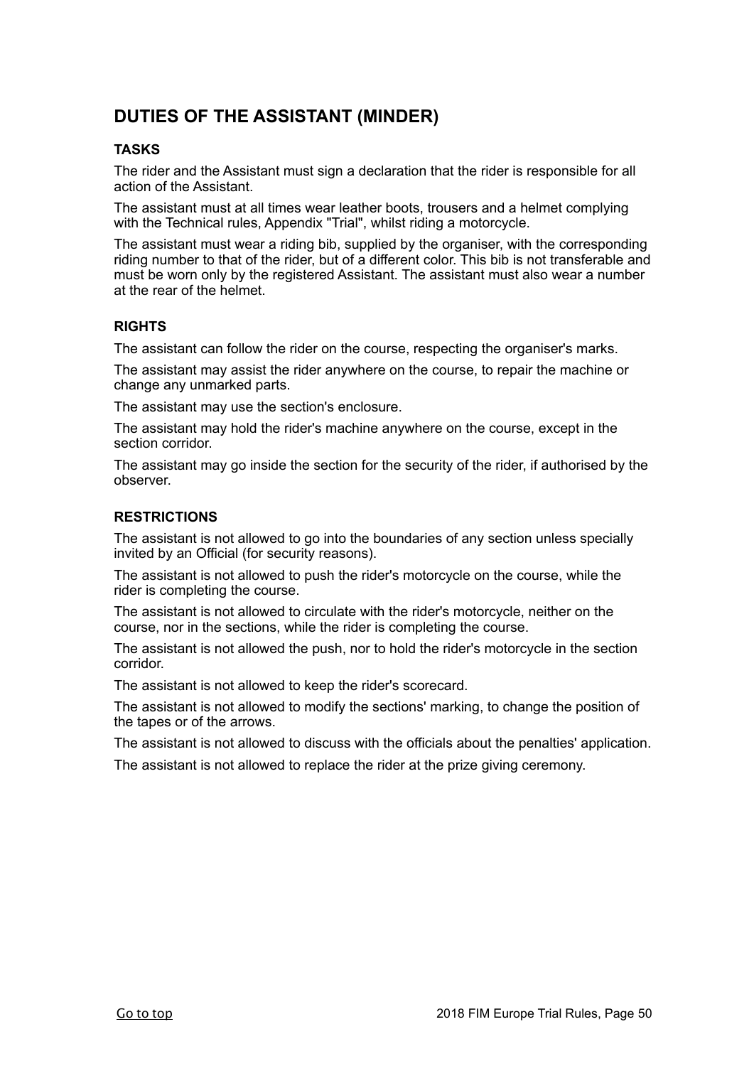## DUTIES OF THE ASSISTANT (MINDER)

### TASKS

The rider and the Assistant must sign a declaration that the rider is responsible for all action of the Assistant.

The assistant must at all times wear leather boots, trousers and a helmet complying with the Technical rules, Appendix "Trial", whilst riding a motorcycle.

The assistant must wear a riding bib, supplied by the organiser, with the corresponding riding number to that of the rider, but of a different color. This bib is not transferable and must be worn only by the registered Assistant. The assistant must also wear a number at the rear of the helmet.

### RIGHTS

The assistant can follow the rider on the course, respecting the organiser's marks.

The assistant may assist the rider anywhere on the course, to repair the machine or change any unmarked parts.

The assistant may use the section's enclosure.

The assistant may hold the rider's machine anywhere on the course, except in the section corridor.

The assistant may go inside the section for the security of the rider, if authorised by the observer.

### RESTRICTIONS

The assistant is not allowed to go into the boundaries of any section unless specially invited by an Official (for security reasons).

The assistant is not allowed to push the rider's motorcycle on the course, while the rider is completing the course.

The assistant is not allowed to circulate with the rider's motorcycle, neither on the course, nor in the sections, while the rider is completing the course.

The assistant is not allowed the push, nor to hold the rider's motorcycle in the section corridor.

The assistant is not allowed to keep the rider's scorecard.

The assistant is not allowed to modify the sections' marking, to change the position of the tapes or of the arrows.

The assistant is not allowed to discuss with the officials about the penalties' application.

The assistant is not allowed to replace the rider at the prize giving ceremony.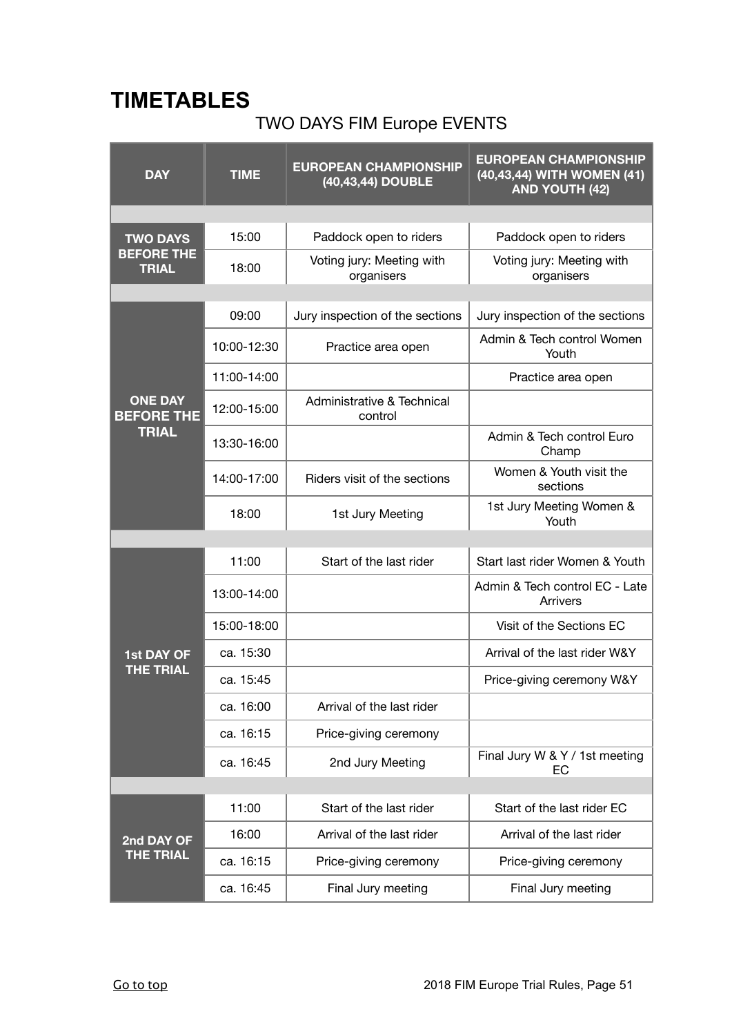# TIMETABLES

## TWO DAYS FIM Europe EVENTS

| DAY | TIME | EUROPEAN CHAMPIONSHIP (40,43,44) DOUBLE | EUROPEAN CHAMPIONSHIP (40,43,44) WITH WOMEN (41) AND YOUTH (42) |
|---|---|---|---|
| | | | |
| **TWO DAYS BEFORE THE TRIAL** | 15:00 | Paddock open to riders | Paddock open to riders |
| | 18:00 | Voting jury: Meeting with organisers | Voting jury: Meeting with organisers |
| | | | |
| **ONE DAY BEFORE THE TRIAL** | 09:00 | Jury inspection of the sections | Jury inspection of the sections |
| | 10:00-12:30 | Practice area open | Admin & Tech control Women Youth |
| | 11:00-14:00 | | Practice area open |
| | 12:00-15:00 | Administrative & Technical control | |
| | 13:30-16:00 | | Admin & Tech control Euro Champ |
| | 14:00-17:00 | Riders visit of the sections | Women & Youth visit the sections |
| | 18:00 | 1st Jury Meeting | 1st Jury Meeting Women & Youth |
| | | | |
| **1st DAY OF THE TRIAL** | 11:00 | Start of the last rider | Start last rider Women & Youth |
| | 13:00-14:00 | | Admin & Tech control EC - Late Arrivers |
| | 15:00-18:00 | | Visit of the Sections EC |
| | ca. 15:30 | | Arrival of the last rider W&Y |
| | ca. 15:45 | | Price-giving ceremony W&Y |
| | ca. 16:00 | Arrival of the last rider | |
| | ca. 16:15 | Price-giving ceremony | |
| | ca. 16:45 | 2nd Jury Meeting | Final Jury W & Y / 1st meeting EC |
| | | | |
| **2nd DAY OF THE TRIAL** | 11:00 | Start of the last rider | Start of the last rider EC |
| | 16:00 | Arrival of the last rider | Arrival of the last rider |
| | ca. 16:15 | Price-giving ceremony | Price-giving ceremony |
| | ca. 16:45 | Final Jury meeting | Final Jury meeting |

Go to top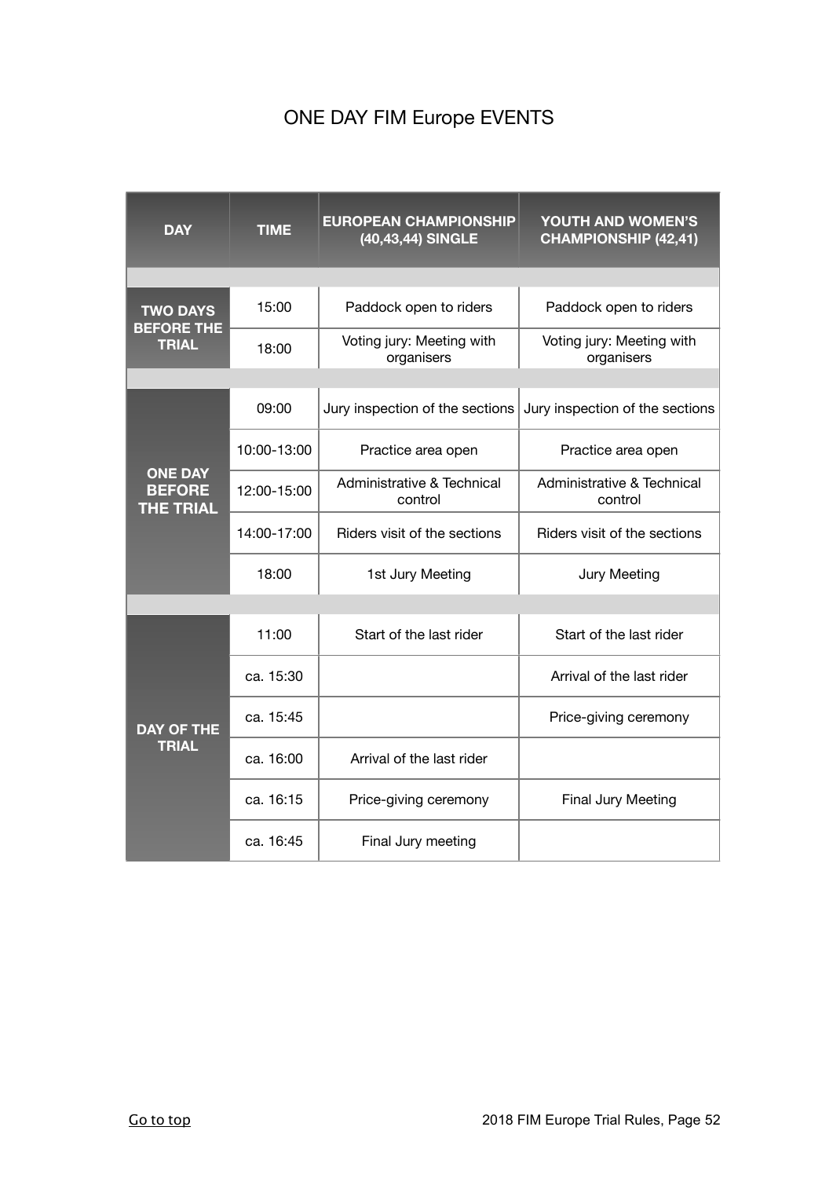# ONE DAY FIM Europe EVENTS

| DAY | TIME | EUROPEAN CHAMPIONSHIP (40,43,44) SINGLE | YOUTH AND WOMEN'S CHAMPIONSHIP (42,41) |
|---|---|---|---|
| TWO DAYS BEFORE THE TRIAL | 15:00 | Paddock open to riders | Paddock open to riders |
| | 18:00 | Voting jury: Meeting with organisers | Voting jury: Meeting with organisers |
| ONE DAY BEFORE THE TRIAL | 09:00 | Jury inspection of the sections | Jury inspection of the sections |
| | 10:00-13:00 | Practice area open | Practice area open |
| | 12:00-15:00 | Administrative & Technical control | Administrative & Technical control |
| | 14:00-17:00 | Riders visit of the sections | Riders visit of the sections |
| | 18:00 | 1st Jury Meeting | Jury Meeting |
| DAY OF THE TRIAL | 11:00 | Start of the last rider | Start of the last rider |
| | ca. 15:30 | | Arrival of the last rider |
| | ca. 15:45 | | Price-giving ceremony |
| | ca. 16:00 | Arrival of the last rider | |
| | ca. 16:15 | Price-giving ceremony | Final Jury Meeting |
| | ca. 16:45 | Final Jury meeting | |

Go to top